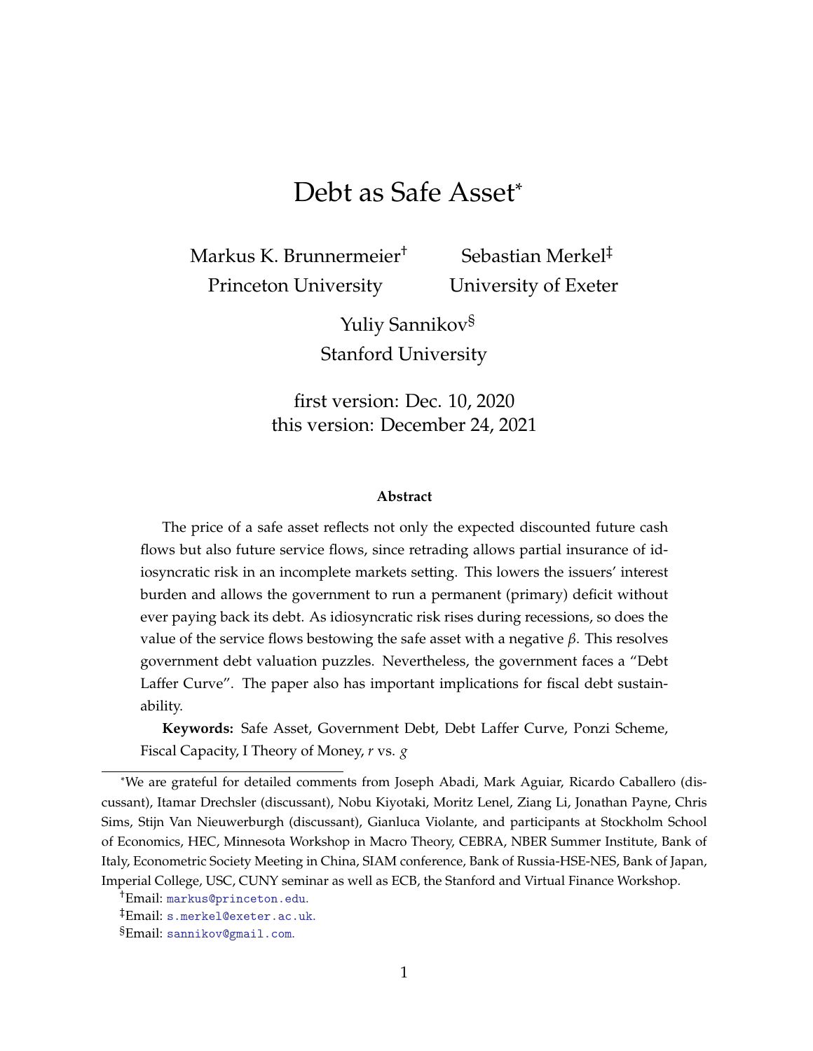# Debt as Safe Asset*

Markus K. Brunnermeier[†]
Princeton University

Sebastian Merkel[‡]
University of Exeter

Yuliy Sannikov[§]
Stanford University

first version: Dec. 10, 2020
this version: December 24, 2021

**Abstract**

The price of a safe asset reflects not only the expected discounted future cash flows but also future service flows, since retrading allows partial insurance of idiosyncratic risk in an incomplete markets setting. This lowers the issuers' interest burden and allows the government to run a permanent (primary) deficit without ever paying back its debt. As idiosyncratic risk rises during recessions, so does the value of the service flows bestowing the safe asset with a negative $\beta$. This resolves government debt valuation puzzles. Nevertheless, the government faces a "Debt Laffer Curve". The paper also has important implications for fiscal debt sustainability.

**Keywords:** Safe Asset, Government Debt, Debt Laffer Curve, Ponzi Scheme, Fiscal Capacity, I Theory of Money, $r$ vs. $g$

---

*We are grateful for detailed comments from Joseph Abadi, Mark Aguiar, Ricardo Caballero (discussant), Itamar Drechsler (discussant), Nobu Kiyotaki, Moritz Lenel, Ziang Li, Jonathan Payne, Chris Sims, Stijn Van Nieuwerburgh (discussant), Gianluca Violante, and participants at Stockholm School of Economics, HEC, Minnesota Workshop in Macro Theory, CEBRA, NBER Summer Institute, Bank of Italy, Econometric Society Meeting in China, SIAM conference, Bank of Russia-HSE-NES, Bank of Japan, Imperial College, USC, CUNY seminar as well as ECB, the Stanford and Virtual Finance Workshop.

[†]Email: markus@princeton.edu.

[‡]Email: s.merkel@exeter.ac.uk.

[§]Email: sannikov@gmail.com.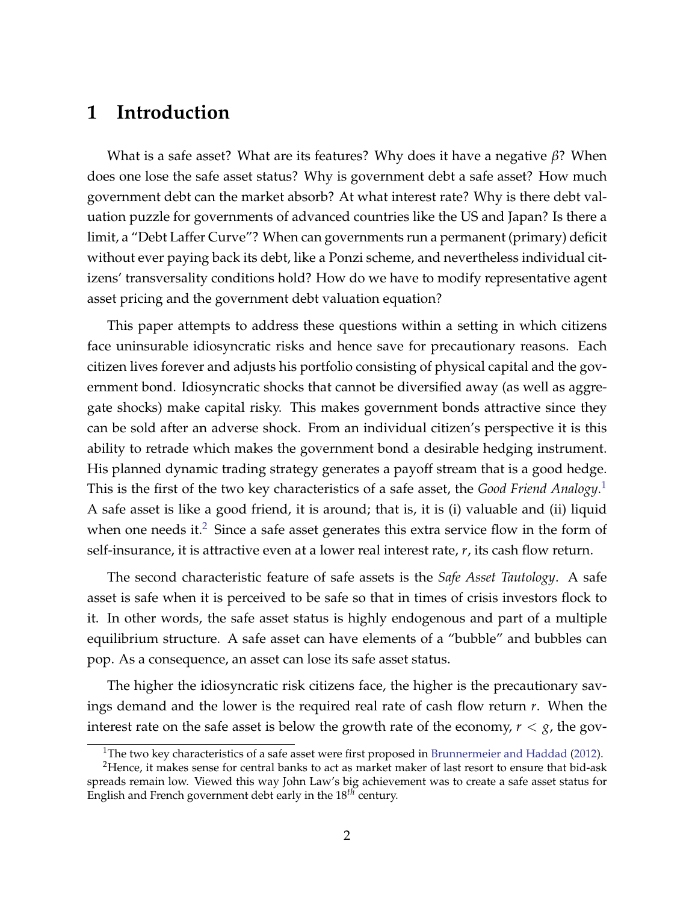# 1 Introduction

What is a safe asset? What are its features? Why does it have a negative $\beta$? When does one lose the safe asset status? Why is government debt a safe asset? How much government debt can the market absorb? At what interest rate? Why is there debt valuation puzzle for governments of advanced countries like the US and Japan? Is there a limit, a "Debt Laffer Curve"? When can governments run a permanent (primary) deficit without ever paying back its debt, like a Ponzi scheme, and nevertheless individual citizens' transversality conditions hold? How do we have to modify representative agent asset pricing and the government debt valuation equation?

This paper attempts to address these questions within a setting in which citizens face uninsurable idiosyncratic risks and hence save for precautionary reasons. Each citizen lives forever and adjusts his portfolio consisting of physical capital and the government bond. Idiosyncratic shocks that cannot be diversified away (as well as aggregate shocks) make capital risky. This makes government bonds attractive since they can be sold after an adverse shock. From an individual citizen's perspective it is this ability to retrade which makes the government bond a desirable hedging instrument. His planned dynamic trading strategy generates a payoff stream that is a good hedge. This is the first of the two key characteristics of a safe asset, the *Good Friend Analogy*.[1] A safe asset is like a good friend, it is around; that is, it is (i) valuable and (ii) liquid when one needs it.[2] Since a safe asset generates this extra service flow in the form of self-insurance, it is attractive even at a lower real interest rate, $r$, its cash flow return.

The second characteristic feature of safe assets is the *Safe Asset Tautology*. A safe asset is safe when it is perceived to be safe so that in times of crisis investors flock to it. In other words, the safe asset status is highly endogenous and part of a multiple equilibrium structure. A safe asset can have elements of a "bubble" and bubbles can pop. As a consequence, an asset can lose its safe asset status.

The higher the idiosyncratic risk citizens face, the higher is the precautionary savings demand and the lower is the required real rate of cash flow return $r$. When the interest rate on the safe asset is below the growth rate of the economy, $r < g$, the gov-

[1] The two key characteristics of a safe asset were first proposed in Brunnermeier and Haddad (2012).

[2] Hence, it makes sense for central banks to act as market maker of last resort to ensure that bid-ask spreads remain low. Viewed this way John Law's big achievement was to create a safe asset status for English and French government debt early in the 18$^{th}$ century.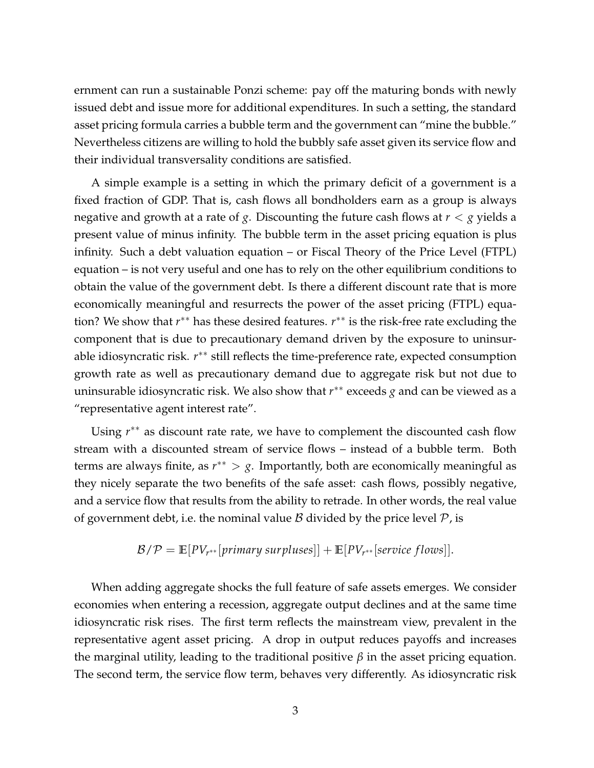ernment can run a sustainable Ponzi scheme: pay off the maturing bonds with newly issued debt and issue more for additional expenditures. In such a setting, the standard asset pricing formula carries a bubble term and the government can "mine the bubble." Nevertheless citizens are willing to hold the bubbly safe asset given its service flow and their individual transversality conditions are satisfied.

A simple example is a setting in which the primary deficit of a government is a fixed fraction of GDP. That is, cash flows all bondholders earn as a group is always negative and growth at a rate of $g$. Discounting the future cash flows at $r < g$ yields a present value of minus infinity. The bubble term in the asset pricing equation is plus infinity. Such a debt valuation equation – or Fiscal Theory of the Price Level (FTPL) equation – is not very useful and one has to rely on the other equilibrium conditions to obtain the value of the government debt. Is there a different discount rate that is more economically meaningful and resurrects the power of the asset pricing (FTPL) equation? We show that $r^{**}$ has these desired features. $r^{**}$ is the risk-free rate excluding the component that is due to precautionary demand driven by the exposure to uninsurable idiosyncratic risk. $r^{**}$ still reflects the time-preference rate, expected consumption growth rate as well as precautionary demand due to aggregate risk but not due to uninsurable idiosyncratic risk. We also show that $r^{**}$ exceeds $g$ and can be viewed as a "representative agent interest rate".

Using $r^{**}$ as discount rate rate, we have to complement the discounted cash flow stream with a discounted stream of service flows – instead of a bubble term. Both terms are always finite, as $r^{**} > g$. Importantly, both are economically meaningful as they nicely separate the two benefits of the safe asset: cash flows, possibly negative, and a service flow that results from the ability to retrade. In other words, the real value of government debt, i.e. the nominal value $\mathcal{B}$ divided by the price level $\mathcal{P}$, is

$$\mathcal{B}/\mathcal{P} = \mathbb{E}[PV_{r^{**}}[\textit{primary surpluses}]] + \mathbb{E}[PV_{r^{**}}[\textit{service flows}]].$$

When adding aggregate shocks the full feature of safe assets emerges. We consider economies when entering a recession, aggregate output declines and at the same time idiosyncratic risk rises. The first term reflects the mainstream view, prevalent in the representative agent asset pricing. A drop in output reduces payoffs and increases the marginal utility, leading to the traditional positive $\beta$ in the asset pricing equation. The second term, the service flow term, behaves very differently. As idiosyncratic risk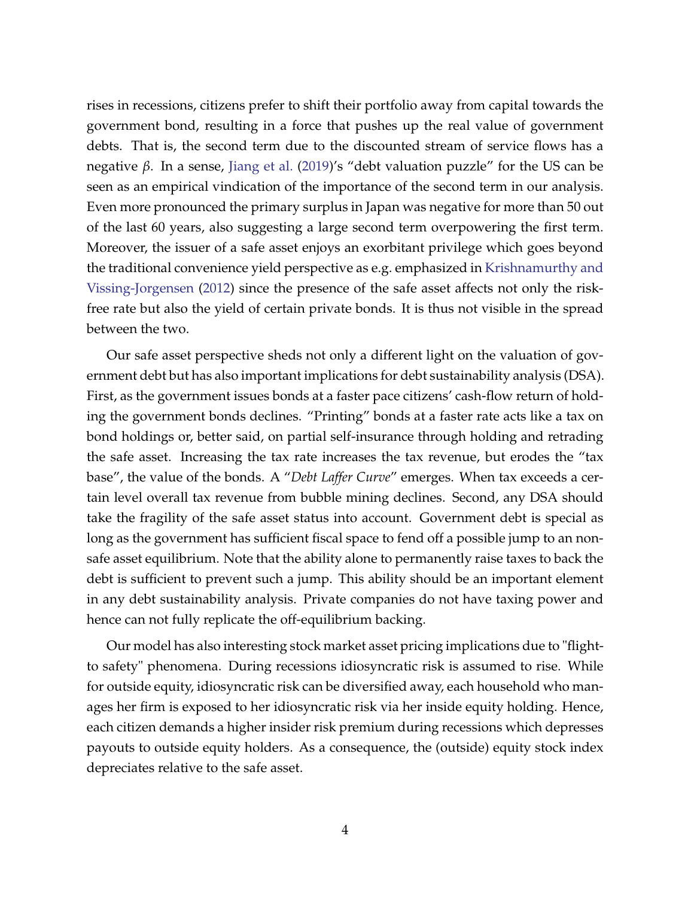rises in recessions, citizens prefer to shift their portfolio away from capital towards the government bond, resulting in a force that pushes up the real value of government debts. That is, the second term due to the discounted stream of service flows has a negative $\beta$. In a sense, Jiang et al. (2019)'s "debt valuation puzzle" for the US can be seen as an empirical vindication of the importance of the second term in our analysis. Even more pronounced the primary surplus in Japan was negative for more than 50 out of the last 60 years, also suggesting a large second term overpowering the first term. Moreover, the issuer of a safe asset enjoys an exorbitant privilege which goes beyond the traditional convenience yield perspective as e.g. emphasized in Krishnamurthy and Vissing-Jorgensen (2012) since the presence of the safe asset affects not only the risk-free rate but also the yield of certain private bonds. It is thus not visible in the spread between the two.

Our safe asset perspective sheds not only a different light on the valuation of government debt but has also important implications for debt sustainability analysis (DSA). First, as the government issues bonds at a faster pace citizens' cash-flow return of holding the government bonds declines. "Printing" bonds at a faster rate acts like a tax on bond holdings or, better said, on partial self-insurance through holding and retrading the safe asset. Increasing the tax rate increases the tax revenue, but erodes the "tax base", the value of the bonds. A "*Debt Laffer Curve*" emerges. When tax exceeds a certain level overall tax revenue from bubble mining declines. Second, any DSA should take the fragility of the safe asset status into account. Government debt is special as long as the government has sufficient fiscal space to fend off a possible jump to an non-safe asset equilibrium. Note that the ability alone to permanently raise taxes to back the debt is sufficient to prevent such a jump. This ability should be an important element in any debt sustainability analysis. Private companies do not have taxing power and hence can not fully replicate the off-equilibrium backing.

Our model has also interesting stock market asset pricing implications due to "flight-to safety" phenomena. During recessions idiosyncratic risk is assumed to rise. While for outside equity, idiosyncratic risk can be diversified away, each household who manages her firm is exposed to her idiosyncratic risk via her inside equity holding. Hence, each citizen demands a higher insider risk premium during recessions which depresses payouts to outside equity holders. As a consequence, the (outside) equity stock index depreciates relative to the safe asset.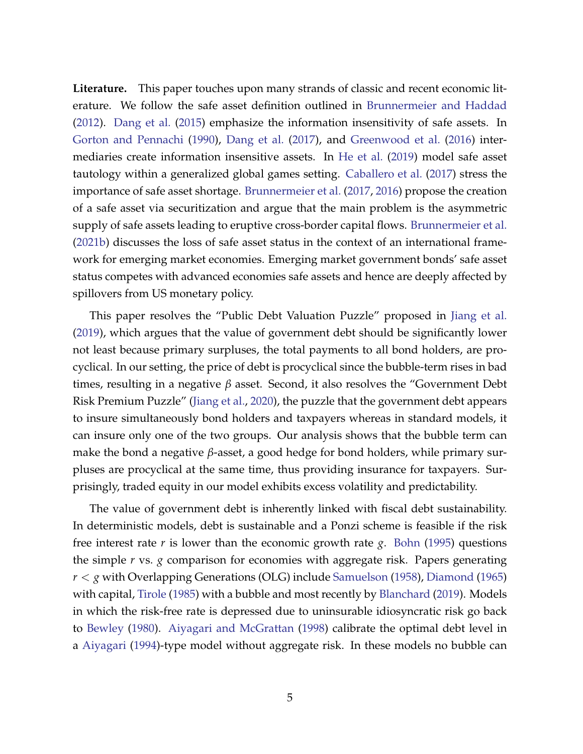**Literature.** This paper touches upon many strands of classic and recent economic literature. We follow the safe asset definition outlined in Brunnermeier and Haddad (2012). Dang et al. (2015) emphasize the information insensitivity of safe assets. In Gorton and Pennachi (1990), Dang et al. (2017), and Greenwood et al. (2016) intermediaries create information insensitive assets. In He et al. (2019) model safe asset tautology within a generalized global games setting. Caballero et al. (2017) stress the importance of safe asset shortage. Brunnermeier et al. (2017, 2016) propose the creation of a safe asset via securitization and argue that the main problem is the asymmetric supply of safe assets leading to eruptive cross-border capital flows. Brunnermeier et al. (2021b) discusses the loss of safe asset status in the context of an international framework for emerging market economies. Emerging market government bonds' safe asset status competes with advanced economies safe assets and hence are deeply affected by spillovers from US monetary policy.

This paper resolves the "Public Debt Valuation Puzzle" proposed in Jiang et al. (2019), which argues that the value of government debt should be significantly lower not least because primary surpluses, the total payments to all bond holders, are procyclical. In our setting, the price of debt is procyclical since the bubble-term rises in bad times, resulting in a negative $\beta$ asset. Second, it also resolves the "Government Debt Risk Premium Puzzle" (Jiang et al., 2020), the puzzle that the government debt appears to insure simultaneously bond holders and taxpayers whereas in standard models, it can insure only one of the two groups. Our analysis shows that the bubble term can make the bond a negative $\beta$-asset, a good hedge for bond holders, while primary surpluses are procyclical at the same time, thus providing insurance for taxpayers. Surprisingly, traded equity in our model exhibits excess volatility and predictability.

The value of government debt is inherently linked with fiscal debt sustainability. In deterministic models, debt is sustainable and a Ponzi scheme is feasible if the risk free interest rate $r$ is lower than the economic growth rate $g$. Bohn (1995) questions the simple $r$ vs. $g$ comparison for economies with aggregate risk. Papers generating $r < g$ with Overlapping Generations (OLG) include Samuelson (1958), Diamond (1965) with capital, Tirole (1985) with a bubble and most recently by Blanchard (2019). Models in which the risk-free rate is depressed due to uninsurable idiosyncratic risk go back to Bewley (1980). Aiyagari and McGrattan (1998) calibrate the optimal debt level in a Aiyagari (1994)-type model without aggregate risk. In these models no bubble can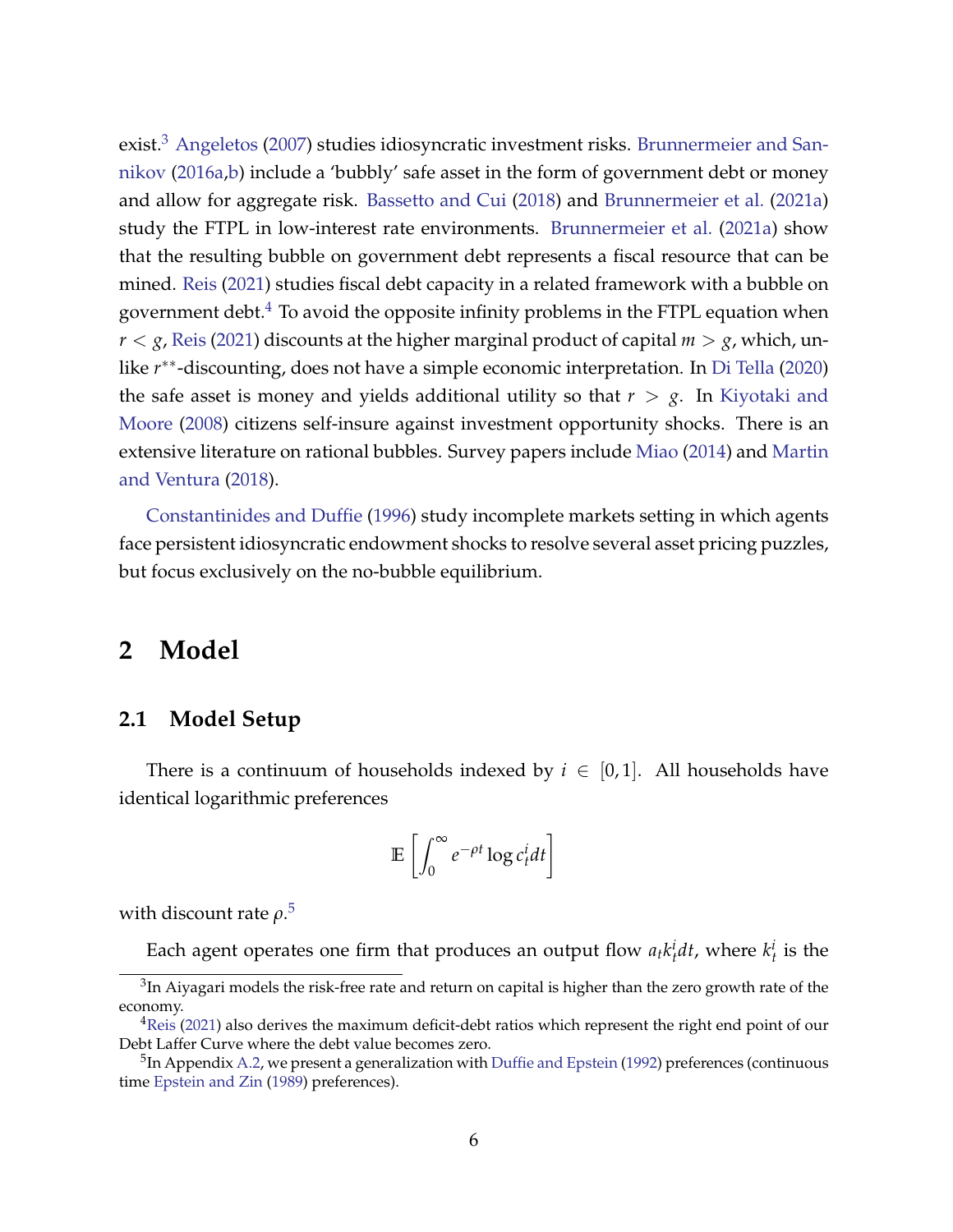exist.[3] Angeletos (2007) studies idiosyncratic investment risks. Brunnermeier and Sannikov (2016a,b) include a 'bubbly' safe asset in the form of government debt or money and allow for aggregate risk. Bassetto and Cui (2018) and Brunnermeier et al. (2021a) study the FTPL in low-interest rate environments. Brunnermeier et al. (2021a) show that the resulting bubble on government debt represents a fiscal resource that can be mined. Reis (2021) studies fiscal debt capacity in a related framework with a bubble on government debt.[4] To avoid the opposite infinity problems in the FTPL equation when $r < g$, Reis (2021) discounts at the higher marginal product of capital $m > g$, which, unlike $r^{**}$-discounting, does not have a simple economic interpretation. In Di Tella (2020) the safe asset is money and yields additional utility so that $r > g$. In Kiyotaki and Moore (2008) citizens self-insure against investment opportunity shocks. There is an extensive literature on rational bubbles. Survey papers include Miao (2014) and Martin and Ventura (2018).

Constantinides and Duffie (1996) study incomplete markets setting in which agents face persistent idiosyncratic endowment shocks to resolve several asset pricing puzzles, but focus exclusively on the no-bubble equilibrium.

# 2 Model

## 2.1 Model Setup

There is a continuum of households indexed by $i \in [0, 1]$. All households have identical logarithmic preferences

$$\mathbb{E}\left[\int_0^\infty e^{-\rho t} \log c_t^i dt\right]$$

with discount rate $\rho$.[5]

Each agent operates one firm that produces an output flow $a_t k_t^i dt$, where $k_t^i$ is the

[3] In Aiyagari models the risk-free rate and return on capital is higher than the zero growth rate of the economy.

[4] Reis (2021) also derives the maximum deficit-debt ratios which represent the right end point of our Debt Laffer Curve where the debt value becomes zero.

[5] In Appendix A.2, we present a generalization with Duffie and Epstein (1992) preferences (continuous time Epstein and Zin (1989) preferences).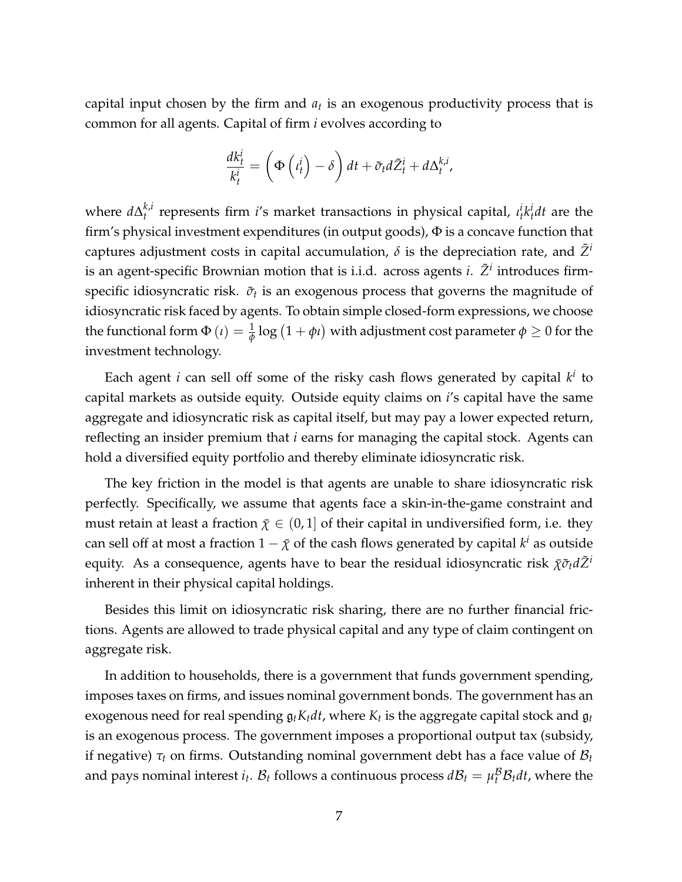capital input chosen by the firm and $a_t$ is an exogenous productivity process that is common for all agents. Capital of firm $i$ evolves according to

$$\frac{dk_t^i}{k_t^i} = \left(\Phi\left(\iota_t^i\right) - \delta\right) dt + \tilde{\sigma}_t d\tilde{Z}_t^i + d\Delta_t^{k,i},$$

where $d\Delta_t^{k,i}$ represents firm $i$'s market transactions in physical capital, $\iota_t^i k_t^i dt$ are the firm's physical investment expenditures (in output goods), $\Phi$ is a concave function that captures adjustment costs in capital accumulation, $\delta$ is the depreciation rate, and $\tilde{Z}^i$ is an agent-specific Brownian motion that is i.i.d. across agents $i$. $\tilde{Z}^i$ introduces firm-specific idiosyncratic risk. $\tilde{\sigma}_t$ is an exogenous process that governs the magnitude of idiosyncratic risk faced by agents. To obtain simple closed-form expressions, we choose the functional form $\Phi(\iota) = \frac{1}{\phi}\log\left(1 + \phi\iota\right)$ with adjustment cost parameter $\phi \geq 0$ for the investment technology.

Each agent $i$ can sell off some of the risky cash flows generated by capital $k^i$ to capital markets as outside equity. Outside equity claims on $i$'s capital have the same aggregate and idiosyncratic risk as capital itself, but may pay a lower expected return, reflecting an insider premium that $i$ earns for managing the capital stock. Agents can hold a diversified equity portfolio and thereby eliminate idiosyncratic risk.

The key friction in the model is that agents are unable to share idiosyncratic risk perfectly. Specifically, we assume that agents face a skin-in-the-game constraint and must retain at least a fraction $\bar{\chi} \in (0, 1]$ of their capital in undiversified form, i.e. they can sell off at most a fraction $1 - \bar{\chi}$ of the cash flows generated by capital $k^i$ as outside equity. As a consequence, agents have to bear the residual idiosyncratic risk $\bar{\chi}\tilde{\sigma}_t d\tilde{Z}^i$ inherent in their physical capital holdings.

Besides this limit on idiosyncratic risk sharing, there are no further financial frictions. Agents are allowed to trade physical capital and any type of claim contingent on aggregate risk.

In addition to households, there is a government that funds government spending, imposes taxes on firms, and issues nominal government bonds. The government has an exogenous need for real spending $\mathfrak{g}_t K_t dt$, where $K_t$ is the aggregate capital stock and $\mathfrak{g}_t$ is an exogenous process. The government imposes a proportional output tax (subsidy, if negative) $\tau_t$ on firms. Outstanding nominal government debt has a face value of $\mathcal{B}_t$ and pays nominal interest $i_t$. $\mathcal{B}_t$ follows a continuous process $d\mathcal{B}_t = \mu_t^{\mathcal{B}}\mathcal{B}_t dt$, where the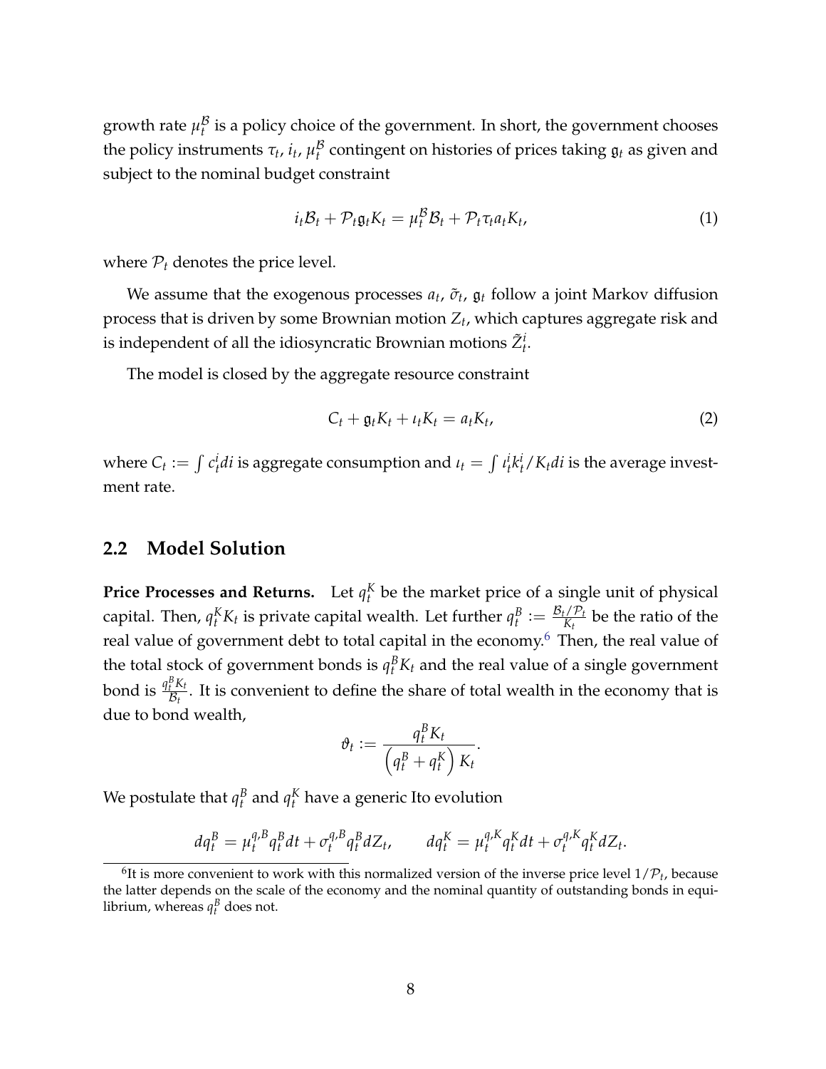growth rate $\mu_t^{\mathcal{B}}$ is a policy choice of the government. In short, the government chooses the policy instruments $\tau_t$, $i_t$, $\mu_t^{\mathcal{B}}$ contingent on histories of prices taking $\mathfrak{g}_t$ as given and subject to the nominal budget constraint

$$i_t \mathcal{B}_t + \mathcal{P}_t \mathfrak{g}_t K_t = \mu_t^{\mathcal{B}} \mathcal{B}_t + \mathcal{P}_t \tau_t a_t K_t, \tag{1}$$

where $\mathcal{P}_t$ denotes the price level.

We assume that the exogenous processes $a_t$, $\tilde{\sigma}_t$, $\mathfrak{g}_t$ follow a joint Markov diffusion process that is driven by some Brownian motion $Z_t$, which captures aggregate risk and is independent of all the idiosyncratic Brownian motions $\tilde{Z}_t^i$.

The model is closed by the aggregate resource constraint

$$C_t + \mathfrak{g}_t K_t + \iota_t K_t = a_t K_t, \tag{2}$$

where $C_t := \int c_t^i di$ is aggregate consumption and $\iota_t = \int \iota_t^i k_t^i / K_t di$ is the average investment rate.

## 2.2 Model Solution

**Price Processes and Returns.** Let $q_t^K$ be the market price of a single unit of physical capital. Then, $q_t^K K_t$ is private capital wealth. Let further $q_t^B := \frac{\mathcal{B}_t/\mathcal{P}_t}{K_t}$ be the ratio of the real value of government debt to total capital in the economy.[6] Then, the real value of the total stock of government bonds is $q_t^B K_t$ and the real value of a single government bond is $\frac{q_t^B K_t}{\mathcal{B}_t}$. It is convenient to define the share of total wealth in the economy that is due to bond wealth,

$$\vartheta_t := \frac{q_t^B K_t}{\left(q_t^B + q_t^K\right) K_t}.$$

We postulate that $q_t^B$ and $q_t^K$ have a generic Ito evolution

$$dq_t^B = \mu_t^{q,B} q_t^B dt + \sigma_t^{q,B} q_t^B dZ_t, \qquad dq_t^K = \mu_t^{q,K} q_t^K dt + \sigma_t^{q,K} q_t^K dZ_t.$$

[6] It is more convenient to work with this normalized version of the inverse price level $1/\mathcal{P}_t$, because the latter depends on the scale of the economy and the nominal quantity of outstanding bonds in equilibrium, whereas $q_t^B$ does not.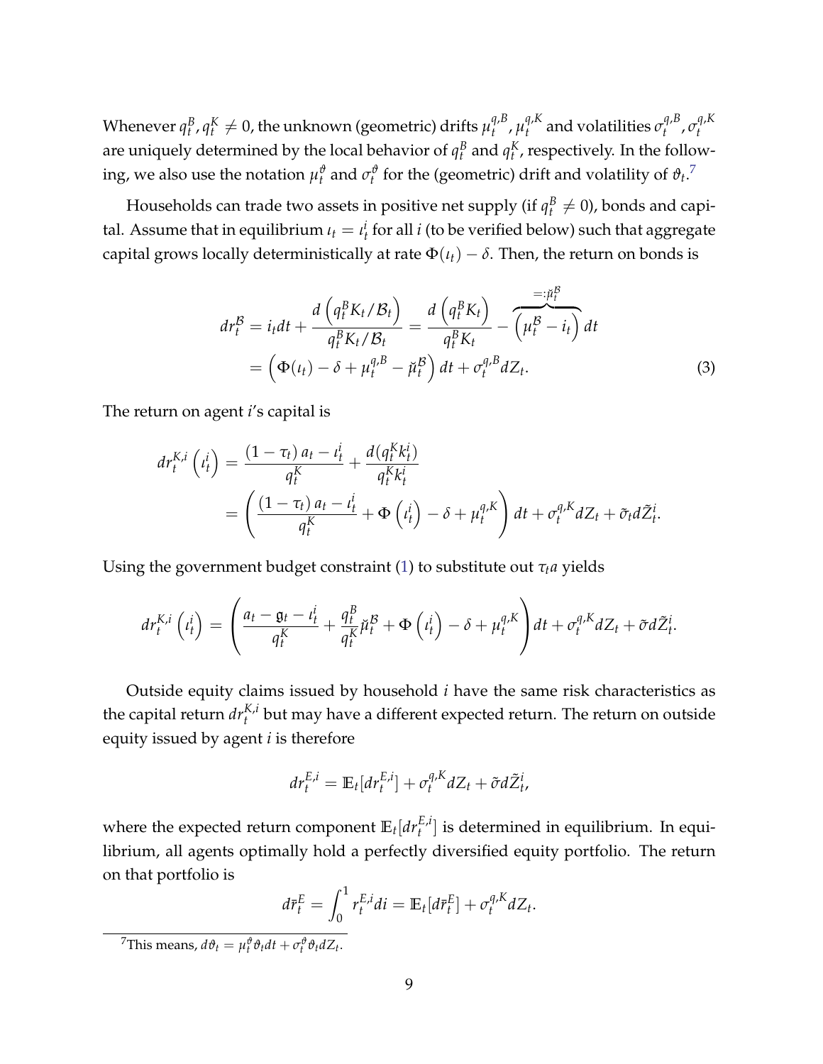Whenever $q_t^B, q_t^K \neq 0$, the unknown (geometric) drifts $\mu_t^{q,B}, \mu_t^{q,K}$ and volatilities $\sigma_t^{q,B}, \sigma_t^{q,K}$ are uniquely determined by the local behavior of $q_t^B$ and $q_t^K$, respectively. In the following, we also use the notation $\mu_t^{\vartheta}$ and $\sigma_t^{\vartheta}$ for the (geometric) drift and volatility of $\vartheta_t$.[7]

Households can trade two assets in positive net supply (if $q_t^B \neq 0$), bonds and capital. Assume that in equilibrium $\iota_t = \iota_t^i$ for all $i$ (to be verified below) such that aggregate capital grows locally deterministically at rate $\Phi(\iota_t) - \delta$. Then, the return on bonds is

$$
\begin{aligned}
dr_t^{\mathcal{B}} &= i_t dt + \frac{d\left(q_t^B K_t / \mathcal{B}_t\right)}{q_t^B K_t / \mathcal{B}_t} = \frac{d\left(q_t^B K_t\right)}{q_t^B K_t} - \overbrace{\left(\mu_t^{\mathcal{B}} - i_t\right)}^{=:\check{\mu}_t^{\mathcal{B}}} dt \\
&= \left(\Phi(\iota_t) - \delta + \mu_t^{q,B} - \check{\mu}_t^{\mathcal{B}}\right) dt + \sigma_t^{q,B} dZ_t. \qquad (3)
\end{aligned}
$$

The return on agent $i$'s capital is

$$
\begin{aligned}
dr_t^{K,i}\left(\iota_t^i\right) &= \frac{(1-\tau_t)\, a_t - \iota_t^i}{q_t^K} + \frac{d(q_t^K k_t^i)}{q_t^K k_t^i} \\
&= \left(\frac{(1-\tau_t)\, a_t - \iota_t^i}{q_t^K} + \Phi\left(\iota_t^i\right) - \delta + \mu_t^{q,K}\right) dt + \sigma_t^{q,K} dZ_t + \tilde{\sigma}_t d\tilde{Z}_t^i.
\end{aligned}
$$

Using the government budget constraint (1) to substitute out $\tau_t a$ yields

$$
dr_t^{K,i}\left(\iota_t^i\right) = \left(\frac{a_t - \mathfrak{g}_t - \iota_t^i}{q_t^K} + \frac{q_t^B}{q_t^K}\check{\mu}_t^{\mathcal{B}} + \Phi\left(\iota_t^i\right) - \delta + \mu_t^{q,K}\right) dt + \sigma_t^{q,K} dZ_t + \tilde{\sigma} d\tilde{Z}_t^i.
$$

Outside equity claims issued by household $i$ have the same risk characteristics as the capital return $dr_t^{K,i}$ but may have a different expected return. The return on outside equity issued by agent $i$ is therefore

$$
dr_t^{E,i} = \mathbb{E}_t[dr_t^{E,i}] + \sigma_t^{q,K} dZ_t + \tilde{\sigma} d\tilde{Z}_t^i,
$$

where the expected return component $\mathbb{E}_t[dr_t^{E,i}]$ is determined in equilibrium. In equilibrium, all agents optimally hold a perfectly diversified equity portfolio. The return on that portfolio is

$$
d\bar{r}_t^E = \int_0^1 r_t^{E,i} di = \mathbb{E}_t[d\bar{r}_t^E] + \sigma_t^{q,K} dZ_t.
$$

[7] This means, $d\vartheta_t = \mu_t^{\vartheta}\vartheta_t dt + \sigma_t^{\vartheta}\vartheta_t dZ_t$.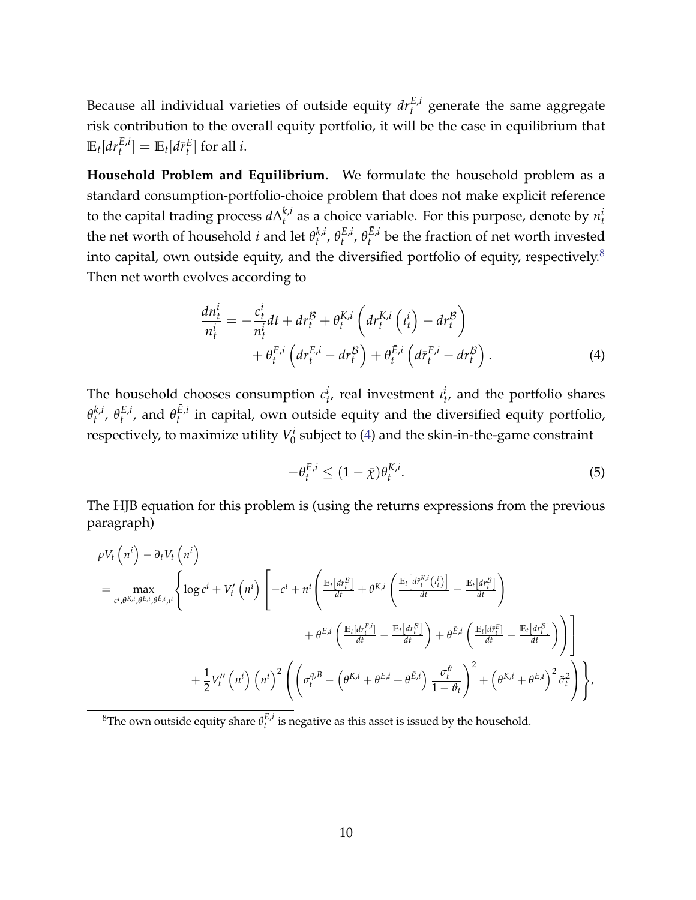Because all individual varieties of outside equity $dr_t^{E,i}$ generate the same aggregate risk contribution to the overall equity portfolio, it will be the case in equilibrium that $\mathbb{E}_t[dr_t^{E,i}] = \mathbb{E}_t[d\bar{r}_t^E]$ for all $i$.

**Household Problem and Equilibrium.** We formulate the household problem as a standard consumption-portfolio-choice problem that does not make explicit reference to the capital trading process $d\Delta_t^{k,i}$ as a choice variable. For this purpose, denote by $n_t^i$ the net worth of household $i$ and let $\theta_t^{k,i}$, $\theta_t^{E,i}$, $\theta_t^{\bar{E},i}$ be the fraction of net worth invested into capital, own outside equity, and the diversified portfolio of equity, respectively.[8] Then net worth evolves according to

$$\frac{dn_t^i}{n_t^i} = -\frac{c_t^i}{n_t^i}dt + dr_t^{\mathcal{B}} + \theta_t^{K,i}\left(dr_t^{K,i}\left(\iota_t^i\right) - dr_t^{\mathcal{B}}\right) + \theta_t^{E,i}\left(dr_t^{E,i} - dr_t^{\mathcal{B}}\right) + \theta_t^{\bar{E},i}\left(d\bar{r}_t^{E,i} - dr_t^{\mathcal{B}}\right). \tag{4}$$

The household chooses consumption $c_t^i$, real investment $\iota_t^i$, and the portfolio shares $\theta_t^{k,i}$, $\theta_t^{E,i}$, and $\theta_t^{\bar{E},i}$ in capital, own outside equity and the diversified equity portfolio, respectively, to maximize utility $V_0^i$ subject to (4) and the skin-in-the-game constraint

$$-\theta_t^{E,i} \leq (1-\bar{\chi})\theta_t^{K,i}. \tag{5}$$

The HJB equation for this problem is (using the returns expressions from the previous paragraph)

$$\begin{aligned}
&\rho V_t\left(n^i\right) - \partial_t V_t\left(n^i\right) \\
&= \max_{c^i,\theta^{K,i},\theta^{E,i},\theta^{\bar{E},i},\iota^i} \Bigg\{ \log c^i + V_t'\left(n^i\right)\Bigg[-c^i + n^i\Bigg(\frac{\mathbb{E}_t\left[dr_t^{\mathcal{B}}\right]}{dt} + \theta^{K,i}\left(\frac{\mathbb{E}_t\left[d\hat{r}_t^{K,i}\left(\iota_t^i\right)\right]}{dt} - \frac{\mathbb{E}_t\left[dr_t^{\mathcal{B}}\right]}{dt}\right) \\
&\qquad + \theta^{E,i}\left(\frac{\mathbb{E}_t\left[dr_t^{E,i}\right]}{dt} - \frac{\mathbb{E}_t\left[dr_t^{\mathcal{B}}\right]}{dt}\right) + \theta^{\bar{E},i}\left(\frac{\mathbb{E}_t\left[d\bar{r}_t^{E}\right]}{dt} - \frac{\mathbb{E}_t\left[dr_t^{\mathcal{B}}\right]}{dt}\right)\Bigg)\Bigg] \\
&\qquad + \frac{1}{2}V_t''\left(n^i\right)\left(n^i\right)^2\left(\left(\sigma_t^{q,B} - \left(\theta^{K,i} + \theta^{E,i} + \theta^{\bar{E},i}\right)\frac{\sigma_t^{\vartheta}}{1-\vartheta_t}\right)^2 + \left(\theta^{K,i} + \theta^{E,i}\right)^2\tilde{\sigma}_t^2\right)\Bigg\},
\end{aligned}$$

[8] The own outside equity share $\theta_t^{E,i}$ is negative as this asset is issued by the household.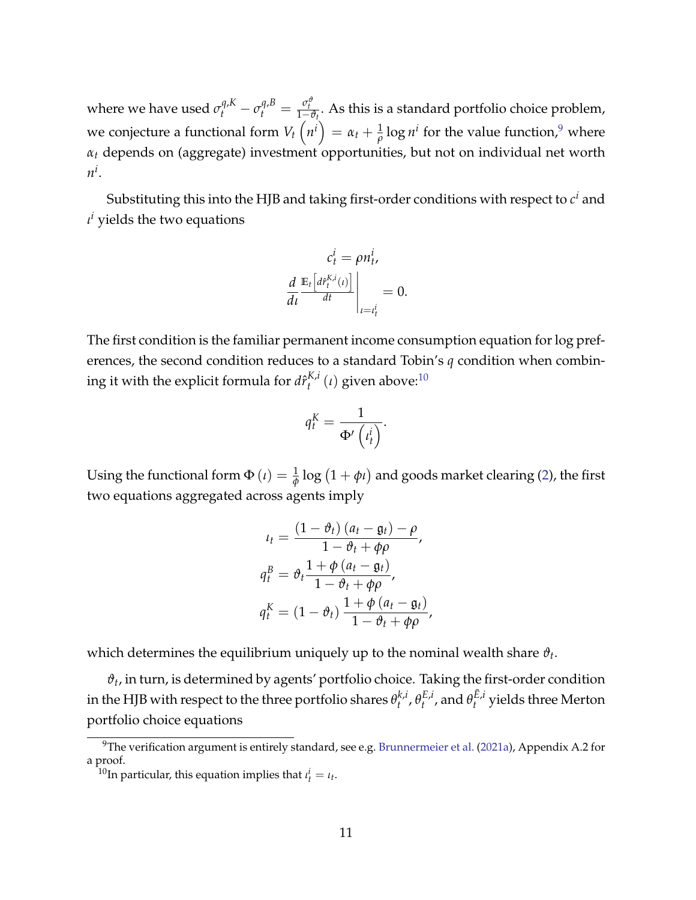where we have used $\sigma_t^{q,K} - \sigma_t^{q,B} = \frac{\sigma_t^{\vartheta}}{1-\vartheta_t}$. As this is a standard portfolio choice problem, we conjecture a functional form $V_t\left(n^i\right) = \alpha_t + \frac{1}{\rho}\log n^i$ for the value function,[9] where $\alpha_t$ depends on (aggregate) investment opportunities, but not on individual net worth $n^i$.

Substituting this into the HJB and taking first-order conditions with respect to $c^i$ and $\iota^i$ yields the two equations

$$
c_t^i = \rho n_t^i,
$$

$$
\frac{d}{d\iota}\frac{\mathbb{E}_t\left[d\hat{r}_t^{K,i}(\iota)\right]}{dt}\Bigg|_{\iota=\iota_t^i} = 0.
$$

The first condition is the familiar permanent income consumption equation for log preferences, the second condition reduces to a standard Tobin's $q$ condition when combining it with the explicit formula for $d\hat{r}_t^{K,i}(\iota)$ given above:[10]

$$
q_t^K = \frac{1}{\Phi'\left(\iota_t^i\right)}.
$$

Using the functional form $\Phi(\iota) = \frac{1}{\phi}\log\left(1+\phi\iota\right)$ and goods market clearing (2), the first two equations aggregated across agents imply

$$
\begin{aligned}
\iota_t &= \frac{(1-\vartheta_t)(a_t - \mathfrak{g}_t) - \rho}{1-\vartheta_t + \phi\rho}, \\
q_t^B &= \vartheta_t \frac{1+\phi(a_t - \mathfrak{g}_t)}{1-\vartheta_t + \phi\rho}, \\
q_t^K &= (1-\vartheta_t)\frac{1+\phi(a_t - \mathfrak{g}_t)}{1-\vartheta_t + \phi\rho},
\end{aligned}
$$

which determines the equilibrium uniquely up to the nominal wealth share $\vartheta_t$.

$\vartheta_t$, in turn, is determined by agents' portfolio choice. Taking the first-order condition in the HJB with respect to the three portfolio shares $\theta_t^{k,i}$, $\theta_t^{E,i}$, and $\theta_t^{\tilde{E},i}$ yields three Merton portfolio choice equations

[9] The verification argument is entirely standard, see e.g. Brunnermeier et al. (2021a), Appendix A.2 for a proof.

[10] In particular, this equation implies that $\iota_t^i = \iota_t$.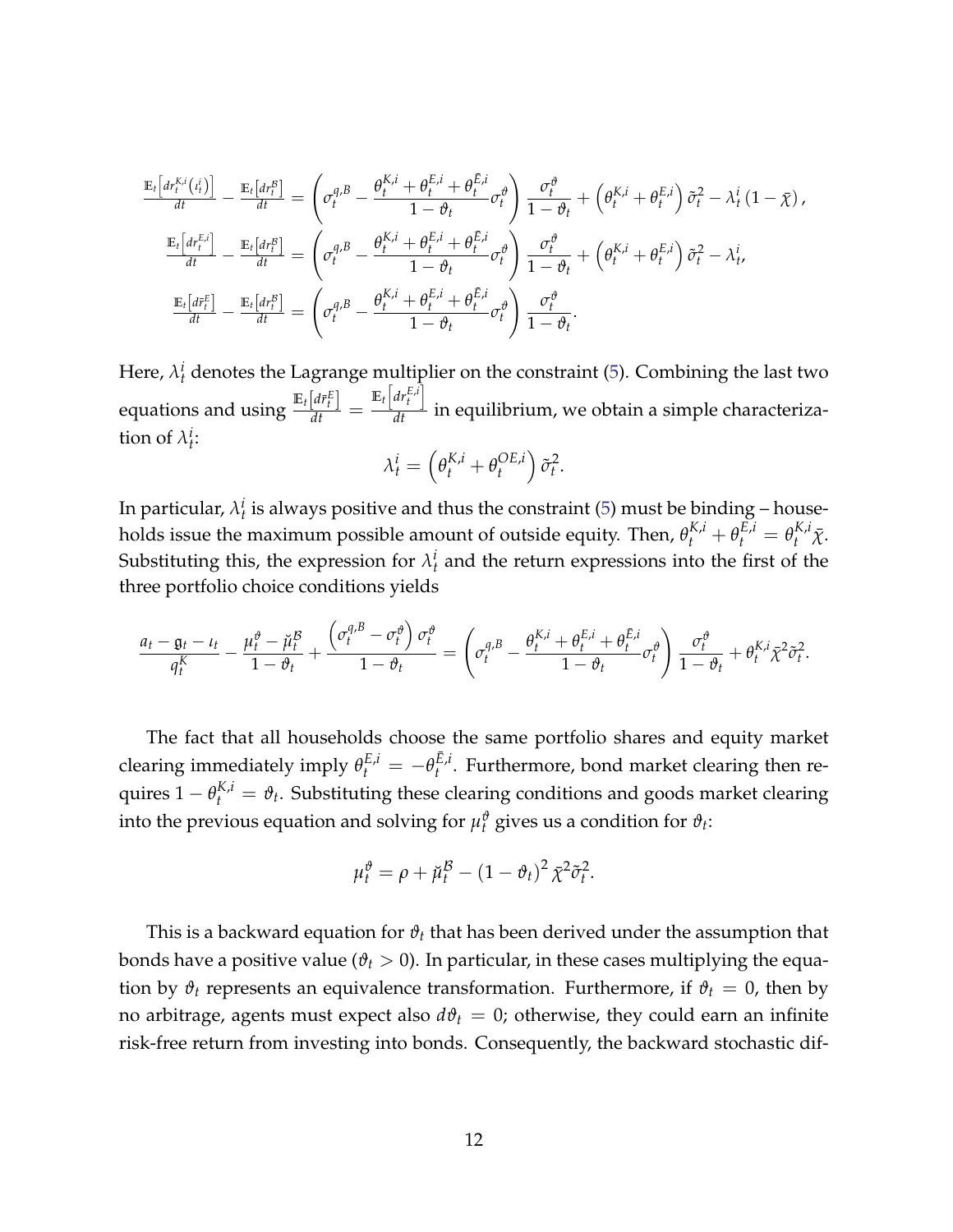$$\frac{\mathbb{E}_t\left[dr_t^{K,i}(\iota_t^i)\right]}{dt} - \frac{\mathbb{E}_t\left[dr_t^{\mathcal{B}}\right]}{dt} = \left(\sigma_t^{q,B} - \frac{\theta_t^{K,i} + \theta_t^{E,i} + \theta_t^{\bar{E},i}}{1-\vartheta_t}\sigma_t^{\vartheta}\right)\frac{\sigma_t^{\vartheta}}{1-\vartheta_t} + \left(\theta_t^{K,i} + \theta_t^{E,i}\right)\tilde{\sigma}_t^2 - \lambda_t^i\left(1-\bar{\chi}\right),$$

$$\frac{\mathbb{E}_t\left[dr_t^{E,i}\right]}{dt} - \frac{\mathbb{E}_t\left[dr_t^{\mathcal{B}}\right]}{dt} = \left(\sigma_t^{q,B} - \frac{\theta_t^{K,i} + \theta_t^{E,i} + \theta_t^{\bar{E},i}}{1-\vartheta_t}\sigma_t^{\vartheta}\right)\frac{\sigma_t^{\vartheta}}{1-\vartheta_t} + \left(\theta_t^{K,i} + \theta_t^{E,i}\right)\tilde{\sigma}_t^2 - \lambda_t^i,$$

$$\frac{\mathbb{E}_t\left[d\bar{r}_t^{E}\right]}{dt} - \frac{\mathbb{E}_t\left[dr_t^{\mathcal{B}}\right]}{dt} = \left(\sigma_t^{q,B} - \frac{\theta_t^{K,i} + \theta_t^{E,i} + \theta_t^{\bar{E},i}}{1-\vartheta_t}\sigma_t^{\vartheta}\right)\frac{\sigma_t^{\vartheta}}{1-\vartheta_t}.$$

Here, $\lambda_t^i$ denotes the Lagrange multiplier on the constraint (5). Combining the last two equations and using $\frac{\mathbb{E}_t\left[d\bar{r}_t^{E}\right]}{dt} = \frac{\mathbb{E}_t\left[dr_t^{E,i}\right]}{dt}$ in equilibrium, we obtain a simple characterization of $\lambda_t^i$:

$$\lambda_t^i = \left(\theta_t^{K,i} + \theta_t^{OE,i}\right)\tilde{\sigma}_t^2.$$

In particular, $\lambda_t^i$ is always positive and thus the constraint (5) must be binding – households issue the maximum possible amount of outside equity. Then, $\theta_t^{K,i} + \theta_t^{E,i} = \theta_t^{K,i}\bar{\chi}$. Substituting this, the expression for $\lambda_t^i$ and the return expressions into the first of the three portfolio choice conditions yields

$$\frac{a_t - \mathfrak{g}_t - \iota_t}{q_t^K} - \frac{\mu_t^{\vartheta} - \check{\mu}_t^{\mathcal{B}}}{1-\vartheta_t} + \frac{\left(\sigma_t^{q,B} - \sigma_t^{\vartheta}\right)\sigma_t^{\vartheta}}{1-\vartheta_t} = \left(\sigma_t^{q,B} - \frac{\theta_t^{K,i} + \theta_t^{E,i} + \theta_t^{\bar{E},i}}{1-\vartheta_t}\sigma_t^{\vartheta}\right)\frac{\sigma_t^{\vartheta}}{1-\vartheta_t} + \theta_t^{K,i}\bar{\chi}^2\tilde{\sigma}_t^2.$$

The fact that all households choose the same portfolio shares and equity market clearing immediately imply $\theta_t^{E,i} = -\theta_t^{\bar{E},i}$. Furthermore, bond market clearing then requires $1 - \theta_t^{K,i} = \vartheta_t$. Substituting these clearing conditions and goods market clearing into the previous equation and solving for $\mu_t^{\vartheta}$ gives us a condition for $\vartheta_t$:

$$\mu_t^{\vartheta} = \rho + \check{\mu}_t^{\mathcal{B}} - \left(1-\vartheta_t\right)^2\bar{\chi}^2\tilde{\sigma}_t^2.$$

This is a backward equation for $\vartheta_t$ that has been derived under the assumption that bonds have a positive value ($\vartheta_t > 0$). In particular, in these cases multiplying the equation by $\vartheta_t$ represents an equivalence transformation. Furthermore, if $\vartheta_t = 0$, then by no arbitrage, agents must expect also $d\vartheta_t = 0$; otherwise, they could earn an infinite risk-free return from investing into bonds. Consequently, the backward stochastic dif-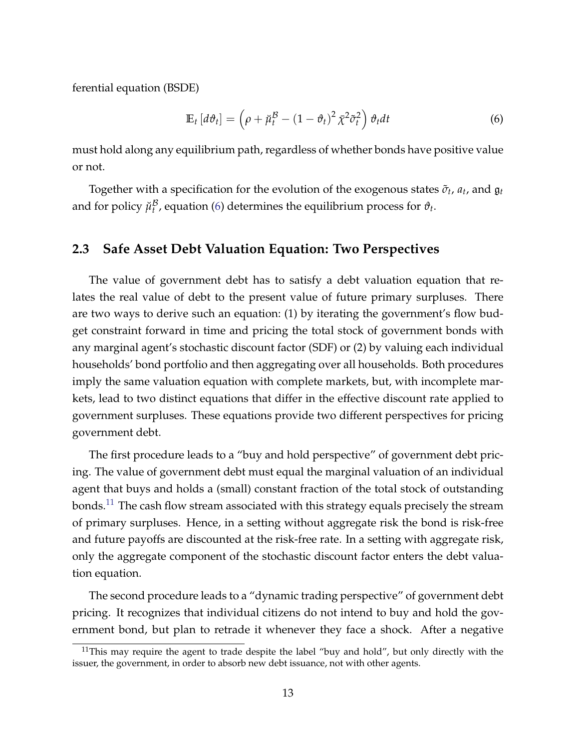ferential equation (BSDE)

$$\mathbb{E}_t \left[d\vartheta_t\right] = \left(\rho + \breve{\mu}_t^{\mathcal{B}} - \left(1 - \vartheta_t\right)^2 \tilde{\chi}^2 \tilde{\sigma}_t^2\right) \vartheta_t dt \tag{6}$$

must hold along any equilibrium path, regardless of whether bonds have positive value or not.

Together with a specification for the evolution of the exogenous states $\tilde{\sigma}_t$, $a_t$, and $\mathfrak{g}_t$ and for policy $\breve{\mu}_t^{\mathcal{B}}$, equation (6) determines the equilibrium process for $\vartheta_t$.

## 2.3 Safe Asset Debt Valuation Equation: Two Perspectives

The value of government debt has to satisfy a debt valuation equation that relates the real value of debt to the present value of future primary surpluses. There are two ways to derive such an equation: (1) by iterating the government's flow budget constraint forward in time and pricing the total stock of government bonds with any marginal agent's stochastic discount factor (SDF) or (2) by valuing each individual households' bond portfolio and then aggregating over all households. Both procedures imply the same valuation equation with complete markets, but, with incomplete markets, lead to two distinct equations that differ in the effective discount rate applied to government surpluses. These equations provide two different perspectives for pricing government debt.

The first procedure leads to a "buy and hold perspective" of government debt pricing. The value of government debt must equal the marginal valuation of an individual agent that buys and holds a (small) constant fraction of the total stock of outstanding bonds.[11] The cash flow stream associated with this strategy equals precisely the stream of primary surpluses. Hence, in a setting without aggregate risk the bond is risk-free and future payoffs are discounted at the risk-free rate. In a setting with aggregate risk, only the aggregate component of the stochastic discount factor enters the debt valuation equation.

The second procedure leads to a "dynamic trading perspective" of government debt pricing. It recognizes that individual citizens do not intend to buy and hold the government bond, but plan to retrade it whenever they face a shock. After a negative

[11] This may require the agent to trade despite the label "buy and hold", but only directly with the issuer, the government, in order to absorb new debt issuance, not with other agents.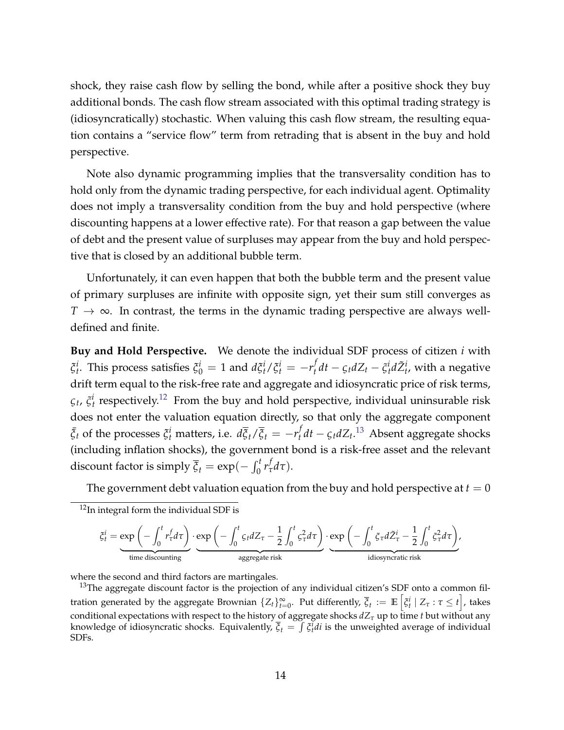shock, they raise cash flow by selling the bond, while after a positive shock they buy additional bonds. The cash flow stream associated with this optimal trading strategy is (idiosyncratically) stochastic. When valuing this cash flow stream, the resulting equation contains a "service flow" term from retrading that is absent in the buy and hold perspective.

Note also dynamic programming implies that the transversality condition has to hold only from the dynamic trading perspective, for each individual agent. Optimality does not imply a transversality condition from the buy and hold perspective (where discounting happens at a lower effective rate). For that reason a gap between the value of debt and the present value of surpluses may appear from the buy and hold perspective that is closed by an additional bubble term.

Unfortunately, it can even happen that both the bubble term and the present value of primary surpluses are infinite with opposite sign, yet their sum still converges as $T \to \infty$. In contrast, the terms in the dynamic trading perspective are always well-defined and finite.

**Buy and Hold Perspective.** We denote the individual SDF process of citizen $i$ with $\xi_t^i$. This process satisfies $\xi_0^i = 1$ and $d\xi_t^i/\xi_t^i = -r_t^f dt - \varsigma_t dZ_t - \tilde{\varsigma}_t^i d\tilde{Z}_t^i$, with a negative drift term equal to the risk-free rate and aggregate and idiosyncratic price of risk terms, $\varsigma_t$, $\tilde{\varsigma}_t^i$ respectively.[12] From the buy and hold perspective, individual uninsurable risk does not enter the valuation equation directly, so that only the aggregate component $\bar{\xi}_t$ of the processes $\xi_t^i$ matters, i.e. $d\overline{\xi}_t/\overline{\xi}_t = -r_t^f dt - \varsigma_t dZ_t$.[13] Absent aggregate shocks (including inflation shocks), the government bond is a risk-free asset and the relevant discount factor is simply $\overline{\xi}_t = \exp(-\int_0^t r_\tau^f d\tau)$.

The government debt valuation equation from the buy and hold perspective at $t = 0$

[12]In integral form the individual SDF is

$$\xi_t^i = \underbrace{\exp\left(-\int_0^t r_\tau^f d\tau\right)}_{\text{time discounting}} \cdot \underbrace{\exp\left(-\int_0^t \varsigma_t dZ_\tau - \frac{1}{2}\int_0^t \varsigma_\tau^2 d\tau\right)}_{\text{aggregate risk}} \cdot \underbrace{\exp\left(-\int_0^t \tilde{\varsigma}_\tau d\tilde{Z}_\tau^i - \frac{1}{2}\int_0^t \tilde{\varsigma}_\tau^2 d\tau\right)}_{\text{idiosyncratic risk}},$$

where the second and third factors are martingales.

[13]The aggregate discount factor is the projection of any individual citizen's SDF onto a common filtration generated by the aggregate Brownian $\{Z_t\}_{t=0}^\infty$. Put differently, $\overline{\xi}_t := \mathbb{E}\left[\xi_t^i \mid Z_\tau : \tau \le t\right]$, takes conditional expectations with respect to the history of aggregate shocks $dZ_\tau$ up to time $t$ but without any knowledge of idiosyncratic shocks. Equivalently, $\overline{\xi}_t = \int \xi_t^i di$ is the unweighted average of individual SDFs.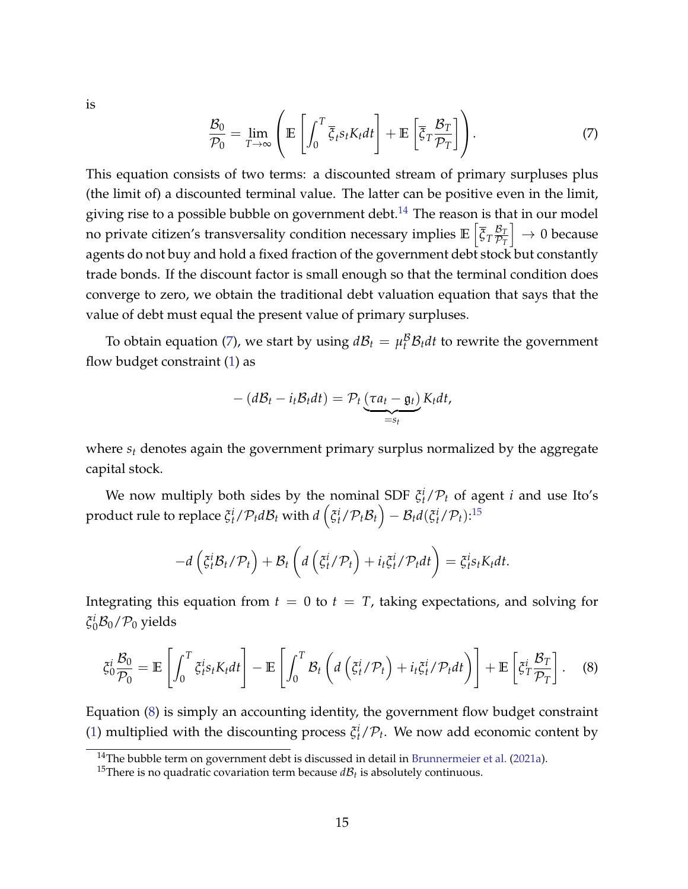is

$$\frac{\mathcal{B}_0}{\mathcal{P}_0} = \lim_{T\to\infty} \left( \mathbb{E}\left[\int_0^T \overline{\xi}_t s_t K_t dt\right] + \mathbb{E}\left[\overline{\xi}_T \frac{\mathcal{B}_T}{\mathcal{P}_T}\right] \right). \tag{7}$$

This equation consists of two terms: a discounted stream of primary surpluses plus (the limit of) a discounted terminal value. The latter can be positive even in the limit, giving rise to a possible bubble on government debt.[14] The reason is that in our model no private citizen's transversality condition necessary implies $\mathbb{E}\left[\overline{\xi}_T \frac{\mathcal{B}_T}{\mathcal{P}_T}\right] \to 0$ because agents do not buy and hold a fixed fraction of the government debt stock but constantly trade bonds. If the discount factor is small enough so that the terminal condition does converge to zero, we obtain the traditional debt valuation equation that says that the value of debt must equal the present value of primary surpluses.

To obtain equation (7), we start by using $d\mathcal{B}_t = \mu_t^{\mathcal{B}} \mathcal{B}_t dt$ to rewrite the government flow budget constraint (1) as

$$-\left(d\mathcal{B}_t - i_t \mathcal{B}_t dt\right) = \mathcal{P}_t \underbrace{\left(\tau a_t - \mathfrak{g}_t\right)}_{=s_t} K_t dt,$$

where $s_t$ denotes again the government primary surplus normalized by the aggregate capital stock.

We now multiply both sides by the nominal SDF $\xi_t^i/\mathcal{P}_t$ of agent $i$ and use Ito's product rule to replace $\xi_t^i/\mathcal{P}_t d\mathcal{B}_t$ with $d\left(\xi_t^i/\mathcal{P}_t \mathcal{B}_t\right) - \mathcal{B}_t d(\xi_t^i/\mathcal{P}_t)$:[15]

$$-d\left(\xi_t^i \mathcal{B}_t/\mathcal{P}_t\right) + \mathcal{B}_t \left( d\left(\xi_t^i/\mathcal{P}_t\right) + i_t \xi_t^i/\mathcal{P}_t dt \right) = \xi_t^i s_t K_t dt.$$

Integrating this equation from $t = 0$ to $t = T$, taking expectations, and solving for $\xi_0^i \mathcal{B}_0/\mathcal{P}_0$ yields

$$\xi_0^i \frac{\mathcal{B}_0}{\mathcal{P}_0} = \mathbb{E}\left[\int_0^T \xi_t^i s_t K_t dt\right] - \mathbb{E}\left[\int_0^T \mathcal{B}_t \left( d\left(\xi_t^i/\mathcal{P}_t\right) + i_t \xi_t^i/\mathcal{P}_t dt \right)\right] + \mathbb{E}\left[\xi_T^i \frac{\mathcal{B}_T}{\mathcal{P}_T}\right]. \tag{8}$$

Equation (8) is simply an accounting identity, the government flow budget constraint (1) multiplied with the discounting process $\xi_t^i/\mathcal{P}_t$. We now add economic content by

[14] The bubble term on government debt is discussed in detail in Brunnermeier et al. (2021a).

[15] There is no quadratic covariation term because $d\mathcal{B}_t$ is absolutely continuous.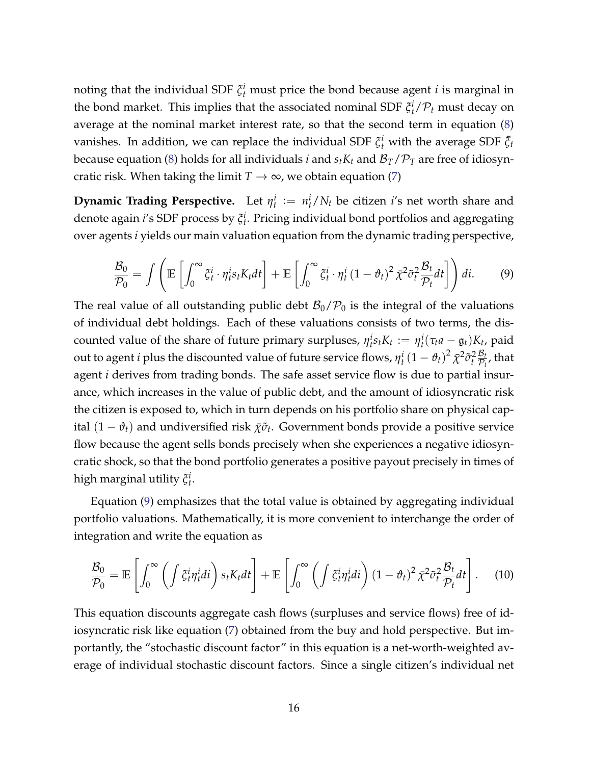noting that the individual SDF $\xi_t^i$ must price the bond because agent $i$ is marginal in the bond market. This implies that the associated nominal SDF $\xi_t^i/\mathcal{P}_t$ must decay on average at the nominal market interest rate, so that the second term in equation (8) vanishes. In addition, we can replace the individual SDF $\xi_t^i$ with the average SDF $\bar{\xi}_t$ because equation (8) holds for all individuals $i$ and $s_t K_t$ and $\mathcal{B}_T/\mathcal{P}_T$ are free of idiosyncratic risk. When taking the limit $T \to \infty$, we obtain equation (7)

**Dynamic Trading Perspective.** Let $\eta_t^i := n_t^i/N_t$ be citizen $i$'s net worth share and denote again $i$'s SDF process by $\xi_t^i$. Pricing individual bond portfolios and aggregating over agents $i$ yields our main valuation equation from the dynamic trading perspective,

$$
\frac{\mathcal{B}_0}{\mathcal{P}_0} = \int \left( \mathbb{E}\left[ \int_0^\infty \xi_t^i \cdot \eta_t^i s_t K_t dt \right] + \mathbb{E}\left[ \int_0^\infty \xi_t^i \cdot \eta_t^i \left(1 - \vartheta_t\right)^2 \tilde{\chi}^2 \tilde{\sigma}_t^2 \frac{\mathcal{B}_t}{\mathcal{P}_t} dt \right] \right) di. \tag{9}
$$

The real value of all outstanding public debt $\mathcal{B}_0/\mathcal{P}_0$ is the integral of the valuations of individual debt holdings. Each of these valuations consists of two terms, the discounted value of the share of future primary surpluses, $\eta_t^i s_t K_t := \eta_t^i(\tau_t a - \mathfrak{g}_t)K_t$, paid out to agent $i$ plus the discounted value of future service flows, $\eta_t^i \left(1 - \vartheta_t\right)^2 \tilde{\chi}^2 \tilde{\sigma}_t^2 \frac{\mathcal{B}_t}{\mathcal{P}_t}$, that agent $i$ derives from trading bonds. The safe asset service flow is due to partial insurance, which increases in the value of public debt, and the amount of idiosyncratic risk the citizen is exposed to, which in turn depends on his portfolio share on physical capital $(1 - \vartheta_t)$ and undiversified risk $\tilde{\chi}\tilde{\sigma}_t$. Government bonds provide a positive service flow because the agent sells bonds precisely when she experiences a negative idiosyncratic shock, so that the bond portfolio generates a positive payout precisely in times of high marginal utility $\xi_t^i$.

Equation (9) emphasizes that the total value is obtained by aggregating individual portfolio valuations. Mathematically, it is more convenient to interchange the order of integration and write the equation as

$$
\frac{\mathcal{B}_0}{\mathcal{P}_0} = \mathbb{E}\left[ \int_0^\infty \left( \int \xi_t^i \eta_t^i di \right) s_t K_t dt \right] + \mathbb{E}\left[ \int_0^\infty \left( \int \xi_t^i \eta_t^i di \right) \left(1 - \vartheta_t\right)^2 \tilde{\chi}^2 \tilde{\sigma}_t^2 \frac{\mathcal{B}_t}{\mathcal{P}_t} dt \right]. \tag{10}
$$

This equation discounts aggregate cash flows (surpluses and service flows) free of idiosyncratic risk like equation (7) obtained from the buy and hold perspective. But importantly, the "stochastic discount factor" in this equation is a net-worth-weighted average of individual stochastic discount factors. Since a single citizen's individual net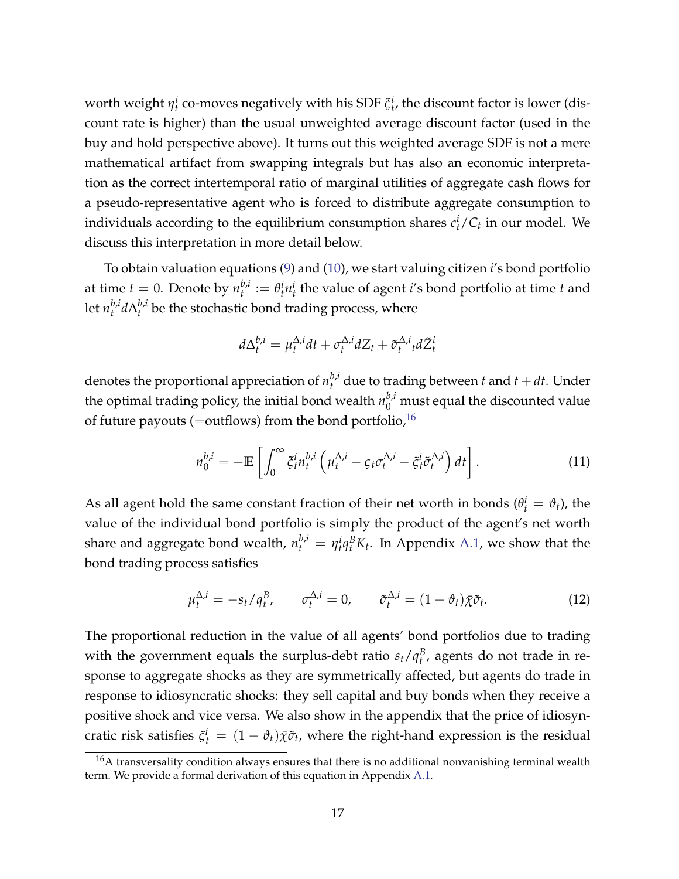worth weight $\eta_t^i$ co-moves negatively with his SDF $\xi_t^i$, the discount factor is lower (discount rate is higher) than the usual unweighted average discount factor (used in the buy and hold perspective above). It turns out this weighted average SDF is not a mere mathematical artifact from swapping integrals but has also an economic interpretation as the correct intertemporal ratio of marginal utilities of aggregate cash flows for a pseudo-representative agent who is forced to distribute aggregate consumption to individuals according to the equilibrium consumption shares $c_t^i/C_t$ in our model. We discuss this interpretation in more detail below.

To obtain valuation equations (9) and (10), we start valuing citizen $i$'s bond portfolio at time $t = 0$. Denote by $n_t^{b,i} := \theta_t^i n_t^i$ the value of agent $i$'s bond portfolio at time $t$ and let $n_t^{b,i} d\Delta_t^{b,i}$ be the stochastic bond trading process, where

$$d\Delta_t^{b,i} = \mu_t^{\Delta,i} dt + \sigma_t^{\Delta,i} dZ_t + \tilde{\sigma}_t^{\Delta,i}{}_t d\tilde{Z}_t^i$$

denotes the proportional appreciation of $n_t^{b,i}$ due to trading between $t$ and $t + dt$. Under the optimal trading policy, the initial bond wealth $n_0^{b,i}$ must equal the discounted value of future payouts (=outflows) from the bond portfolio,[16]

$$n_0^{b,i} = -\mathbb{E}\left[\int_0^\infty \xi_t^i n_t^{b,i}\left(\mu_t^{\Delta,i} - \varsigma_t \sigma_t^{\Delta,i} - \tilde{\varsigma}_t^i \tilde{\sigma}_t^{\Delta,i}\right) dt\right]. \tag{11}$$

As all agent hold the same constant fraction of their net worth in bonds ($\theta_t^i = \vartheta_t$), the value of the individual bond portfolio is simply the product of the agent's net worth share and aggregate bond wealth, $n_t^{b,i} = \eta_t^i q_t^B K_t$. In Appendix A.1, we show that the bond trading process satisfies

$$\mu_t^{\Delta,i} = -s_t/q_t^B, \qquad \sigma_t^{\Delta,i} = 0, \qquad \tilde{\sigma}_t^{\Delta,i} = (1 - \vartheta_t)\bar{\chi}\tilde{\sigma}_t. \tag{12}$$

The proportional reduction in the value of all agents' bond portfolios due to trading with the government equals the surplus-debt ratio $s_t/q_t^B$, agents do not trade in response to aggregate shocks as they are symmetrically affected, but agents do trade in response to idiosyncratic shocks: they sell capital and buy bonds when they receive a positive shock and vice versa. We also show in the appendix that the price of idiosyncratic risk satisfies $\tilde{\varsigma}_t^i = (1 - \vartheta_t)\bar{\chi}\tilde{\sigma}_t$, where the right-hand expression is the residual

[16] A transversality condition always ensures that there is no additional nonvanishing terminal wealth term. We provide a formal derivation of this equation in Appendix A.1.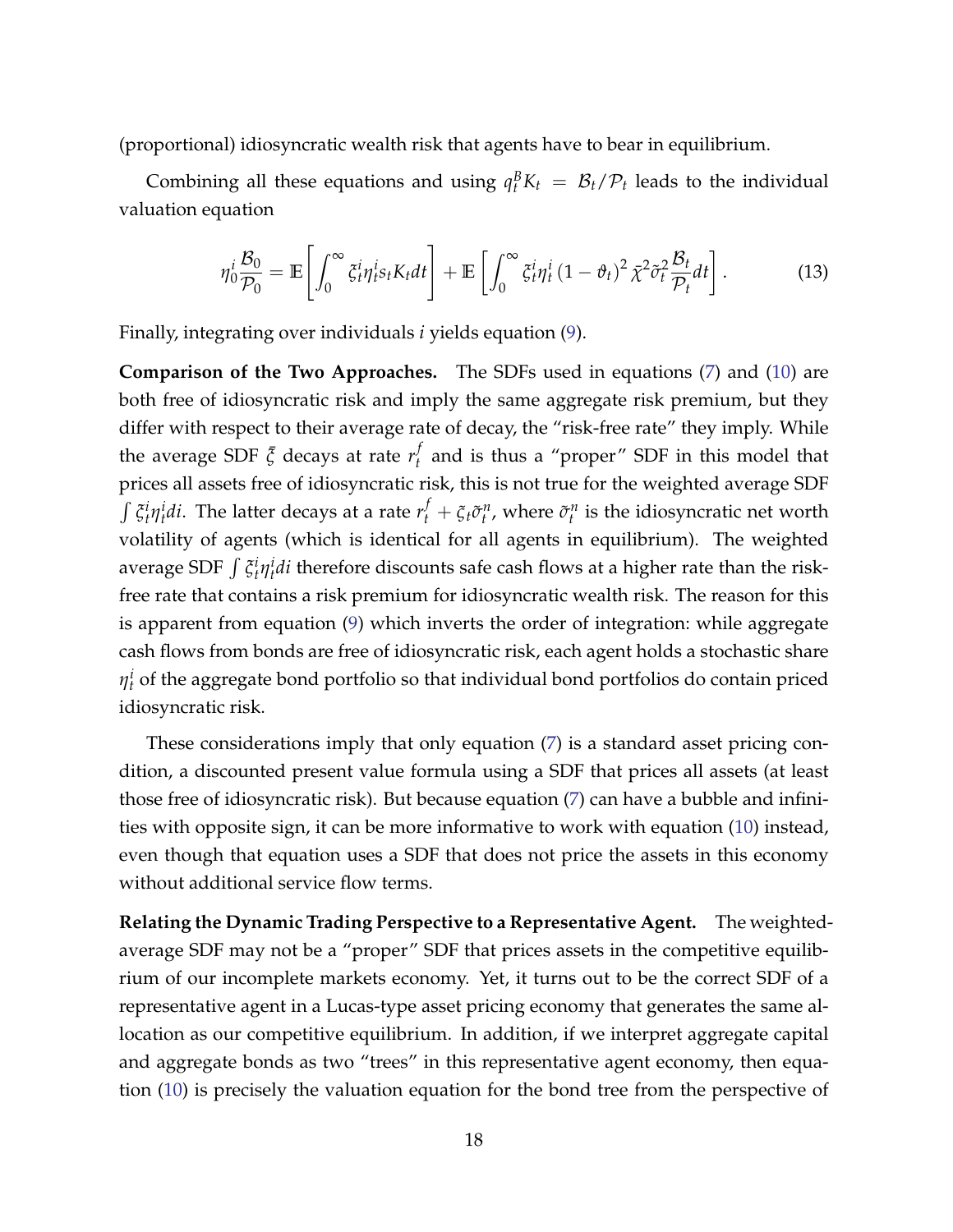(proportional) idiosyncratic wealth risk that agents have to bear in equilibrium.

Combining all these equations and using $q_t^B K_t = \mathcal{B}_t/\mathcal{P}_t$ leads to the individual valuation equation

$$\eta_0^i \frac{\mathcal{B}_0}{\mathcal{P}_0} = \mathbb{E}\left[\int_0^\infty \xi_t^i \eta_t^i s_t K_t dt\right] + \mathbb{E}\left[\int_0^\infty \xi_t^i \eta_t^i \left(1-\vartheta_t\right)^2 \bar{\chi}^2 \tilde{\sigma}_t^2 \frac{\mathcal{B}_t}{\mathcal{P}_t} dt\right]. \tag{13}$$

Finally, integrating over individuals $i$ yields equation (9).

**Comparison of the Two Approaches.** The SDFs used in equations (7) and (10) are both free of idiosyncratic risk and imply the same aggregate risk premium, but they differ with respect to their average rate of decay, the "risk-free rate" they imply. While the average SDF $\bar{\xi}$ decays at rate $r_t^f$ and is thus a "proper" SDF in this model that prices all assets free of idiosyncratic risk, this is not true for the weighted average SDF $\int \xi_t^i \eta_t^i di$. The latter decays at a rate $r_t^f + \tilde{\varsigma}_t \tilde{\sigma}_t^n$, where $\tilde{\sigma}_t^n$ is the idiosyncratic net worth volatility of agents (which is identical for all agents in equilibrium). The weighted average SDF $\int \xi_t^i \eta_t^i di$ therefore discounts safe cash flows at a higher rate than the risk-free rate that contains a risk premium for idiosyncratic wealth risk. The reason for this is apparent from equation (9) which inverts the order of integration: while aggregate cash flows from bonds are free of idiosyncratic risk, each agent holds a stochastic share $\eta_t^i$ of the aggregate bond portfolio so that individual bond portfolios do contain priced idiosyncratic risk.

These considerations imply that only equation (7) is a standard asset pricing condition, a discounted present value formula using a SDF that prices all assets (at least those free of idiosyncratic risk). But because equation (7) can have a bubble and infinities with opposite sign, it can be more informative to work with equation (10) instead, even though that equation uses a SDF that does not price the assets in this economy without additional service flow terms.

**Relating the Dynamic Trading Perspective to a Representative Agent.** The weighted-average SDF may not be a "proper" SDF that prices assets in the competitive equilibrium of our incomplete markets economy. Yet, it turns out to be the correct SDF of a representative agent in a Lucas-type asset pricing economy that generates the same allocation as our competitive equilibrium. In addition, if we interpret aggregate capital and aggregate bonds as two "trees" in this representative agent economy, then equation (10) is precisely the valuation equation for the bond tree from the perspective of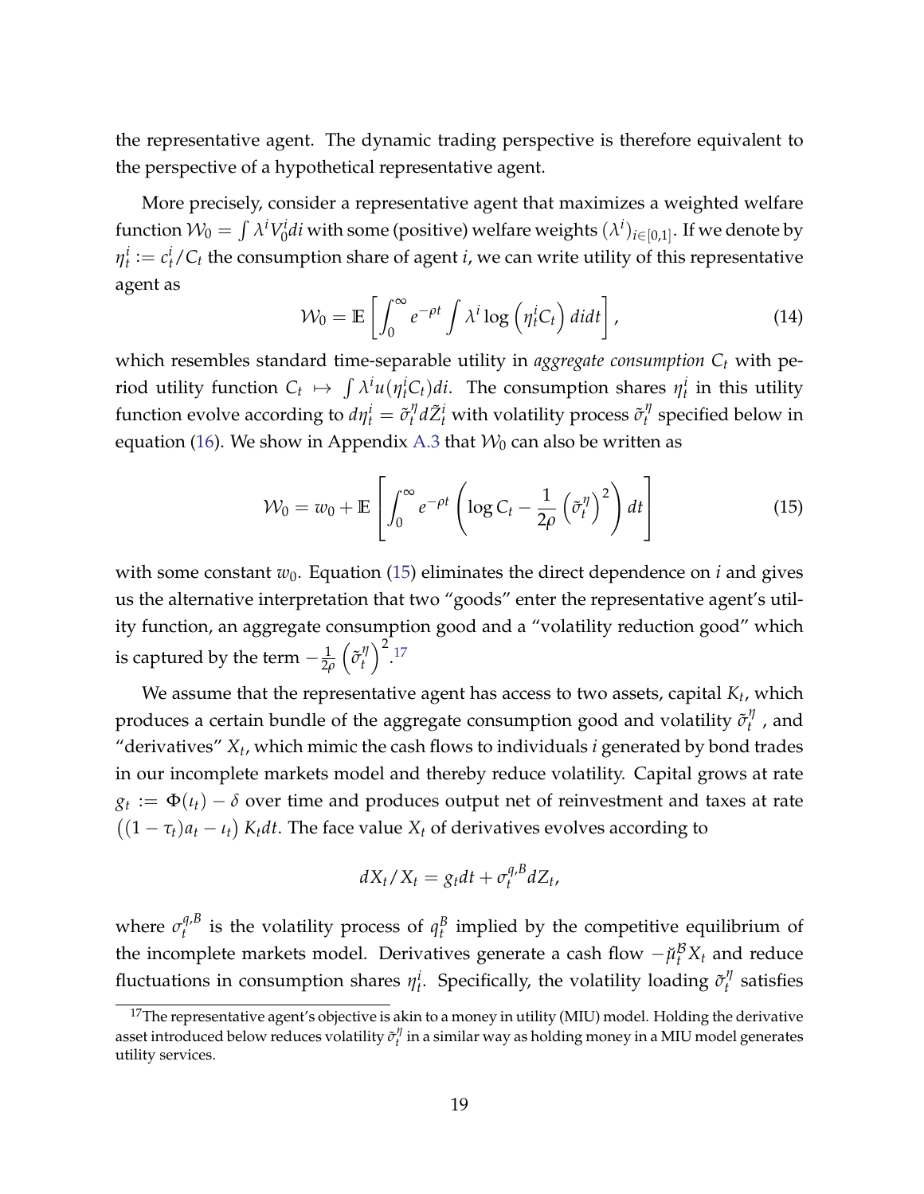the representative agent. The dynamic trading perspective is therefore equivalent to the perspective of a hypothetical representative agent.

More precisely, consider a representative agent that maximizes a weighted welfare function $\mathcal{W}_0 = \int \lambda^i V_0^i di$ with some (positive) welfare weights $(\lambda^i)_{i\in[0,1]}$. If we denote by $\eta_t^i := c_t^i / C_t$ the consumption share of agent $i$, we can write utility of this representative agent as

$$\mathcal{W}_0 = \mathbb{E}\left[\int_0^\infty e^{-\rho t} \int \lambda^i \log\left(\eta_t^i C_t\right) di dt\right], \tag{14}$$

which resembles standard time-separable utility in *aggregate consumption* $C_t$ with period utility function $C_t \mapsto \int \lambda^i u(\eta_t^i C_t) di$. The consumption shares $\eta_t^i$ in this utility function evolve according to $d\eta_t^i = \tilde{\sigma}_t^\eta d\tilde{Z}_t^i$ with volatility process $\tilde{\sigma}_t^\eta$ specified below in equation (16). We show in Appendix A.3 that $\mathcal{W}_0$ can also be written as

$$\mathcal{W}_0 = w_0 + \mathbb{E}\left[\int_0^\infty e^{-\rho t}\left(\log C_t - \frac{1}{2\rho}\left(\tilde{\sigma}_t^\eta\right)^2\right) dt\right] \tag{15}$$

with some constant $w_0$. Equation (15) eliminates the direct dependence on $i$ and gives us the alternative interpretation that two "goods" enter the representative agent's utility function, an aggregate consumption good and a "volatility reduction good" which is captured by the term $-\frac{1}{2\rho}\left(\tilde{\sigma}_t^\eta\right)^2$.[17]

We assume that the representative agent has access to two assets, capital $K_t$, which produces a certain bundle of the aggregate consumption good and volatility $\tilde{\sigma}_t^\eta$, and "derivatives" $X_t$, which mimic the cash flows to individuals $i$ generated by bond trades in our incomplete markets model and thereby reduce volatility. Capital grows at rate $g_t := \Phi(\iota_t) - \delta$ over time and produces output net of reinvestment and taxes at rate $\left((1-\tau_t)a_t - \iota_t\right) K_t dt$. The face value $X_t$ of derivatives evolves according to

$$dX_t / X_t = g_t dt + \sigma_t^{q,B} dZ_t,$$

where $\sigma_t^{q,B}$ is the volatility process of $q_t^B$ implied by the competitive equilibrium of the incomplete markets model. Derivatives generate a cash flow $-\breve{\mu}_t^{\mathcal{B}} X_t$ and reduce fluctuations in consumption shares $\eta_t^i$. Specifically, the volatility loading $\tilde{\sigma}_t^\eta$ satisfies

[17] The representative agent's objective is akin to a money in utility (MIU) model. Holding the derivative asset introduced below reduces volatility $\tilde{\sigma}_t^\eta$ in a similar way as holding money in a MIU model generates utility services.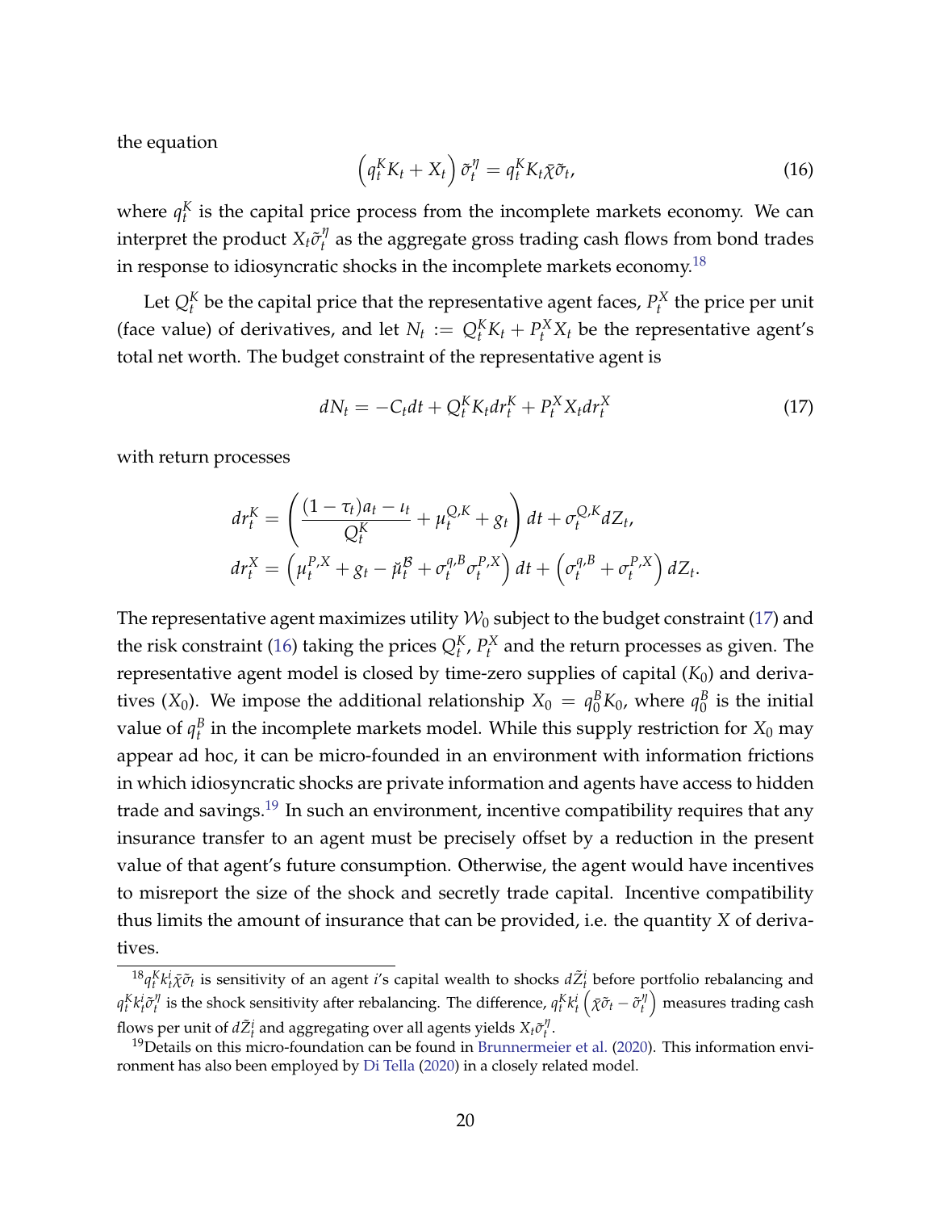the equation

$$\left(q_t^K K_t + X_t\right)\tilde{\sigma}_t^\eta = q_t^K K_t \bar{\chi}\tilde{\sigma}_t, \tag{16}$$

where $q_t^K$ is the capital price process from the incomplete markets economy. We can interpret the product $X_t\tilde{\sigma}_t^\eta$ as the aggregate gross trading cash flows from bond trades in response to idiosyncratic shocks in the incomplete markets economy.[18]

Let $Q_t^K$ be the capital price that the representative agent faces, $P_t^X$ the price per unit (face value) of derivatives, and let $N_t := Q_t^K K_t + P_t^X X_t$ be the representative agent's total net worth. The budget constraint of the representative agent is

$$dN_t = -C_t dt + Q_t^K K_t dr_t^K + P_t^X X_t dr_t^X \tag{17}$$

with return processes

$$\begin{aligned}
dr_t^K &= \left(\frac{(1-\tau_t)a_t - \iota_t}{Q_t^K} + \mu_t^{Q,K} + g_t\right)dt + \sigma_t^{Q,K} dZ_t, \\
dr_t^X &= \left(\mu_t^{P,X} + g_t - \check{\mu}_t^{\mathcal{B}} + \sigma_t^{q,B}\sigma_t^{P,X}\right)dt + \left(\sigma_t^{q,B} + \sigma_t^{P,X}\right)dZ_t.
\end{aligned}$$

The representative agent maximizes utility $\mathcal{W}_0$ subject to the budget constraint (17) and the risk constraint (16) taking the prices $Q_t^K$, $P_t^X$ and the return processes as given. The representative agent model is closed by time-zero supplies of capital ($K_0$) and derivatives ($X_0$). We impose the additional relationship $X_0 = q_0^B K_0$, where $q_0^B$ is the initial value of $q_t^B$ in the incomplete markets model. While this supply restriction for $X_0$ may appear ad hoc, it can be micro-founded in an environment with information frictions in which idiosyncratic shocks are private information and agents have access to hidden trade and savings.[19] In such an environment, incentive compatibility requires that any insurance transfer to an agent must be precisely offset by a reduction in the present value of that agent's future consumption. Otherwise, the agent would have incentives to misreport the size of the shock and secretly trade capital. Incentive compatibility thus limits the amount of insurance that can be provided, i.e. the quantity $X$ of derivatives.

[18] $q_t^K k_t^i \bar{\chi}\tilde{\sigma}_t$ is sensitivity of an agent $i$'s capital wealth to shocks $d\tilde{Z}_t^i$ before portfolio rebalancing and $q_t^K k_t^i \tilde{\sigma}_t^\eta$ is the shock sensitivity after rebalancing. The difference, $q_t^K k_t^i\left(\bar{\chi}\tilde{\sigma}_t - \tilde{\sigma}_t^\eta\right)$ measures trading cash flows per unit of $d\tilde{Z}_t^i$ and aggregating over all agents yields $X_t\tilde{\sigma}_t^\eta$.

[19] Details on this micro-foundation can be found in Brunnermeier et al. (2020). This information environment has also been employed by Di Tella (2020) in a closely related model.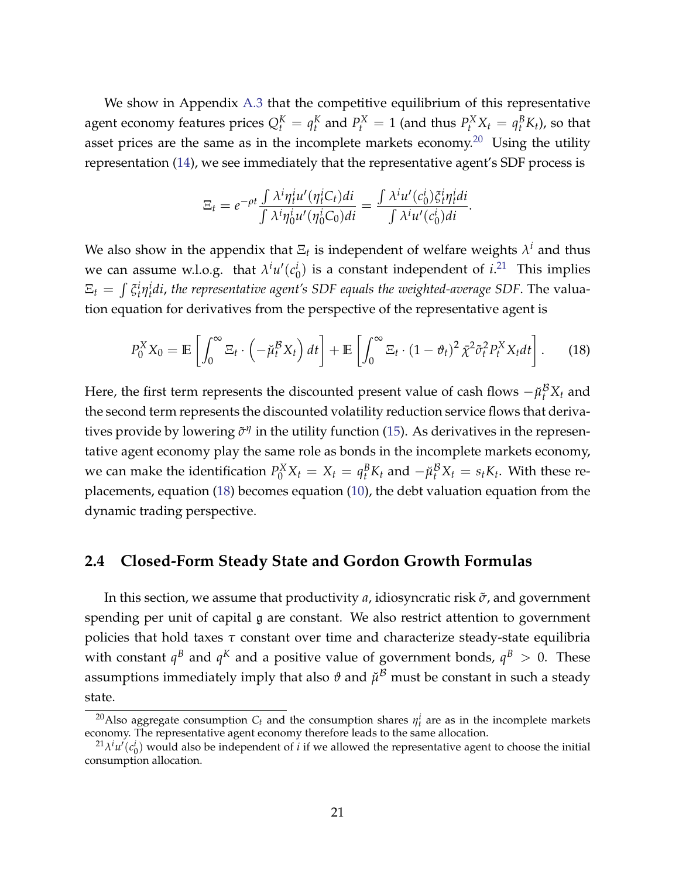We show in Appendix A.3 that the competitive equilibrium of this representative agent economy features prices $Q_t^K = q_t^K$ and $P_t^X = 1$ (and thus $P_t^X X_t = q_t^B K_t$), so that asset prices are the same as in the incomplete markets economy.[20] Using the utility representation (14), we see immediately that the representative agent's SDF process is

$$\Xi_t = e^{-\rho t} \frac{\int \lambda^i \eta_t^i u'(\eta_t^i C_t) di}{\int \lambda^i \eta_0^i u'(\eta_0^i C_0) di} = \frac{\int \lambda^i u'(c_0^i) \xi_t^i \eta_t^i di}{\int \lambda^i u'(c_0^i) di}.$$

We also show in the appendix that $\Xi_t$ is independent of welfare weights $\lambda^i$ and thus we can assume w.l.o.g. that $\lambda^i u'(c_0^i)$ is a constant independent of $i$.[21] This implies $\Xi_t = \int \xi_t^i \eta_t^i di$, *the representative agent's SDF equals the weighted-average SDF*. The valuation equation for derivatives from the perspective of the representative agent is

$$P_0^X X_0 = \mathbb{E}\left[\int_0^\infty \Xi_t \cdot \left(-\check{\mu}_t^{\mathcal{B}} X_t\right) dt\right] + \mathbb{E}\left[\int_0^\infty \Xi_t \cdot (1-\vartheta_t)^2 \,\bar{\chi}^2 \tilde{\sigma}_t^2 P_t^X X_t dt\right]. \tag{18}$$

Here, the first term represents the discounted present value of cash flows $-\check{\mu}_t^{\mathcal{B}} X_t$ and the second term represents the discounted volatility reduction service flows that derivatives provide by lowering $\tilde{\sigma}^\eta$ in the utility function (15). As derivatives in the representative agent economy play the same role as bonds in the incomplete markets economy, we can make the identification $P_0^X X_t = X_t = q_t^B K_t$ and $-\check{\mu}_t^{\mathcal{B}} X_t = s_t K_t$. With these replacements, equation (18) becomes equation (10), the debt valuation equation from the dynamic trading perspective.

## 2.4 Closed-Form Steady State and Gordon Growth Formulas

In this section, we assume that productivity $a$, idiosyncratic risk $\tilde{\sigma}$, and government spending per unit of capital $\mathfrak{g}$ are constant. We also restrict attention to government policies that hold taxes $\tau$ constant over time and characterize steady-state equilibria with constant $q^B$ and $q^K$ and a positive value of government bonds, $q^B > 0$. These assumptions immediately imply that also $\vartheta$ and $\check{\mu}^{\mathcal{B}}$ must be constant in such a steady state.

---

[20] Also aggregate consumption $C_t$ and the consumption shares $\eta_t^i$ are as in the incomplete markets economy. The representative agent economy therefore leads to the same allocation.

[21] $\lambda^i u'(c_0^i)$ would also be independent of $i$ if we allowed the representative agent to choose the initial consumption allocation.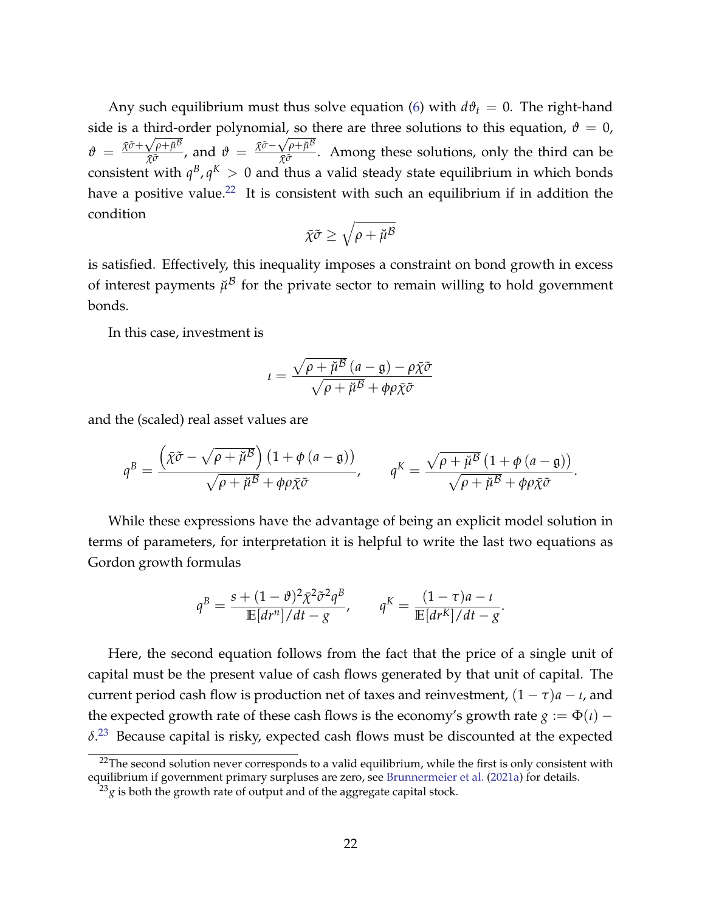Any such equilibrium must thus solve equation (6) with $d\vartheta_t = 0$. The right-hand side is a third-order polynomial, so there are three solutions to this equation, $\vartheta = 0$, $\vartheta = \frac{\bar{\chi}\tilde{\sigma}+\sqrt{\rho+\breve{\mu}^{\mathcal{B}}}}{\bar{\chi}\tilde{\sigma}}$, and $\vartheta = \frac{\bar{\chi}\tilde{\sigma}-\sqrt{\rho+\breve{\mu}^{\mathcal{B}}}}{\bar{\chi}\tilde{\sigma}}$. Among these solutions, only the third can be consistent with $q^B, q^K > 0$ and thus a valid steady state equilibrium in which bonds have a positive value.[22] It is consistent with such an equilibrium if in addition the condition

$$\bar{\chi}\tilde{\sigma} \geq \sqrt{\rho + \breve{\mu}^{\mathcal{B}}}$$

is satisfied. Effectively, this inequality imposes a constraint on bond growth in excess of interest payments $\breve{\mu}^{\mathcal{B}}$ for the private sector to remain willing to hold government bonds.

In this case, investment is

$$\iota = \frac{\sqrt{\rho + \breve{\mu}^{\mathcal{B}}}\,(a - \mathfrak{g}) - \rho\bar{\chi}\tilde{\sigma}}{\sqrt{\rho + \breve{\mu}^{\mathcal{B}}} + \phi\rho\bar{\chi}\tilde{\sigma}}$$

and the (scaled) real asset values are

$$q^B = \frac{\left(\bar{\chi}\tilde{\sigma} - \sqrt{\rho + \breve{\mu}^{\mathcal{B}}}\right)\left(1 + \phi\,(a - \mathfrak{g})\right)}{\sqrt{\rho + \breve{\mu}^{\mathcal{B}}} + \phi\rho\bar{\chi}\tilde{\sigma}}, \qquad q^K = \frac{\sqrt{\rho + \breve{\mu}^{\mathcal{B}}}\left(1 + \phi\,(a - \mathfrak{g})\right)}{\sqrt{\rho + \breve{\mu}^{\mathcal{B}}} + \phi\rho\bar{\chi}\tilde{\sigma}}.$$

While these expressions have the advantage of being an explicit model solution in terms of parameters, for interpretation it is helpful to write the last two equations as Gordon growth formulas

$$q^B = \frac{s + (1-\vartheta)^2\bar{\chi}^2\tilde{\sigma}^2 q^B}{\mathbb{E}[dr^n]/dt - g}, \qquad q^K = \frac{(1-\tau)a - \iota}{\mathbb{E}[dr^K]/dt - g}.$$

Here, the second equation follows from the fact that the price of a single unit of capital must be the present value of cash flows generated by that unit of capital. The current period cash flow is production net of taxes and reinvestment, $(1-\tau)a - \iota$, and the expected growth rate of these cash flows is the economy's growth rate $g := \Phi(\iota) - \delta$.[23] Because capital is risky, expected cash flows must be discounted at the expected

[22] The second solution never corresponds to a valid equilibrium, while the first is only consistent with equilibrium if government primary surpluses are zero, see Brunnermeier et al. (2021a) for details.

[23] $g$ is both the growth rate of output and of the aggregate capital stock.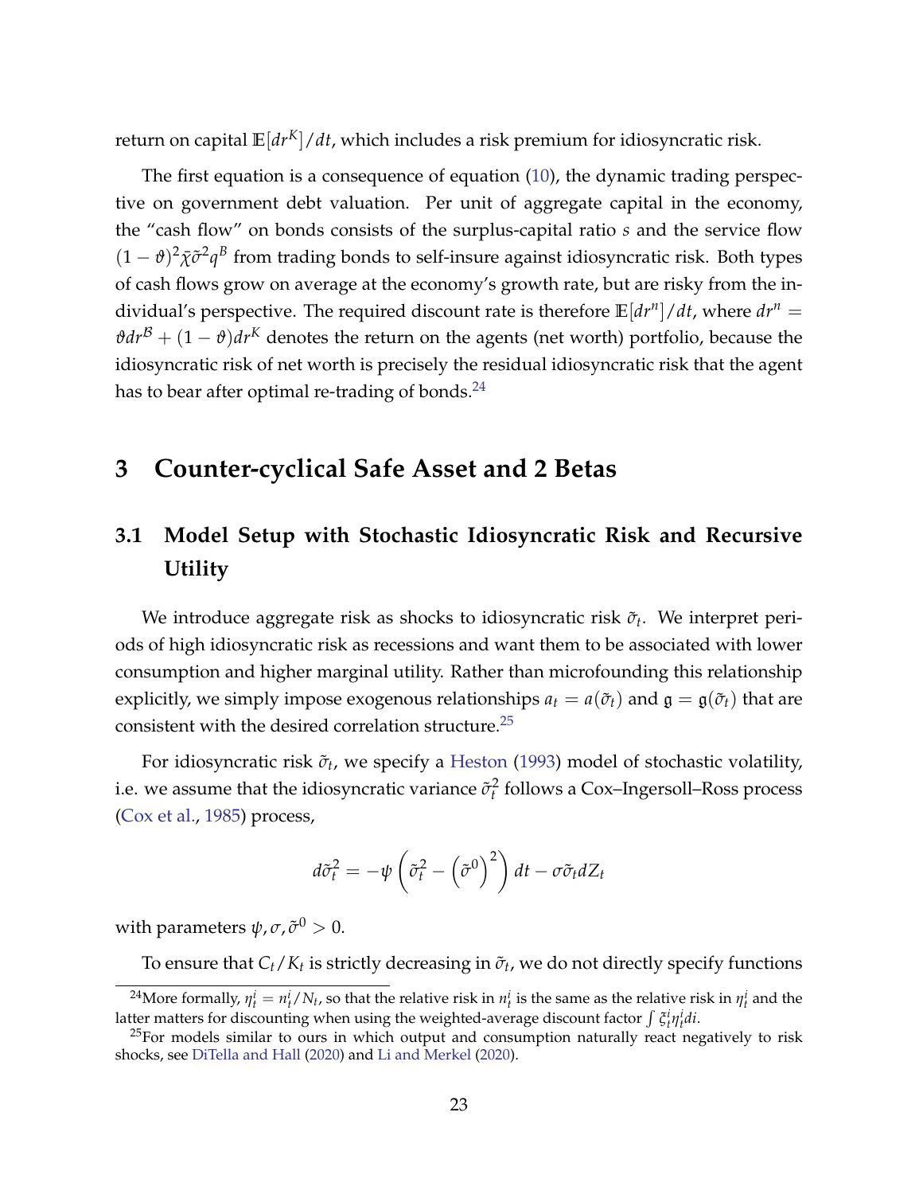return on capital $\mathbb{E}[dr^K]/dt$, which includes a risk premium for idiosyncratic risk.

The first equation is a consequence of equation (10), the dynamic trading perspective on government debt valuation. Per unit of aggregate capital in the economy, the "cash flow" on bonds consists of the surplus-capital ratio $s$ and the service flow $(1-\vartheta)^2\bar{\chi}\tilde{\sigma}^2 q^B$ from trading bonds to self-insure against idiosyncratic risk. Both types of cash flows grow on average at the economy's growth rate, but are risky from the individual's perspective. The required discount rate is therefore $\mathbb{E}[dr^n]/dt$, where $dr^n = \vartheta dr^{\mathcal{B}} + (1-\vartheta)dr^K$ denotes the return on the agents (net worth) portfolio, because the idiosyncratic risk of net worth is precisely the residual idiosyncratic risk that the agent has to bear after optimal re-trading of bonds.[24]

# 3 Counter-cyclical Safe Asset and 2 Betas

## 3.1 Model Setup with Stochastic Idiosyncratic Risk and Recursive Utility

We introduce aggregate risk as shocks to idiosyncratic risk $\tilde{\sigma}_t$. We interpret periods of high idiosyncratic risk as recessions and want them to be associated with lower consumption and higher marginal utility. Rather than microfounding this relationship explicitly, we simply impose exogenous relationships $a_t = a(\tilde{\sigma}_t)$ and $\mathfrak{g} = \mathfrak{g}(\tilde{\sigma}_t)$ that are consistent with the desired correlation structure.[25]

For idiosyncratic risk $\tilde{\sigma}_t$, we specify a Heston (1993) model of stochastic volatility, i.e. we assume that the idiosyncratic variance $\tilde{\sigma}_t^2$ follows a Cox–Ingersoll–Ross process (Cox et al., 1985) process,

$$d\tilde{\sigma}_t^2 = -\psi\left(\tilde{\sigma}_t^2 - \left(\tilde{\sigma}^0\right)^2\right)dt - \sigma\tilde{\sigma}_t dZ_t$$

with parameters $\psi, \sigma, \tilde{\sigma}^0 > 0$.

To ensure that $C_t/K_t$ is strictly decreasing in $\tilde{\sigma}_t$, we do not directly specify functions

[24] More formally, $\eta_t^i = n_t^i/N_t$, so that the relative risk in $n_t^i$ is the same as the relative risk in $\eta_t^i$ and the latter matters for discounting when using the weighted-average discount factor $\int \xi_t^i \eta_t^i di$.

[25] For models similar to ours in which output and consumption naturally react negatively to risk shocks, see DiTella and Hall (2020) and Li and Merkel (2020).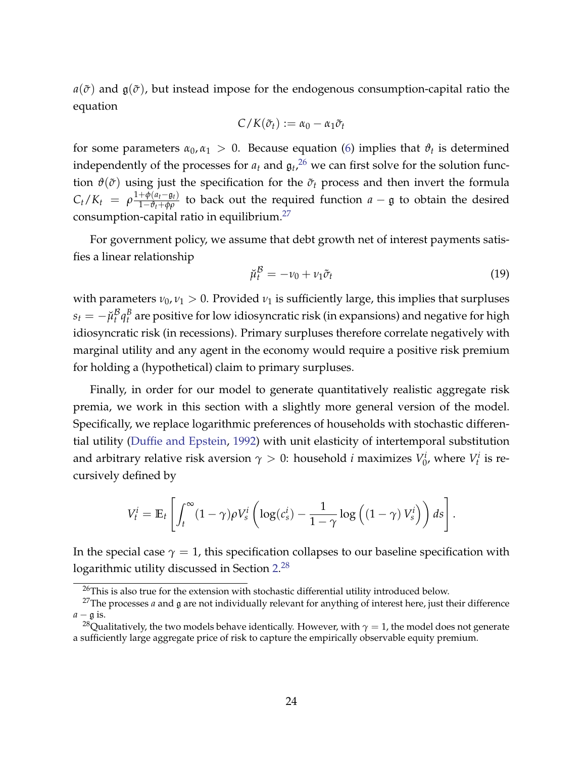$a(\tilde{\sigma})$ and $\mathfrak{g}(\tilde{\sigma})$, but instead impose for the endogenous consumption-capital ratio the equation

$$C/K(\tilde{\sigma}_t) := \alpha_0 - \alpha_1 \tilde{\sigma}_t$$

for some parameters $\alpha_0, \alpha_1 > 0$. Because equation (6) implies that $\vartheta_t$ is determined independently of the processes for $a_t$ and $\mathfrak{g}_t$,[26] we can first solve for the solution function $\vartheta(\tilde{\sigma})$ using just the specification for the $\tilde{\sigma}_t$ process and then invert the formula $C_t/K_t = \rho \frac{1+\phi(a_t - \mathfrak{g}_t)}{1-\vartheta_t + \phi\rho}$ to back out the required function $a - \mathfrak{g}$ to obtain the desired consumption-capital ratio in equilibrium.[27]

For government policy, we assume that debt growth net of interest payments satisfies a linear relationship

$$\breve{\mu}_t^{\mathcal{B}} = -\nu_0 + \nu_1 \tilde{\sigma}_t \tag{19}$$

with parameters $\nu_0, \nu_1 > 0$. Provided $\nu_1$ is sufficiently large, this implies that surpluses $s_t = -\breve{\mu}_t^{\mathcal{B}} q_t^B$ are positive for low idiosyncratic risk (in expansions) and negative for high idiosyncratic risk (in recessions). Primary surpluses therefore correlate negatively with marginal utility and any agent in the economy would require a positive risk premium for holding a (hypothetical) claim to primary surpluses.

Finally, in order for our model to generate quantitatively realistic aggregate risk premia, we work in this section with a slightly more general version of the model. Specifically, we replace logarithmic preferences of households with stochastic differential utility (Duffie and Epstein, 1992) with unit elasticity of intertemporal substitution and arbitrary relative risk aversion $\gamma > 0$: household $i$ maximizes $V_0^i$, where $V_t^i$ is recursively defined by

$$V_t^i = \mathbb{E}_t \left[ \int_t^\infty (1-\gamma)\rho V_s^i \left( \log(c_s^i) - \frac{1}{1-\gamma} \log\left( (1-\gamma) V_s^i \right) \right) ds \right].$$

In the special case $\gamma = 1$, this specification collapses to our baseline specification with logarithmic utility discussed in Section 2.[28]

[26] This is also true for the extension with stochastic differential utility introduced below.

[27] The processes $a$ and $\mathfrak{g}$ are not individually relevant for anything of interest here, just their difference $a - \mathfrak{g}$ is.

[28] Qualitatively, the two models behave identically. However, with $\gamma = 1$, the model does not generate a sufficiently large aggregate price of risk to capture the empirically observable equity premium.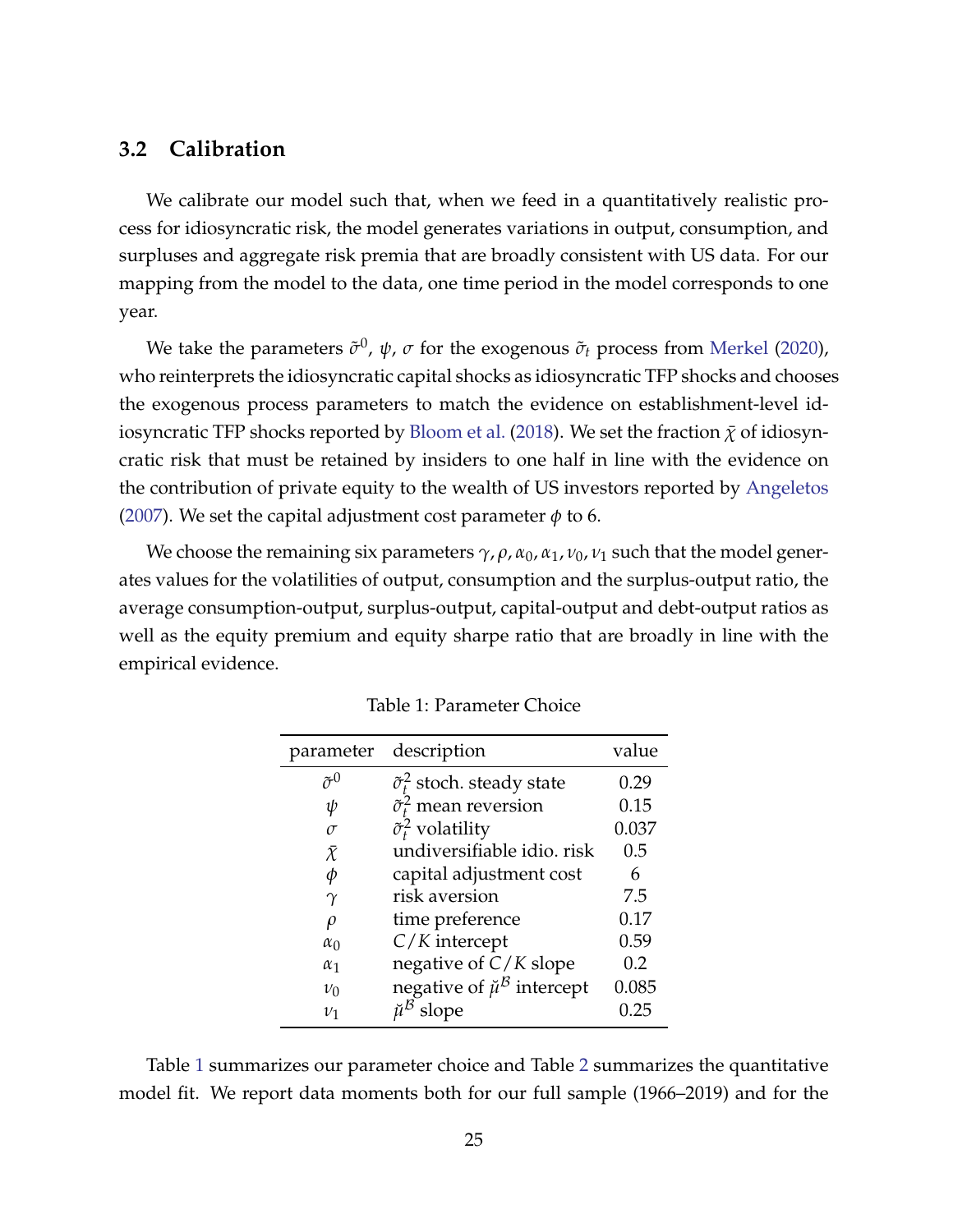### 3.2 Calibration

We calibrate our model such that, when we feed in a quantitatively realistic process for idiosyncratic risk, the model generates variations in output, consumption, and surpluses and aggregate risk premia that are broadly consistent with US data. For our mapping from the model to the data, one time period in the model corresponds to one year.

We take the parameters $\tilde{\sigma}^0$, $\psi$, $\sigma$ for the exogenous $\tilde{\sigma}_t$ process from Merkel (2020), who reinterprets the idiosyncratic capital shocks as idiosyncratic TFP shocks and chooses the exogenous process parameters to match the evidence on establishment-level idiosyncratic TFP shocks reported by Bloom et al. (2018). We set the fraction $\bar{\chi}$ of idiosyncratic risk that must be retained by insiders to one half in line with the evidence on the contribution of private equity to the wealth of US investors reported by Angeletos (2007). We set the capital adjustment cost parameter $\phi$ to 6.

We choose the remaining six parameters $\gamma, \rho, \alpha_0, \alpha_1, \nu_0, \nu_1$ such that the model generates values for the volatilities of output, consumption and the surplus-output ratio, the average consumption-output, surplus-output, capital-output and debt-output ratios as well as the equity premium and equity sharpe ratio that are broadly in line with the empirical evidence.

Table 1: Parameter Choice

| parameter | description | value |
|---|---|---|
| $\tilde{\sigma}^0$ | $\tilde{\sigma}_t^2$ stoch. steady state | 0.29 |
| $\psi$ | $\tilde{\sigma}_t^2$ mean reversion | 0.15 |
| $\sigma$ | $\tilde{\sigma}_t^2$ volatility | 0.037 |
| $\bar{\chi}$ | undiversifiable idio. risk | 0.5 |
| $\phi$ | capital adjustment cost | 6 |
| $\gamma$ | risk aversion | 7.5 |
| $\rho$ | time preference | 0.17 |
| $\alpha_0$ | $C/K$ intercept | 0.59 |
| $\alpha_1$ | negative of $C/K$ slope | 0.2 |
| $\nu_0$ | negative of $\check{\mu}^{\mathcal{B}}$ intercept | 0.085 |
| $\nu_1$ | $\check{\mu}^{\mathcal{B}}$ slope | 0.25 |

Table 1 summarizes our parameter choice and Table 2 summarizes the quantitative model fit. We report data moments both for our full sample (1966–2019) and for the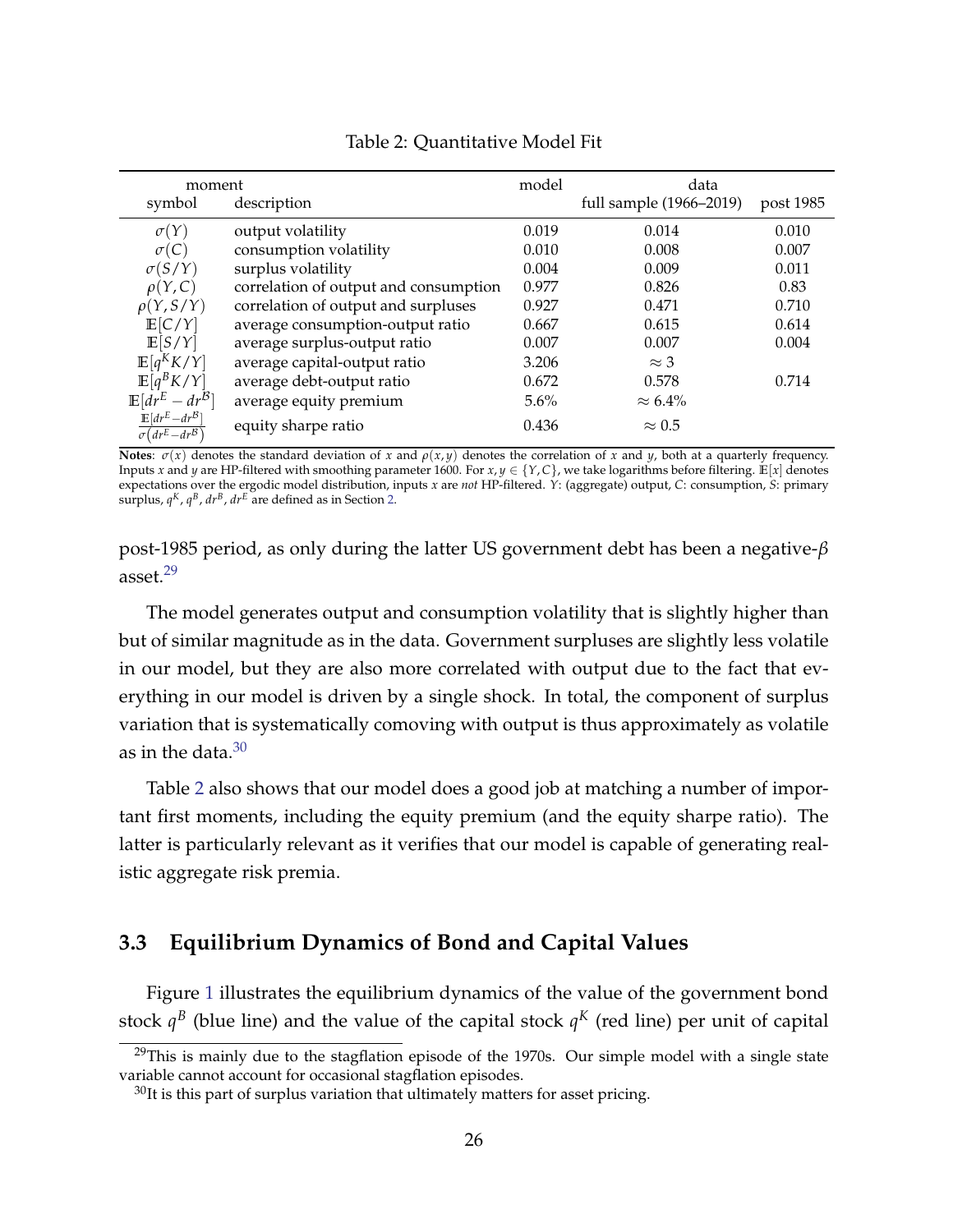Table 2: Quantitative Model Fit

| moment | | model | data | |
|---|---|---|---|---|
| symbol | description | | full sample (1966–2019) | post 1985 |
| $\sigma(Y)$ | output volatility | 0.019 | 0.014 | 0.010 |
| $\sigma(C)$ | consumption volatility | 0.010 | 0.008 | 0.007 |
| $\sigma(S/Y)$ | surplus volatility | 0.004 | 0.009 | 0.011 |
| $\rho(Y,C)$ | correlation of output and consumption | 0.977 | 0.826 | 0.83 |
| $\rho(Y,S/Y)$ | correlation of output and surpluses | 0.927 | 0.471 | 0.710 |
| $\mathbb{E}[C/Y]$ | average consumption-output ratio | 0.667 | 0.615 | 0.614 |
| $\mathbb{E}[S/Y]$ | average surplus-output ratio | 0.007 | 0.007 | 0.004 |
| $\mathbb{E}[q^K K/Y]$ | average capital-output ratio | 3.206 | $\approx 3$ | |
| $\mathbb{E}[q^B K/Y]$ | average debt-output ratio | 0.672 | 0.578 | 0.714 |
| $\mathbb{E}[dr^E - dr^{\mathcal{B}}]$ | average equity premium | 5.6% | $\approx 6.4\%$ | |
| $\frac{\mathbb{E}[dr^E - dr^{\mathcal{B}}]}{\sigma(dr^E - dr^{\mathcal{B}})}$ | equity sharpe ratio | 0.436 | $\approx 0.5$ | |

**Notes**: $\sigma(x)$ denotes the standard deviation of $x$ and $\rho(x,y)$ denotes the correlation of $x$ and $y$, both at a quarterly frequency. Inputs $x$ and $y$ are HP-filtered with smoothing parameter 1600. For $x, y \in \{Y, C\}$, we take logarithms before filtering. $\mathbb{E}[x]$ denotes expectations over the ergodic model distribution, inputs $x$ are *not* HP-filtered. $Y$: (aggregate) output, $C$: consumption, $S$: primary surplus, $q^K$, $q^B$, $dr^B$, $dr^E$ are defined as in Section 2.

post-1985 period, as only during the latter US government debt has been a negative-$\beta$ asset.[29]

The model generates output and consumption volatility that is slightly higher than but of similar magnitude as in the data. Government surpluses are slightly less volatile in our model, but they are also more correlated with output due to the fact that everything in our model is driven by a single shock. In total, the component of surplus variation that is systematically comoving with output is thus approximately as volatile as in the data.[30]

Table 2 also shows that our model does a good job at matching a number of important first moments, including the equity premium (and the equity sharpe ratio). The latter is particularly relevant as it verifies that our model is capable of generating realistic aggregate risk premia.

### 3.3 Equilibrium Dynamics of Bond and Capital Values

Figure 1 illustrates the equilibrium dynamics of the value of the government bond stock $q^B$ (blue line) and the value of the capital stock $q^K$ (red line) per unit of capital

[29] This is mainly due to the stagflation episode of the 1970s. Our simple model with a single state variable cannot account for occasional stagflation episodes.

[30] It is this part of surplus variation that ultimately matters for asset pricing.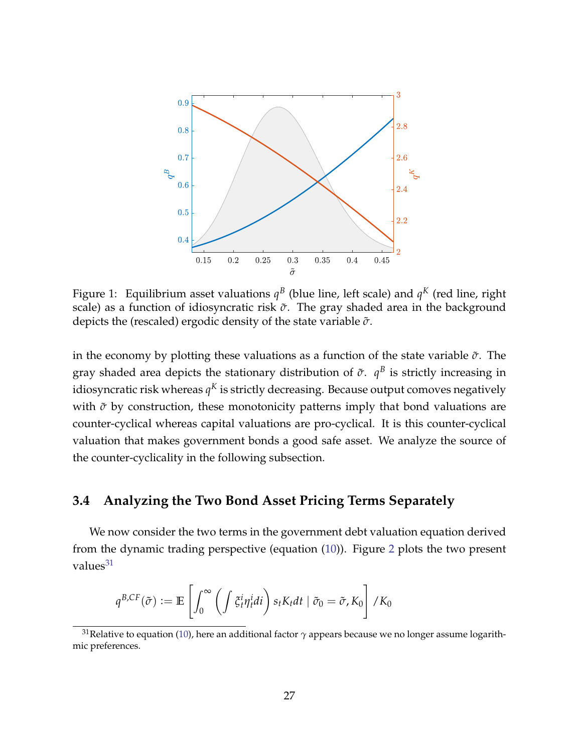Figure 1: Equilibrium asset valuations $q^B$ (blue line, left scale) and $q^K$ (red line, right scale) as a function of idiosyncratic risk $\tilde{\sigma}$. The gray shaded area in the background depicts the (rescaled) ergodic density of the state variable $\tilde{\sigma}$.

in the economy by plotting these valuations as a function of the state variable $\tilde{\sigma}$. The gray shaded area depicts the stationary distribution of $\tilde{\sigma}$. $q^B$ is strictly increasing in idiosyncratic risk whereas $q^K$ is strictly decreasing. Because output comoves negatively with $\tilde{\sigma}$ by construction, these monotonicity patterns imply that bond valuations are counter-cyclical whereas capital valuations are pro-cyclical. It is this counter-cyclical valuation that makes government bonds a good safe asset. We analyze the source of the counter-cyclicality in the following subsection.

### 3.4 Analyzing the Two Bond Asset Pricing Terms Separately

We now consider the two terms in the government debt valuation equation derived from the dynamic trading perspective (equation (10)). Figure 2 plots the two present values[31]

$$q^{B,CF}(\tilde{\sigma}) := \mathbb{E}\left[\int_0^\infty \left(\int \xi_t^i \eta_t^i di\right) s_t K_t dt \mid \tilde{\sigma}_0 = \tilde{\sigma}, K_0\right] / K_0$$

[31] Relative to equation (10), here an additional factor $\gamma$ appears because we no longer assume logarithmic preferences.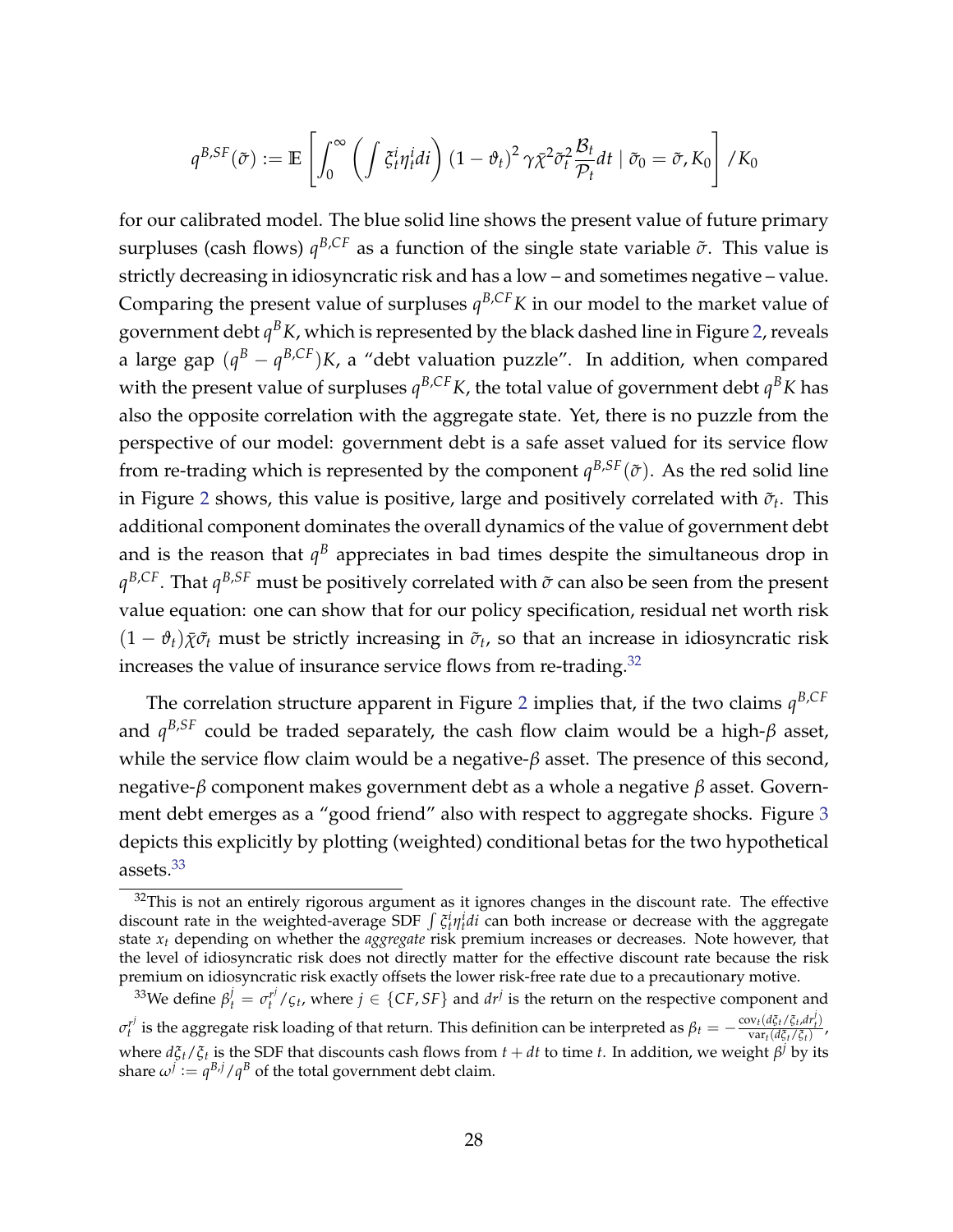$$q^{B,SF}(\tilde{\sigma}) := \mathbb{E}\left[\int_0^\infty \left(\int \xi_t^i \eta_t^i di\right)(1-\vartheta_t)^2 \gamma \bar{\chi}^2 \tilde{\sigma}_t^2 \frac{\mathcal{B}_t}{\mathcal{P}_t} dt \mid \tilde{\sigma}_0 = \tilde{\sigma}, K_0\right] / K_0$$

for our calibrated model. The blue solid line shows the present value of future primary surpluses (cash flows) $q^{B,CF}$ as a function of the single state variable $\tilde{\sigma}$. This value is strictly decreasing in idiosyncratic risk and has a low – and sometimes negative – value. Comparing the present value of surpluses $q^{B,CF}K$ in our model to the market value of government debt $q^B K$, which is represented by the black dashed line in Figure 2, reveals a large gap $(q^B - q^{B,CF})K$, a "debt valuation puzzle". In addition, when compared with the present value of surpluses $q^{B,CF}K$, the total value of government debt $q^B K$ has also the opposite correlation with the aggregate state. Yet, there is no puzzle from the perspective of our model: government debt is a safe asset valued for its service flow from re-trading which is represented by the component $q^{B,SF}(\tilde{\sigma})$. As the red solid line in Figure 2 shows, this value is positive, large and positively correlated with $\tilde{\sigma}_t$. This additional component dominates the overall dynamics of the value of government debt and is the reason that $q^B$ appreciates in bad times despite the simultaneous drop in $q^{B,CF}$. That $q^{B,SF}$ must be positively correlated with $\tilde{\sigma}$ can also be seen from the present value equation: one can show that for our policy specification, residual net worth risk $(1-\vartheta_t)\bar{\chi}\tilde{\sigma}_t$ must be strictly increasing in $\tilde{\sigma}_t$, so that an increase in idiosyncratic risk increases the value of insurance service flows from re-trading.[32]

The correlation structure apparent in Figure 2 implies that, if the two claims $q^{B,CF}$ and $q^{B,SF}$ could be traded separately, the cash flow claim would be a high-$\beta$ asset, while the service flow claim would be a negative-$\beta$ asset. The presence of this second, negative-$\beta$ component makes government debt as a whole a negative $\beta$ asset. Government debt emerges as a "good friend" also with respect to aggregate shocks. Figure 3 depicts this explicitly by plotting (weighted) conditional betas for the two hypothetical assets.[33]

---

[32] This is not an entirely rigorous argument as it ignores changes in the discount rate. The effective discount rate in the weighted-average SDF $\int \xi_t^i \eta_t^i di$ can both increase or decrease with the aggregate state $x_t$ depending on whether the *aggregate* risk premium increases or decreases. Note however, that the level of idiosyncratic risk does not directly matter for the effective discount rate because the risk premium on idiosyncratic risk exactly offsets the lower risk-free rate due to a precautionary motive.

[33] We define $\beta_t^j = \sigma_t^{r^j}/\varsigma_t$, where $j \in \{CF, SF\}$ and $dr^j$ is the return on the respective component and $\sigma_t^{r^j}$ is the aggregate risk loading of that return. This definition can be interpreted as $\beta_t = -\frac{\text{cov}_t(d\xi_t/\xi_t, dr_t^j)}{\text{var}_t(d\xi_t/\xi_t)}$, where $d\xi_t/\xi_t$ is the SDF that discounts cash flows from $t+dt$ to time $t$. In addition, we weight $\beta^j$ by its share $\omega^j := q^{B,j}/q^B$ of the total government debt claim.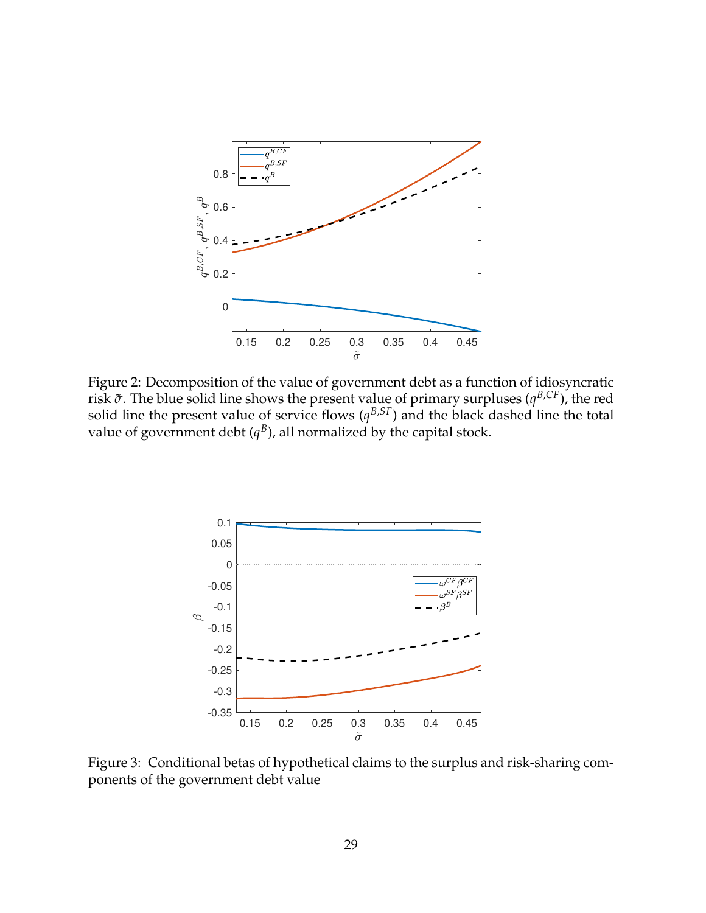Figure 2: Decomposition of the value of government debt as a function of idiosyncratic risk $\tilde{\sigma}$. The blue solid line shows the present value of primary surpluses ($q^{B,CF}$), the red solid line the present value of service flows ($q^{B,SF}$) and the black dashed line the total value of government debt ($q^{B}$), all normalized by the capital stock.

Figure 3: Conditional betas of hypothetical claims to the surplus and risk-sharing components of the government debt value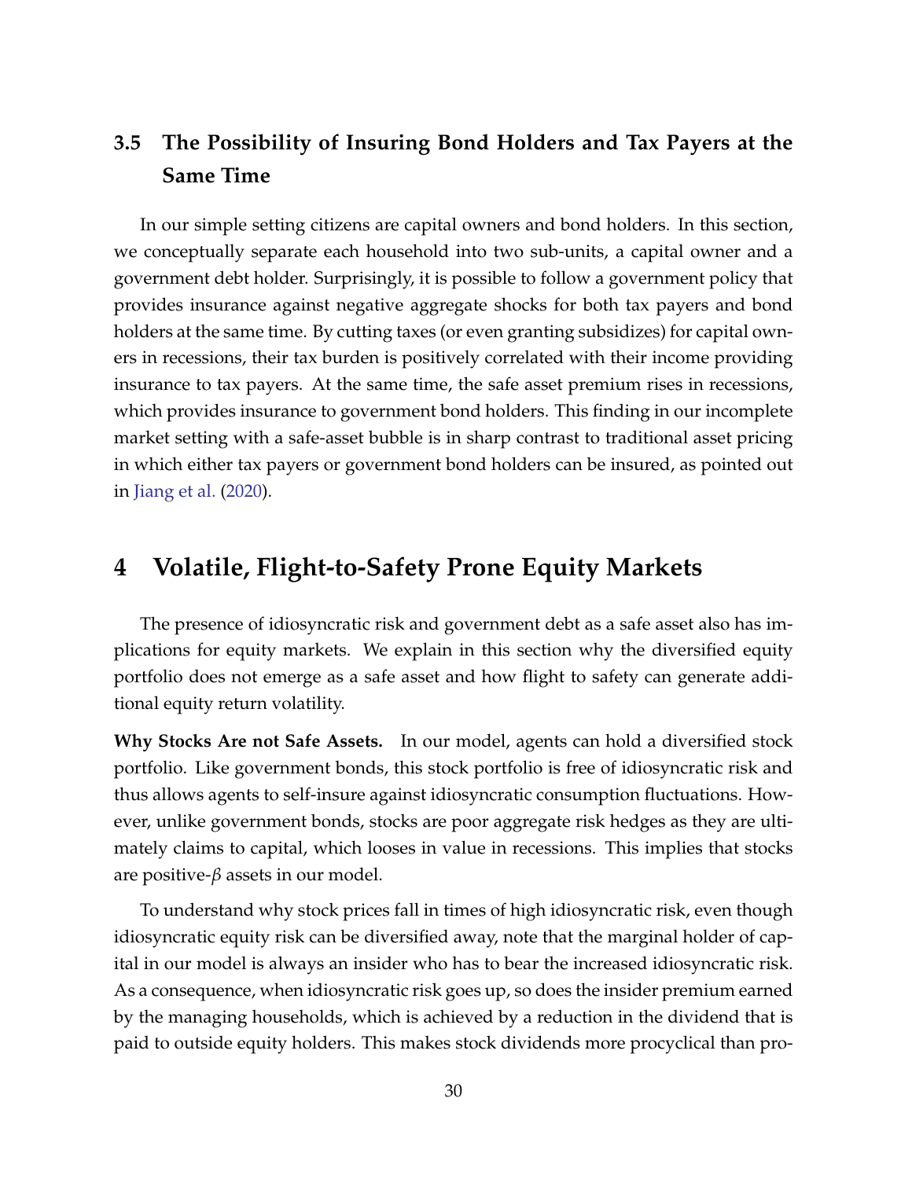## 3.5 The Possibility of Insuring Bond Holders and Tax Payers at the Same Time

In our simple setting citizens are capital owners and bond holders. In this section, we conceptually separate each household into two sub-units, a capital owner and a government debt holder. Surprisingly, it is possible to follow a government policy that provides insurance against negative aggregate shocks for both tax payers and bond holders at the same time. By cutting taxes (or even granting subsidizes) for capital owners in recessions, their tax burden is positively correlated with their income providing insurance to tax payers. At the same time, the safe asset premium rises in recessions, which provides insurance to government bond holders. This finding in our incomplete market setting with a safe-asset bubble is in sharp contrast to traditional asset pricing in which either tax payers or government bond holders can be insured, as pointed out in Jiang et al. (2020).

# 4 Volatile, Flight-to-Safety Prone Equity Markets

The presence of idiosyncratic risk and government debt as a safe asset also has implications for equity markets. We explain in this section why the diversified equity portfolio does not emerge as a safe asset and how flight to safety can generate additional equity return volatility.

**Why Stocks Are not Safe Assets.** In our model, agents can hold a diversified stock portfolio. Like government bonds, this stock portfolio is free of idiosyncratic risk and thus allows agents to self-insure against idiosyncratic consumption fluctuations. However, unlike government bonds, stocks are poor aggregate risk hedges as they are ultimately claims to capital, which looses in value in recessions. This implies that stocks are positive-$\beta$ assets in our model.

To understand why stock prices fall in times of high idiosyncratic risk, even though idiosyncratic equity risk can be diversified away, note that the marginal holder of capital in our model is always an insider who has to bear the increased idiosyncratic risk. As a consequence, when idiosyncratic risk goes up, so does the insider premium earned by the managing households, which is achieved by a reduction in the dividend that is paid to outside equity holders. This makes stock dividends more procyclical than pro-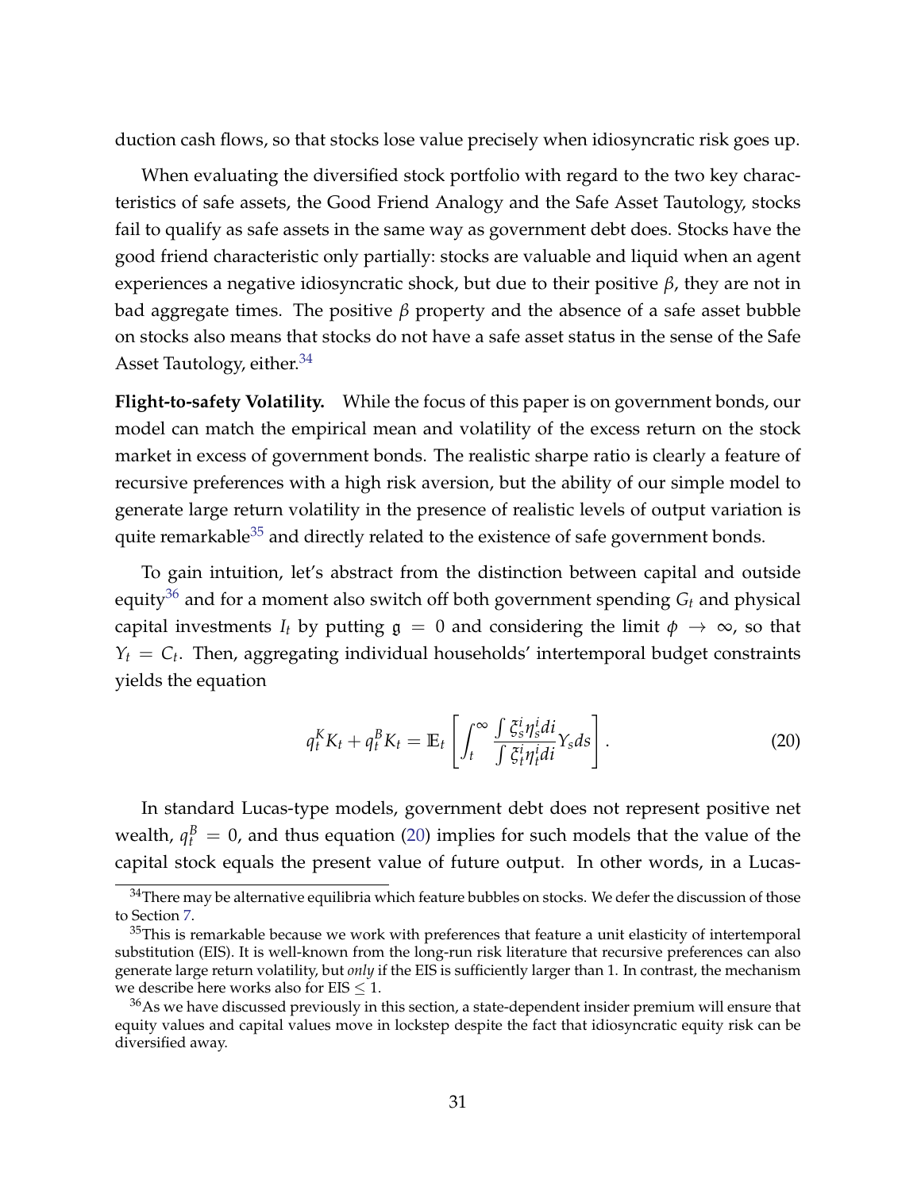duction cash flows, so that stocks lose value precisely when idiosyncratic risk goes up.

When evaluating the diversified stock portfolio with regard to the two key characteristics of safe assets, the Good Friend Analogy and the Safe Asset Tautology, stocks fail to qualify as safe assets in the same way as government debt does. Stocks have the good friend characteristic only partially: stocks are valuable and liquid when an agent experiences a negative idiosyncratic shock, but due to their positive $\beta$, they are not in bad aggregate times. The positive $\beta$ property and the absence of a safe asset bubble on stocks also means that stocks do not have a safe asset status in the sense of the Safe Asset Tautology, either.[34]

**Flight-to-safety Volatility.** While the focus of this paper is on government bonds, our model can match the empirical mean and volatility of the excess return on the stock market in excess of government bonds. The realistic sharpe ratio is clearly a feature of recursive preferences with a high risk aversion, but the ability of our simple model to generate large return volatility in the presence of realistic levels of output variation is quite remarkable[35] and directly related to the existence of safe government bonds.

To gain intuition, let's abstract from the distinction between capital and outside equity[36] and for a moment also switch off both government spending $G_t$ and physical capital investments $I_t$ by putting $\mathfrak{g} = 0$ and considering the limit $\phi \to \infty$, so that $Y_t = C_t$. Then, aggregating individual households' intertemporal budget constraints yields the equation

$$q_t^K K_t + q_t^B K_t = \mathbb{E}_t \left[ \int_t^\infty \frac{\int \xi_s^i \eta_s^i di}{\int \xi_t^i \eta_t^i di} Y_s ds \right]. \tag{20}$$

In standard Lucas-type models, government debt does not represent positive net wealth, $q_t^B = 0$, and thus equation (20) implies for such models that the value of the capital stock equals the present value of future output. In other words, in a Lucas-

[34] There may be alternative equilibria which feature bubbles on stocks. We defer the discussion of those to Section 7.

[35] This is remarkable because we work with preferences that feature a unit elasticity of intertemporal substitution (EIS). It is well-known from the long-run risk literature that recursive preferences can also generate large return volatility, but *only* if the EIS is sufficiently larger than 1. In contrast, the mechanism we describe here works also for EIS $\leq 1$.

[36] As we have discussed previously in this section, a state-dependent insider premium will ensure that equity values and capital values move in lockstep despite the fact that idiosyncratic equity risk can be diversified away.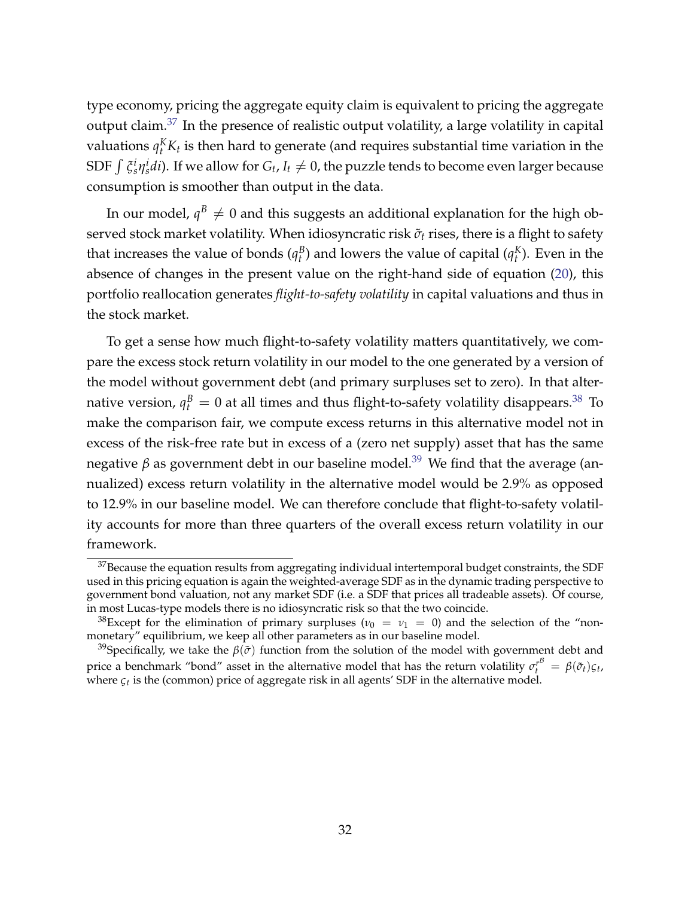type economy, pricing the aggregate equity claim is equivalent to pricing the aggregate output claim.[37] In the presence of realistic output volatility, a large volatility in capital valuations $q_t^K K_t$ is then hard to generate (and requires substantial time variation in the SDF $\int \xi_s^i \eta_s^i di$). If we allow for $G_t$, $I_t \neq 0$, the puzzle tends to become even larger because consumption is smoother than output in the data.

In our model, $q^B \neq 0$ and this suggests an additional explanation for the high observed stock market volatility. When idiosyncratic risk $\tilde{\sigma}_t$ rises, there is a flight to safety that increases the value of bonds ($q_t^B$) and lowers the value of capital ($q_t^K$). Even in the absence of changes in the present value on the right-hand side of equation (20), this portfolio reallocation generates *flight-to-safety volatility* in capital valuations and thus in the stock market.

To get a sense how much flight-to-safety volatility matters quantitatively, we compare the excess stock return volatility in our model to the one generated by a version of the model without government debt (and primary surpluses set to zero). In that alternative version, $q_t^B = 0$ at all times and thus flight-to-safety volatility disappears.[38] To make the comparison fair, we compute excess returns in this alternative model not in excess of the risk-free rate but in excess of a (zero net supply) asset that has the same negative $\beta$ as government debt in our baseline model.[39] We find that the average (annualized) excess return volatility in the alternative model would be 2.9% as opposed to 12.9% in our baseline model. We can therefore conclude that flight-to-safety volatility accounts for more than three quarters of the overall excess return volatility in our framework.

---

[37] Because the equation results from aggregating individual intertemporal budget constraints, the SDF used in this pricing equation is again the weighted-average SDF as in the dynamic trading perspective to government bond valuation, not any market SDF (i.e. a SDF that prices all tradeable assets). Of course, in most Lucas-type models there is no idiosyncratic risk so that the two coincide.

[38] Except for the elimination of primary surpluses ($\nu_0 = \nu_1 = 0$) and the selection of the "non-monetary" equilibrium, we keep all other parameters as in our baseline model.

[39] Specifically, we take the $\beta(\tilde{\sigma})$ function from the solution of the model with government debt and price a benchmark "bond" asset in the alternative model that has the return volatility $\sigma_t^{r^B} = \beta(\tilde{\sigma}_t)\varsigma_t$, where $\varsigma_t$ is the (common) price of aggregate risk in all agents' SDF in the alternative model.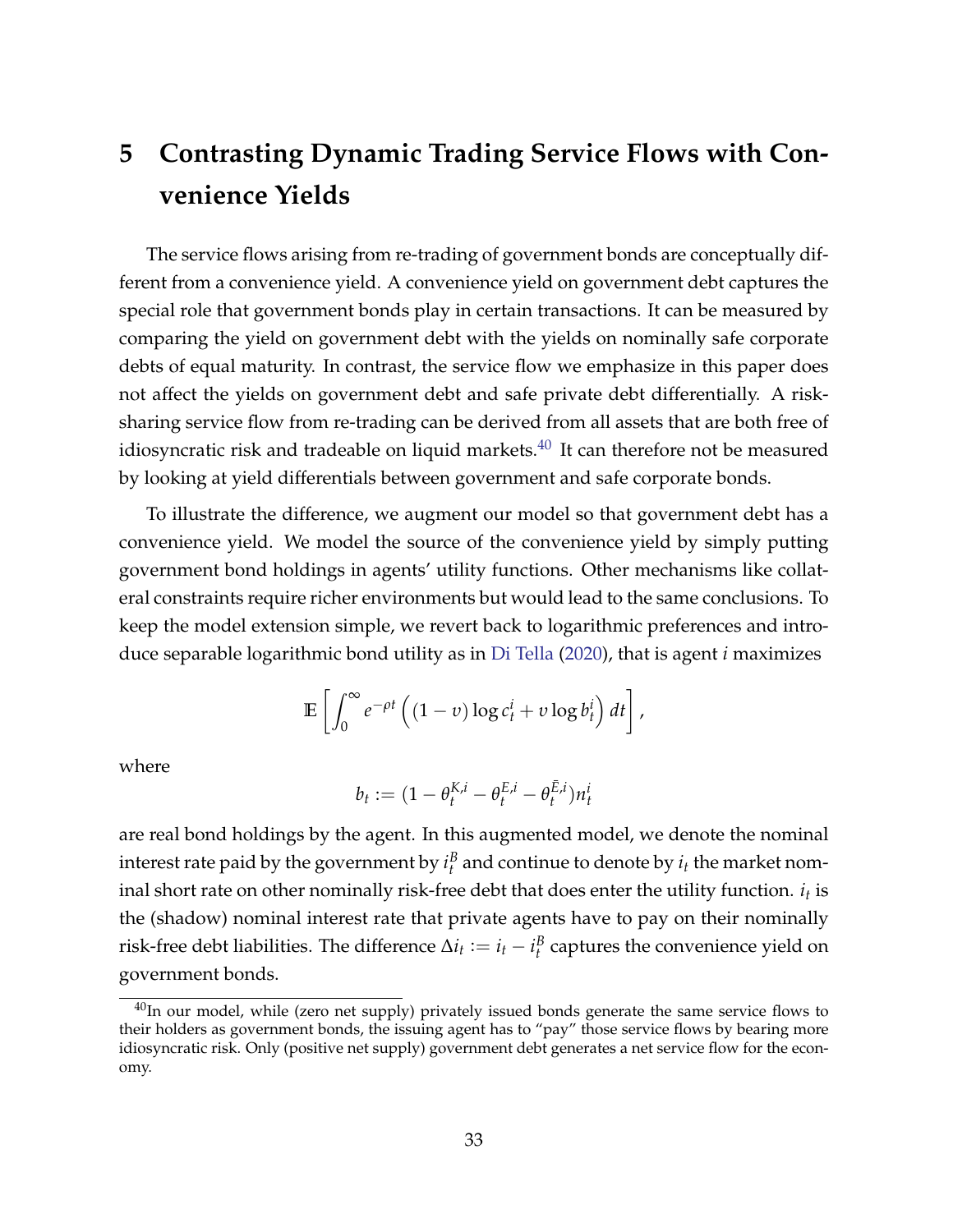# 5 Contrasting Dynamic Trading Service Flows with Convenience Yields

The service flows arising from re-trading of government bonds are conceptually different from a convenience yield. A convenience yield on government debt captures the special role that government bonds play in certain transactions. It can be measured by comparing the yield on government debt with the yields on nominally safe corporate debts of equal maturity. In contrast, the service flow we emphasize in this paper does not affect the yields on government debt and safe private debt differentially. A risk-sharing service flow from re-trading can be derived from all assets that are both free of idiosyncratic risk and tradeable on liquid markets.[40] It can therefore not be measured by looking at yield differentials between government and safe corporate bonds.

To illustrate the difference, we augment our model so that government debt has a convenience yield. We model the source of the convenience yield by simply putting government bond holdings in agents' utility functions. Other mechanisms like collateral constraints require richer environments but would lead to the same conclusions. To keep the model extension simple, we revert back to logarithmic preferences and introduce separable logarithmic bond utility as in Di Tella (2020), that is agent $i$ maximizes

$$\mathbb{E}\left[\int_0^\infty e^{-\rho t}\left((1-v)\log c_t^i + v\log b_t^i\right)dt\right],$$

where

$$b_t := (1-\theta_t^{K,i}-\theta_t^{E,i}-\theta_t^{\bar{E},i})n_t^i$$

are real bond holdings by the agent. In this augmented model, we denote the nominal interest rate paid by the government by $i_t^B$ and continue to denote by $i_t$ the market nominal short rate on other nominally risk-free debt that does enter the utility function. $i_t$ is the (shadow) nominal interest rate that private agents have to pay on their nominally risk-free debt liabilities. The difference $\Delta i_t := i_t - i_t^B$ captures the convenience yield on government bonds.

[40] In our model, while (zero net supply) privately issued bonds generate the same service flows to their holders as government bonds, the issuing agent has to "pay" those service flows by bearing more idiosyncratic risk. Only (positive net supply) government debt generates a net service flow for the economy.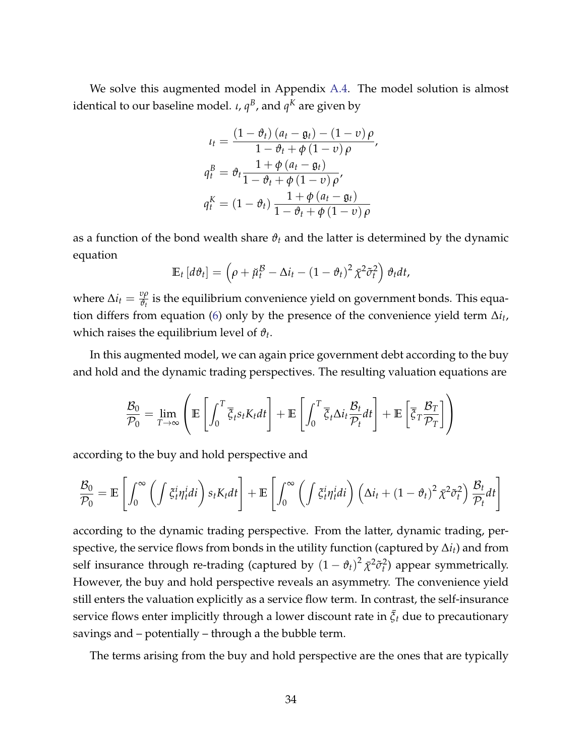We solve this augmented model in Appendix A.4. The model solution is almost identical to our baseline model. $\iota$, $q^B$, and $q^K$ are given by

$$\iota_t = \frac{(1-\vartheta_t)(a_t - \mathfrak{g}_t) - (1-v)\rho}{1-\vartheta_t + \phi(1-v)\rho},$$
$$q_t^B = \vartheta_t \frac{1+\phi(a_t - \mathfrak{g}_t)}{1-\vartheta_t + \phi(1-v)\rho},$$
$$q_t^K = (1-\vartheta_t)\frac{1+\phi(a_t - \mathfrak{g}_t)}{1-\vartheta_t + \phi(1-v)\rho}$$

as a function of the bond wealth share $\vartheta_t$ and the latter is determined by the dynamic equation

$$\mathbb{E}_t[d\vartheta_t] = \left(\rho + \check{\mu}_t^{\mathcal{B}} - \Delta i_t - (1-\vartheta_t)^2 \bar{\chi}^2 \tilde{\sigma}_t^2\right)\vartheta_t dt,$$

where $\Delta i_t = \frac{v\rho}{\vartheta_t}$ is the equilibrium convenience yield on government bonds. This equation differs from equation (6) only by the presence of the convenience yield term $\Delta i_t$, which raises the equilibrium level of $\vartheta_t$.

In this augmented model, we can again price government debt according to the buy and hold and the dynamic trading perspectives. The resulting valuation equations are

$$\frac{\mathcal{B}_0}{\mathcal{P}_0} = \lim_{T\to\infty}\left(\mathbb{E}\left[\int_0^T \bar{\xi}_t s_t K_t dt\right] + \mathbb{E}\left[\int_0^T \bar{\xi}_t \Delta i_t \frac{\mathcal{B}_t}{\mathcal{P}_t} dt\right] + \mathbb{E}\left[\bar{\xi}_T \frac{\mathcal{B}_T}{\mathcal{P}_T}\right]\right)$$

according to the buy and hold perspective and

$$\frac{\mathcal{B}_0}{\mathcal{P}_0} = \mathbb{E}\left[\int_0^\infty \left(\int \xi_t^i \eta_t^i di\right) s_t K_t dt\right] + \mathbb{E}\left[\int_0^\infty \left(\int \xi_t^i \eta_t^i di\right)\left(\Delta i_t + (1-\vartheta_t)^2 \bar{\chi}^2 \tilde{\sigma}_t^2\right)\frac{\mathcal{B}_t}{\mathcal{P}_t} dt\right]$$

according to the dynamic trading perspective. From the latter, dynamic trading, perspective, the service flows from bonds in the utility function (captured by $\Delta i_t$) and from self insurance through re-trading (captured by $(1-\vartheta_t)^2 \bar{\chi}^2 \tilde{\sigma}_t^2$) appear symmetrically. However, the buy and hold perspective reveals an asymmetry. The convenience yield still enters the valuation explicitly as a service flow term. In contrast, the self-insurance service flows enter implicitly through a lower discount rate in $\bar{\xi}_t$ due to precautionary savings and – potentially – through a the bubble term.

The terms arising from the buy and hold perspective are the ones that are typically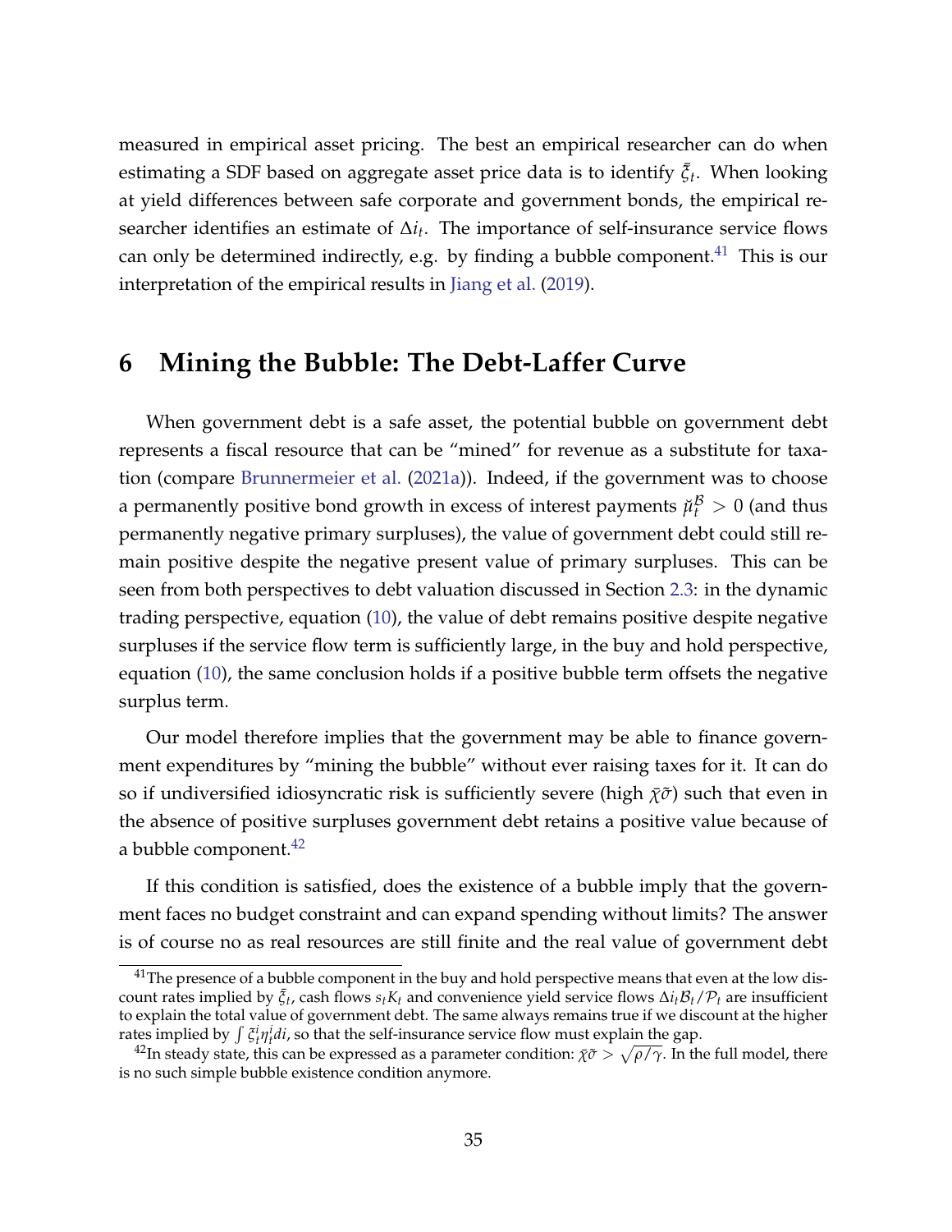measured in empirical asset pricing. The best an empirical researcher can do when estimating a SDF based on aggregate asset price data is to identify $\bar{\xi}_t$. When looking at yield differences between safe corporate and government bonds, the empirical researcher identifies an estimate of $\Delta i_t$. The importance of self-insurance service flows can only be determined indirectly, e.g. by finding a bubble component.[41] This is our interpretation of the empirical results in Jiang et al. (2019).

# 6 Mining the Bubble: The Debt-Laffer Curve

When government debt is a safe asset, the potential bubble on government debt represents a fiscal resource that can be "mined" for revenue as a substitute for taxation (compare Brunnermeier et al. (2021a)). Indeed, if the government was to choose a permanently positive bond growth in excess of interest payments $\breve{\mu}_t^{\mathcal{B}} > 0$ (and thus permanently negative primary surpluses), the value of government debt could still remain positive despite the negative present value of primary surpluses. This can be seen from both perspectives to debt valuation discussed in Section 2.3: in the dynamic trading perspective, equation (10), the value of debt remains positive despite negative surpluses if the service flow term is sufficiently large, in the buy and hold perspective, equation (10), the same conclusion holds if a positive bubble term offsets the negative surplus term.

Our model therefore implies that the government may be able to finance government expenditures by "mining the bubble" without ever raising taxes for it. It can do so if undiversified idiosyncratic risk is sufficiently severe (high $\bar{\chi}\tilde{\sigma}$) such that even in the absence of positive surpluses government debt retains a positive value because of a bubble component.[42]

If this condition is satisfied, does the existence of a bubble imply that the government faces no budget constraint and can expand spending without limits? The answer is of course no as real resources are still finite and the real value of government debt

---

[41] The presence of a bubble component in the buy and hold perspective means that even at the low discount rates implied by $\bar{\xi}_t$, cash flows $s_t K_t$ and convenience yield service flows $\Delta i_t \mathcal{B}_t / \mathcal{P}_t$ are insufficient to explain the total value of government debt. The same always remains true if we discount at the higher rates implied by $\int \tilde{\xi}_t^i \eta_t^i di$, so that the self-insurance service flow must explain the gap.

[42] In steady state, this can be expressed as a parameter condition: $\bar{\chi}\tilde{\sigma} > \sqrt{\rho/\gamma}$. In the full model, there is no such simple bubble existence condition anymore.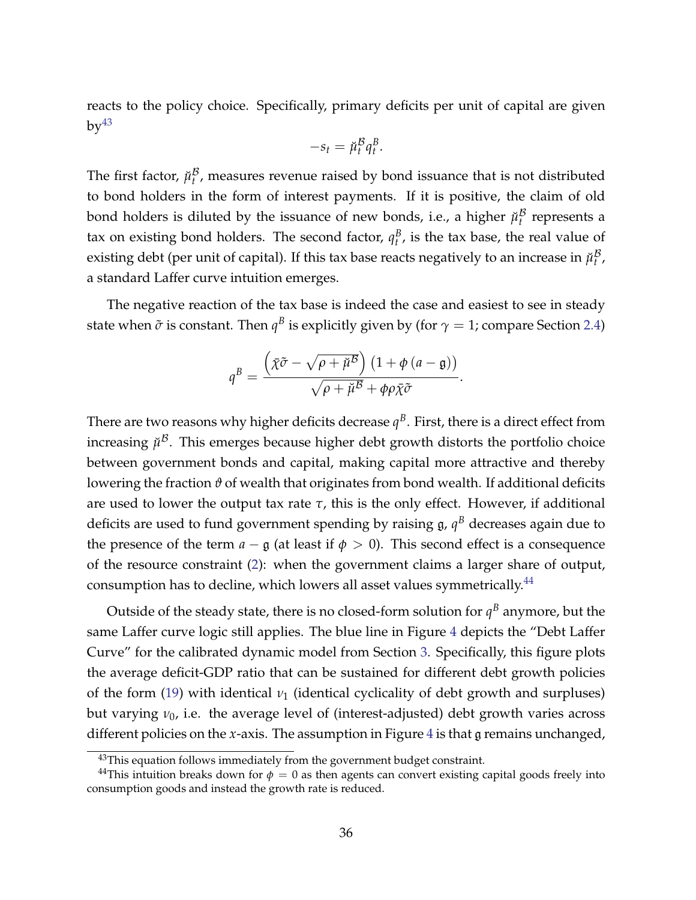reacts to the policy choice. Specifically, primary deficits per unit of capital are given by[43]

$$-s_t = \breve{\mu}_t^{\mathcal{B}} q_t^B.$$

The first factor, $\breve{\mu}_t^{\mathcal{B}}$, measures revenue raised by bond issuance that is not distributed to bond holders in the form of interest payments. If it is positive, the claim of old bond holders is diluted by the issuance of new bonds, i.e., a higher $\breve{\mu}_t^{\mathcal{B}}$ represents a tax on existing bond holders. The second factor, $q_t^B$, is the tax base, the real value of existing debt (per unit of capital). If this tax base reacts negatively to an increase in $\breve{\mu}_t^{\mathcal{B}}$, a standard Laffer curve intuition emerges.

The negative reaction of the tax base is indeed the case and easiest to see in steady state when $\tilde{\sigma}$ is constant. Then $q^B$ is explicitly given by (for $\gamma = 1$; compare Section 2.4)

$$q^B = \frac{\left(\bar{\chi}\tilde{\sigma} - \sqrt{\rho + \breve{\mu}^{\mathcal{B}}}\right)\left(1 + \phi\left(a - \mathfrak{g}\right)\right)}{\sqrt{\rho + \breve{\mu}^{\mathcal{B}}} + \phi\rho\bar{\chi}\tilde{\sigma}}.$$

There are two reasons why higher deficits decrease $q^B$. First, there is a direct effect from increasing $\breve{\mu}^{\mathcal{B}}$. This emerges because higher debt growth distorts the portfolio choice between government bonds and capital, making capital more attractive and thereby lowering the fraction $\vartheta$ of wealth that originates from bond wealth. If additional deficits are used to lower the output tax rate $\tau$, this is the only effect. However, if additional deficits are used to fund government spending by raising $\mathfrak{g}$, $q^B$ decreases again due to the presence of the term $a - \mathfrak{g}$ (at least if $\phi > 0$). This second effect is a consequence of the resource constraint (2): when the government claims a larger share of output, consumption has to decline, which lowers all asset values symmetrically.[44]

Outside of the steady state, there is no closed-form solution for $q^B$ anymore, but the same Laffer curve logic still applies. The blue line in Figure 4 depicts the "Debt Laffer Curve" for the calibrated dynamic model from Section 3. Specifically, this figure plots the average deficit-GDP ratio that can be sustained for different debt growth policies of the form (19) with identical $\nu_1$ (identical cyclicality of debt growth and surpluses) but varying $\nu_0$, i.e. the average level of (interest-adjusted) debt growth varies across different policies on the $x$-axis. The assumption in Figure 4 is that $\mathfrak{g}$ remains unchanged,

[43] This equation follows immediately from the government budget constraint.

[44] This intuition breaks down for $\phi = 0$ as then agents can convert existing capital goods freely into consumption goods and instead the growth rate is reduced.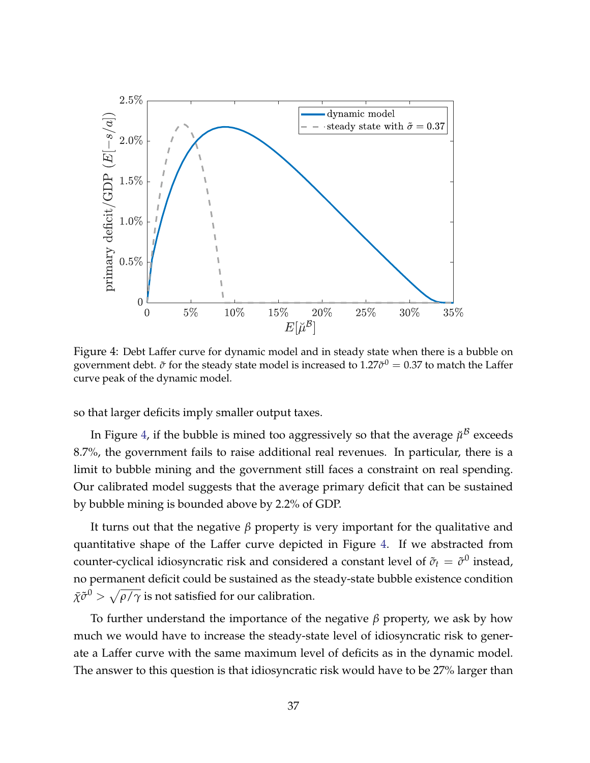Figure 4: Debt Laffer curve for dynamic model and in steady state when there is a bubble on government debt. $\tilde{\sigma}$ for the steady state model is increased to $1.27\tilde{\sigma}^0 = 0.37$ to match the Laffer curve peak of the dynamic model.

so that larger deficits imply smaller output taxes.

In Figure 4, if the bubble is mined too aggressively so that the average $\breve{\mu}^{\mathcal{B}}$ exceeds 8.7%, the government fails to raise additional real revenues. In particular, there is a limit to bubble mining and the government still faces a constraint on real spending. Our calibrated model suggests that the average primary deficit that can be sustained by bubble mining is bounded above by 2.2% of GDP.

It turns out that the negative $\beta$ property is very important for the qualitative and quantitative shape of the Laffer curve depicted in Figure 4. If we abstracted from counter-cyclical idiosyncratic risk and considered a constant level of $\tilde{\sigma}_t = \tilde{\sigma}^0$ instead, no permanent deficit could be sustained as the steady-state bubble existence condition $\bar{\chi}\tilde{\sigma}^0 > \sqrt{\rho/\gamma}$ is not satisfied for our calibration.

To further understand the importance of the negative $\beta$ property, we ask by how much we would have to increase the steady-state level of idiosyncratic risk to generate a Laffer curve with the same maximum level of deficits as in the dynamic model. The answer to this question is that idiosyncratic risk would have to be 27% larger than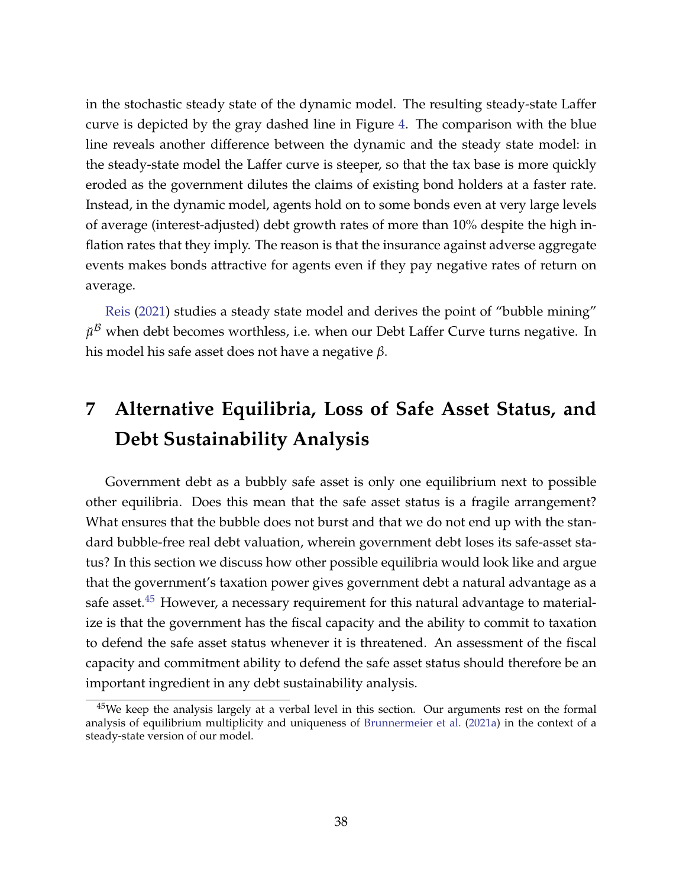in the stochastic steady state of the dynamic model. The resulting steady-state Laffer curve is depicted by the gray dashed line in Figure 4. The comparison with the blue line reveals another difference between the dynamic and the steady state model: in the steady-state model the Laffer curve is steeper, so that the tax base is more quickly eroded as the government dilutes the claims of existing bond holders at a faster rate. Instead, in the dynamic model, agents hold on to some bonds even at very large levels of average (interest-adjusted) debt growth rates of more than 10% despite the high inflation rates that they imply. The reason is that the insurance against adverse aggregate events makes bonds attractive for agents even if they pay negative rates of return on average.

Reis (2021) studies a steady state model and derives the point of "bubble mining" $\check{\mu}^{\mathcal{B}}$ when debt becomes worthless, i.e. when our Debt Laffer Curve turns negative. In his model his safe asset does not have a negative $\beta$.

# 7 Alternative Equilibria, Loss of Safe Asset Status, and Debt Sustainability Analysis

Government debt as a bubbly safe asset is only one equilibrium next to possible other equilibria. Does this mean that the safe asset status is a fragile arrangement? What ensures that the bubble does not burst and that we do not end up with the standard bubble-free real debt valuation, wherein government debt loses its safe-asset status? In this section we discuss how other possible equilibria would look like and argue that the government's taxation power gives government debt a natural advantage as a safe asset.[45] However, a necessary requirement for this natural advantage to materialize is that the government has the fiscal capacity and the ability to commit to taxation to defend the safe asset status whenever it is threatened. An assessment of the fiscal capacity and commitment ability to defend the safe asset status should therefore be an important ingredient in any debt sustainability analysis.

[45] We keep the analysis largely at a verbal level in this section. Our arguments rest on the formal analysis of equilibrium multiplicity and uniqueness of Brunnermeier et al. (2021a) in the context of a steady-state version of our model.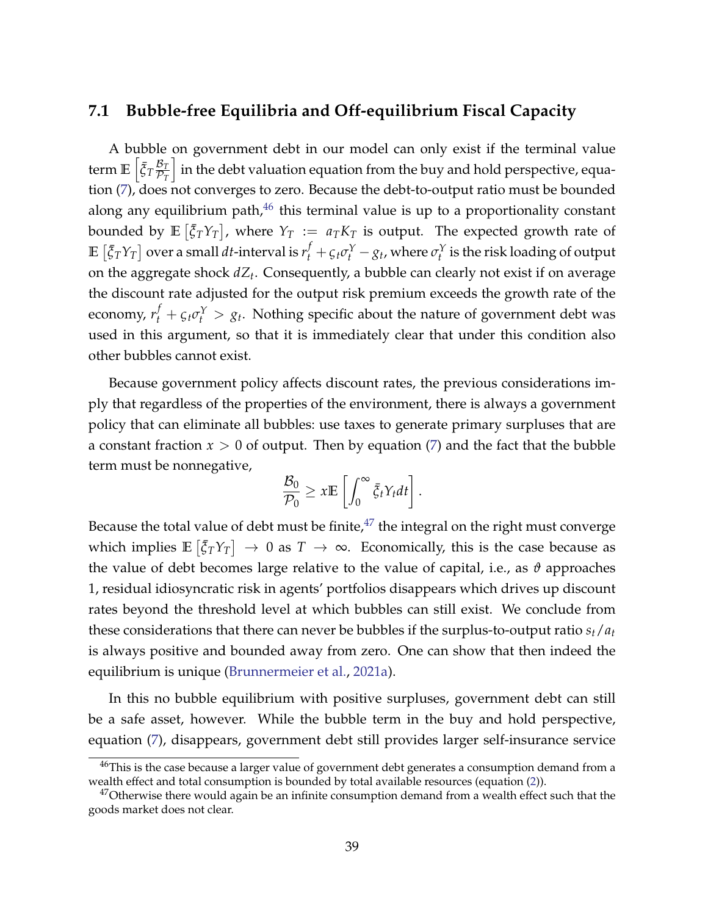### 7.1 Bubble-free Equilibria and Off-equilibrium Fiscal Capacity

A bubble on government debt in our model can only exist if the terminal value term $\mathbb{E}\left[\bar{\xi}_T \frac{\mathcal{B}_T}{\mathcal{P}_T}\right]$ in the debt valuation equation from the buy and hold perspective, equation (7), does not converges to zero. Because the debt-to-output ratio must be bounded along any equilibrium path,[46] this terminal value is up to a proportionality constant bounded by $\mathbb{E}\left[\bar{\xi}_T Y_T\right]$, where $Y_T := a_T K_T$ is output. The expected growth rate of $\mathbb{E}\left[\bar{\xi}_T Y_T\right]$ over a small $dt$-interval is $r_t^f + \varsigma_t \sigma_t^Y - g_t$, where $\sigma_t^Y$ is the risk loading of output on the aggregate shock $dZ_t$. Consequently, a bubble can clearly not exist if on average the discount rate adjusted for the output risk premium exceeds the growth rate of the economy, $r_t^f + \varsigma_t \sigma_t^Y > g_t$. Nothing specific about the nature of government debt was used in this argument, so that it is immediately clear that under this condition also other bubbles cannot exist.

Because government policy affects discount rates, the previous considerations imply that regardless of the properties of the environment, there is always a government policy that can eliminate all bubbles: use taxes to generate primary surpluses that are a constant fraction $x > 0$ of output. Then by equation (7) and the fact that the bubble term must be nonnegative,

$$\frac{\mathcal{B}_0}{\mathcal{P}_0} \geq x \mathbb{E}\left[\int_0^\infty \bar{\xi}_t Y_t dt\right].$$

Because the total value of debt must be finite,[47] the integral on the right must converge which implies $\mathbb{E}\left[\bar{\xi}_T Y_T\right] \to 0$ as $T \to \infty$. Economically, this is the case because as the value of debt becomes large relative to the value of capital, i.e., as $\vartheta$ approaches 1, residual idiosyncratic risk in agents' portfolios disappears which drives up discount rates beyond the threshold level at which bubbles can still exist. We conclude from these considerations that there can never be bubbles if the surplus-to-output ratio $s_t/a_t$ is always positive and bounded away from zero. One can show that then indeed the equilibrium is unique (Brunnermeier et al., 2021a).

In this no bubble equilibrium with positive surpluses, government debt can still be a safe asset, however. While the bubble term in the buy and hold perspective, equation (7), disappears, government debt still provides larger self-insurance service

[46] This is the case because a larger value of government debt generates a consumption demand from a wealth effect and total consumption is bounded by total available resources (equation (2)).

[47] Otherwise there would again be an infinite consumption demand from a wealth effect such that the goods market does not clear.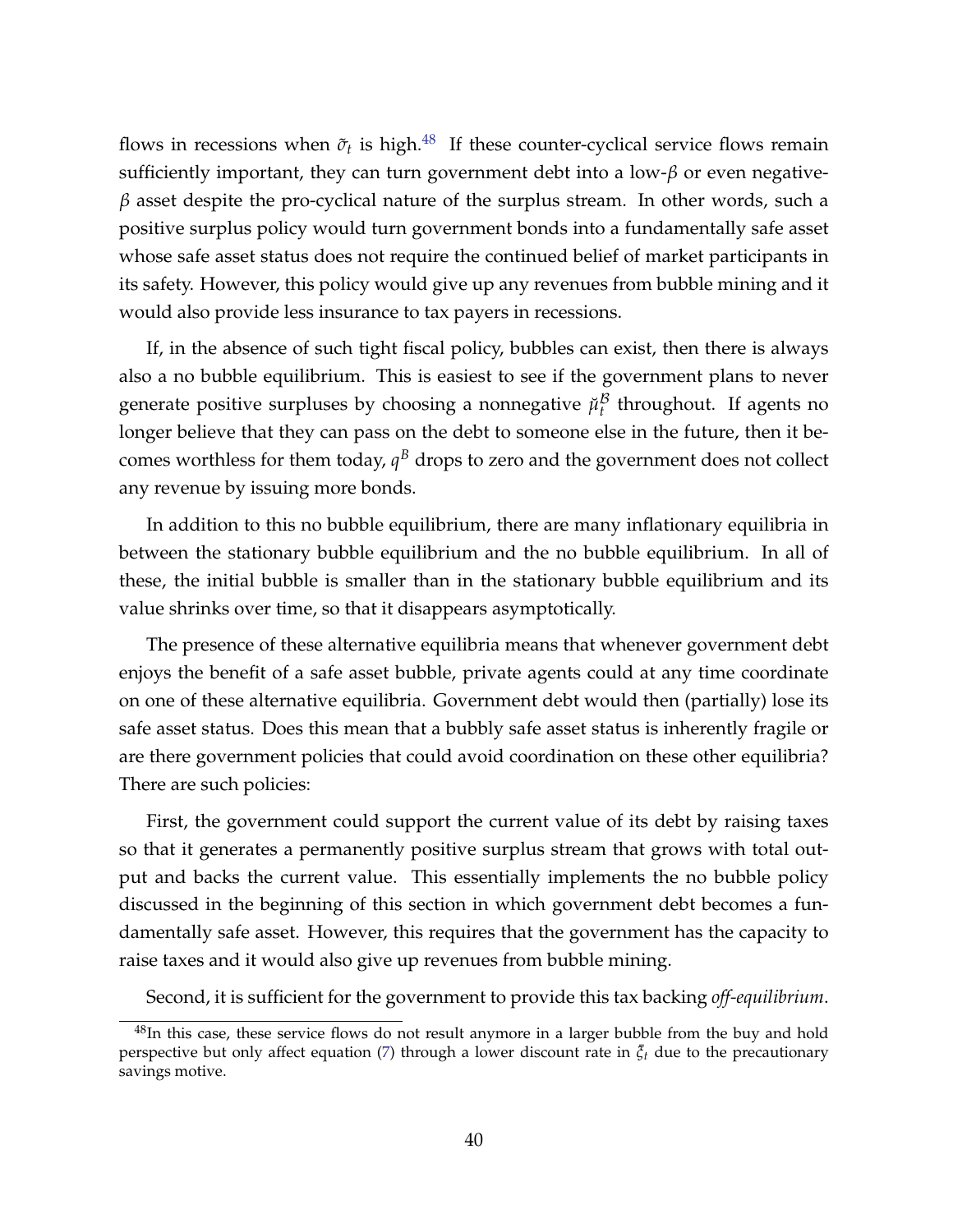flows in recessions when $\tilde{\sigma}_t$ is high.[48] If these counter-cyclical service flows remain sufficiently important, they can turn government debt into a low-$\beta$ or even negative-$\beta$ asset despite the pro-cyclical nature of the surplus stream. In other words, such a positive surplus policy would turn government bonds into a fundamentally safe asset whose safe asset status does not require the continued belief of market participants in its safety. However, this policy would give up any revenues from bubble mining and it would also provide less insurance to tax payers in recessions.

If, in the absence of such tight fiscal policy, bubbles can exist, then there is always also a no bubble equilibrium. This is easiest to see if the government plans to never generate positive surpluses by choosing a nonnegative $\breve{\mu}_t^{\mathcal{B}}$ throughout. If agents no longer believe that they can pass on the debt to someone else in the future, then it becomes worthless for them today, $q^B$ drops to zero and the government does not collect any revenue by issuing more bonds.

In addition to this no bubble equilibrium, there are many inflationary equilibria in between the stationary bubble equilibrium and the no bubble equilibrium. In all of these, the initial bubble is smaller than in the stationary bubble equilibrium and its value shrinks over time, so that it disappears asymptotically.

The presence of these alternative equilibria means that whenever government debt enjoys the benefit of a safe asset bubble, private agents could at any time coordinate on one of these alternative equilibria. Government debt would then (partially) lose its safe asset status. Does this mean that a bubbly safe asset status is inherently fragile or are there government policies that could avoid coordination on these other equilibria? There are such policies:

First, the government could support the current value of its debt by raising taxes so that it generates a permanently positive surplus stream that grows with total output and backs the current value. This essentially implements the no bubble policy discussed in the beginning of this section in which government debt becomes a fundamentally safe asset. However, this requires that the government has the capacity to raise taxes and it would also give up revenues from bubble mining.

Second, it is sufficient for the government to provide this tax backing *off-equilibrium*.

[48]In this case, these service flows do not result anymore in a larger bubble from the buy and hold perspective but only affect equation (7) through a lower discount rate in $\bar{\xi}_t$ due to the precautionary savings motive.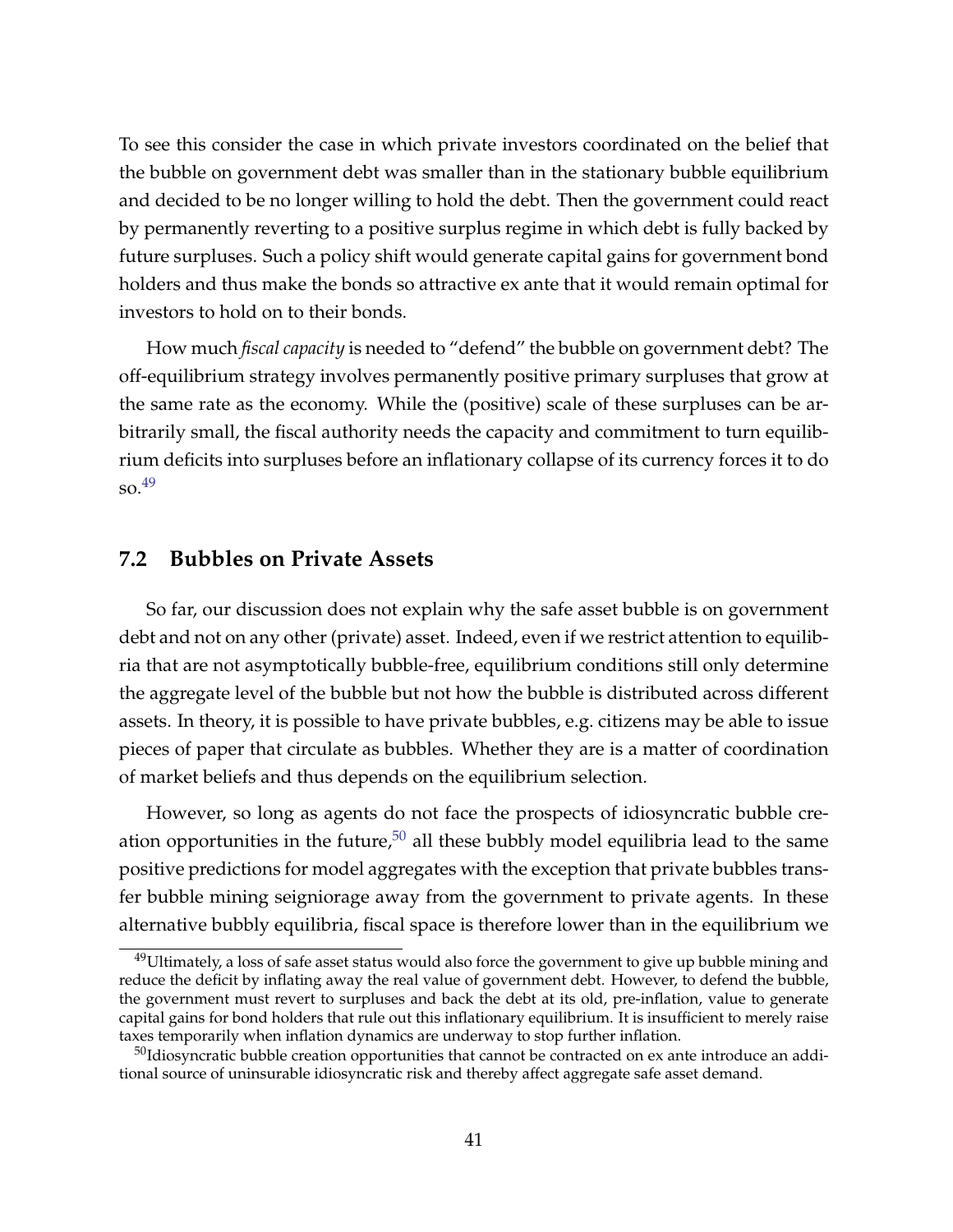To see this consider the case in which private investors coordinated on the belief that the bubble on government debt was smaller than in the stationary bubble equilibrium and decided to be no longer willing to hold the debt. Then the government could react by permanently reverting to a positive surplus regime in which debt is fully backed by future surpluses. Such a policy shift would generate capital gains for government bond holders and thus make the bonds so attractive ex ante that it would remain optimal for investors to hold on to their bonds.

How much *fiscal capacity* is needed to "defend" the bubble on government debt? The off-equilibrium strategy involves permanently positive primary surpluses that grow at the same rate as the economy. While the (positive) scale of these surpluses can be arbitrarily small, the fiscal authority needs the capacity and commitment to turn equilibrium deficits into surpluses before an inflationary collapse of its currency forces it to do so.[49]

## 7.2 Bubbles on Private Assets

So far, our discussion does not explain why the safe asset bubble is on government debt and not on any other (private) asset. Indeed, even if we restrict attention to equilibria that are not asymptotically bubble-free, equilibrium conditions still only determine the aggregate level of the bubble but not how the bubble is distributed across different assets. In theory, it is possible to have private bubbles, e.g. citizens may be able to issue pieces of paper that circulate as bubbles. Whether they are is a matter of coordination of market beliefs and thus depends on the equilibrium selection.

However, so long as agents do not face the prospects of idiosyncratic bubble creation opportunities in the future,[50] all these bubbly model equilibria lead to the same positive predictions for model aggregates with the exception that private bubbles transfer bubble mining seigniorage away from the government to private agents. In these alternative bubbly equilibria, fiscal space is therefore lower than in the equilibrium we

[49] Ultimately, a loss of safe asset status would also force the government to give up bubble mining and reduce the deficit by inflating away the real value of government debt. However, to defend the bubble, the government must revert to surpluses and back the debt at its old, pre-inflation, value to generate capital gains for bond holders that rule out this inflationary equilibrium. It is insufficient to merely raise taxes temporarily when inflation dynamics are underway to stop further inflation.

[50] Idiosyncratic bubble creation opportunities that cannot be contracted on ex ante introduce an additional source of uninsurable idiosyncratic risk and thereby affect aggregate safe asset demand.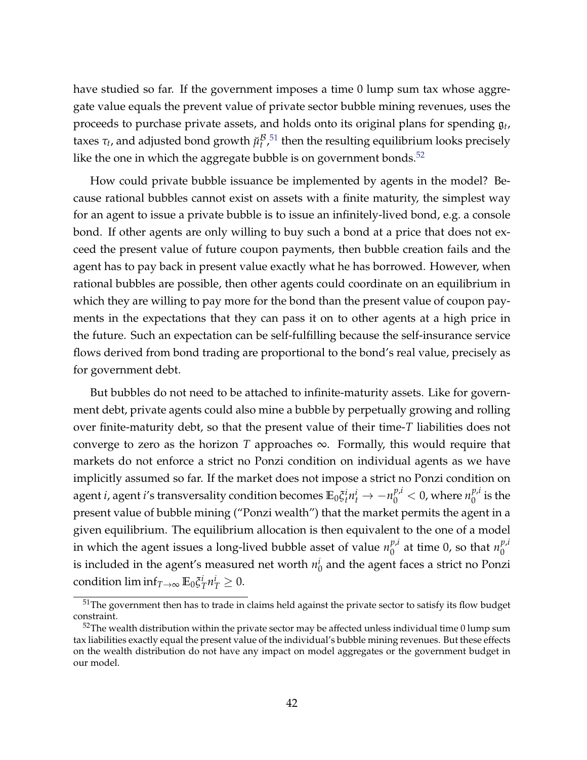have studied so far. If the government imposes a time 0 lump sum tax whose aggregate value equals the prevent value of private sector bubble mining revenues, uses the proceeds to purchase private assets, and holds onto its original plans for spending $\mathfrak{g}_t$, taxes $\tau_t$, and adjusted bond growth $\check{\mu}_t^{\mathcal{B}}$,[51] then the resulting equilibrium looks precisely like the one in which the aggregate bubble is on government bonds.[52]

How could private bubble issuance be implemented by agents in the model? Because rational bubbles cannot exist on assets with a finite maturity, the simplest way for an agent to issue a private bubble is to issue an infinitely-lived bond, e.g. a console bond. If other agents are only willing to buy such a bond at a price that does not exceed the present value of future coupon payments, then bubble creation fails and the agent has to pay back in present value exactly what he has borrowed. However, when rational bubbles are possible, then other agents could coordinate on an equilibrium in which they are willing to pay more for the bond than the present value of coupon payments in the expectations that they can pass it on to other agents at a high price in the future. Such an expectation can be self-fulfilling because the self-insurance service flows derived from bond trading are proportional to the bond's real value, precisely as for government debt.

But bubbles do not need to be attached to infinite-maturity assets. Like for government debt, private agents could also mine a bubble by perpetually growing and rolling over finite-maturity debt, so that the present value of their time-$T$ liabilities does not converge to zero as the horizon $T$ approaches $\infty$. Formally, this would require that markets do not enforce a strict no Ponzi condition on individual agents as we have implicitly assumed so far. If the market does not impose a strict no Ponzi condition on agent $i$, agent $i$'s transversality condition becomes $\mathbb{E}_0 \xi_t^i n_t^i \to -n_0^{p,i} < 0$, where $n_0^{p,i}$ is the present value of bubble mining ("Ponzi wealth") that the market permits the agent in a given equilibrium. The equilibrium allocation is then equivalent to the one of a model in which the agent issues a long-lived bubble asset of value $n_0^{p,i}$ at time 0, so that $n_0^{p,i}$ is included in the agent's measured net worth $n_0^i$ and the agent faces a strict no Ponzi condition $\liminf_{T\to\infty} \mathbb{E}_0 \xi_T^i n_T^i \geq 0$.

---

[51] The government then has to trade in claims held against the private sector to satisfy its flow budget constraint.

[52] The wealth distribution within the private sector may be affected unless individual time 0 lump sum tax liabilities exactly equal the present value of the individual's bubble mining revenues. But these effects on the wealth distribution do not have any impact on model aggregates or the government budget in our model.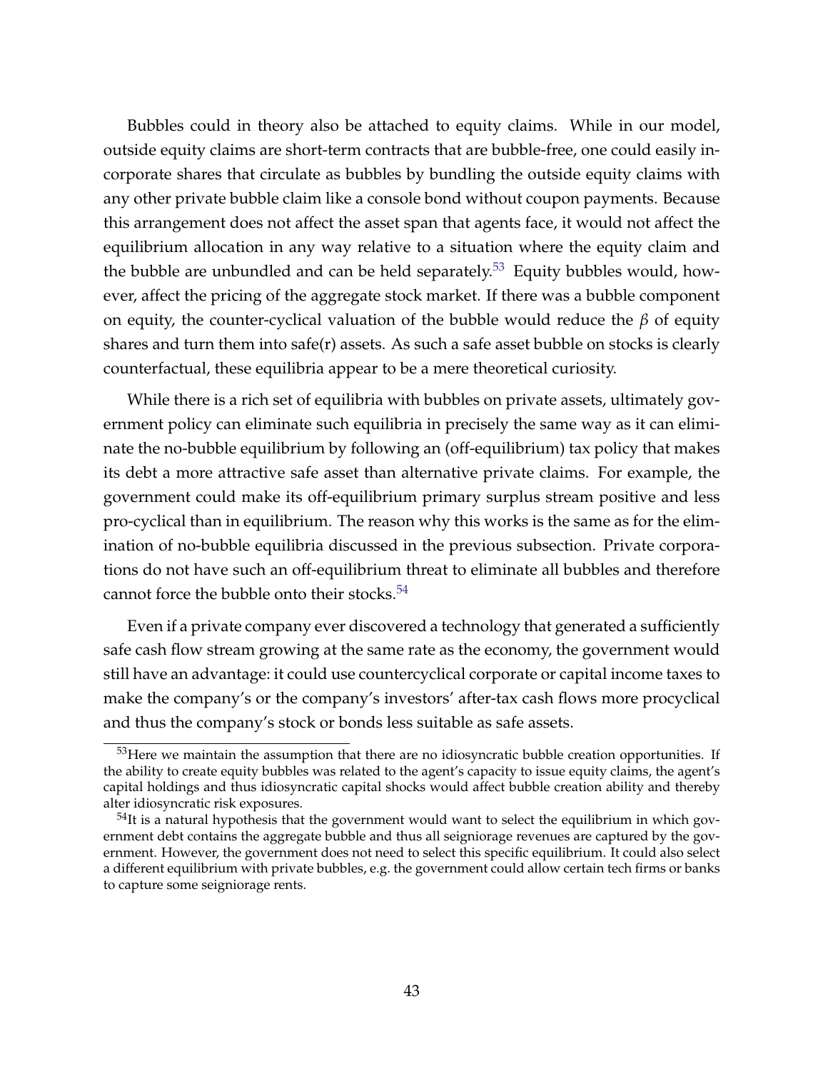Bubbles could in theory also be attached to equity claims. While in our model, outside equity claims are short-term contracts that are bubble-free, one could easily incorporate shares that circulate as bubbles by bundling the outside equity claims with any other private bubble claim like a console bond without coupon payments. Because this arrangement does not affect the asset span that agents face, it would not affect the equilibrium allocation in any way relative to a situation where the equity claim and the bubble are unbundled and can be held separately.[53] Equity bubbles would, however, affect the pricing of the aggregate stock market. If there was a bubble component on equity, the counter-cyclical valuation of the bubble would reduce the $\beta$ of equity shares and turn them into safe(r) assets. As such a safe asset bubble on stocks is clearly counterfactual, these equilibria appear to be a mere theoretical curiosity.

While there is a rich set of equilibria with bubbles on private assets, ultimately government policy can eliminate such equilibria in precisely the same way as it can eliminate the no-bubble equilibrium by following an (off-equilibrium) tax policy that makes its debt a more attractive safe asset than alternative private claims. For example, the government could make its off-equilibrium primary surplus stream positive and less pro-cyclical than in equilibrium. The reason why this works is the same as for the elimination of no-bubble equilibria discussed in the previous subsection. Private corporations do not have such an off-equilibrium threat to eliminate all bubbles and therefore cannot force the bubble onto their stocks.[54]

Even if a private company ever discovered a technology that generated a sufficiently safe cash flow stream growing at the same rate as the economy, the government would still have an advantage: it could use countercyclical corporate or capital income taxes to make the company's or the company's investors' after-tax cash flows more procyclical and thus the company's stock or bonds less suitable as safe assets.

[53]Here we maintain the assumption that there are no idiosyncratic bubble creation opportunities. If the ability to create equity bubbles was related to the agent's capacity to issue equity claims, the agent's capital holdings and thus idiosyncratic capital shocks would affect bubble creation ability and thereby alter idiosyncratic risk exposures.

[54]It is a natural hypothesis that the government would want to select the equilibrium in which government debt contains the aggregate bubble and thus all seigniorage revenues are captured by the government. However, the government does not need to select this specific equilibrium. It could also select a different equilibrium with private bubbles, e.g. the government could allow certain tech firms or banks to capture some seigniorage rents.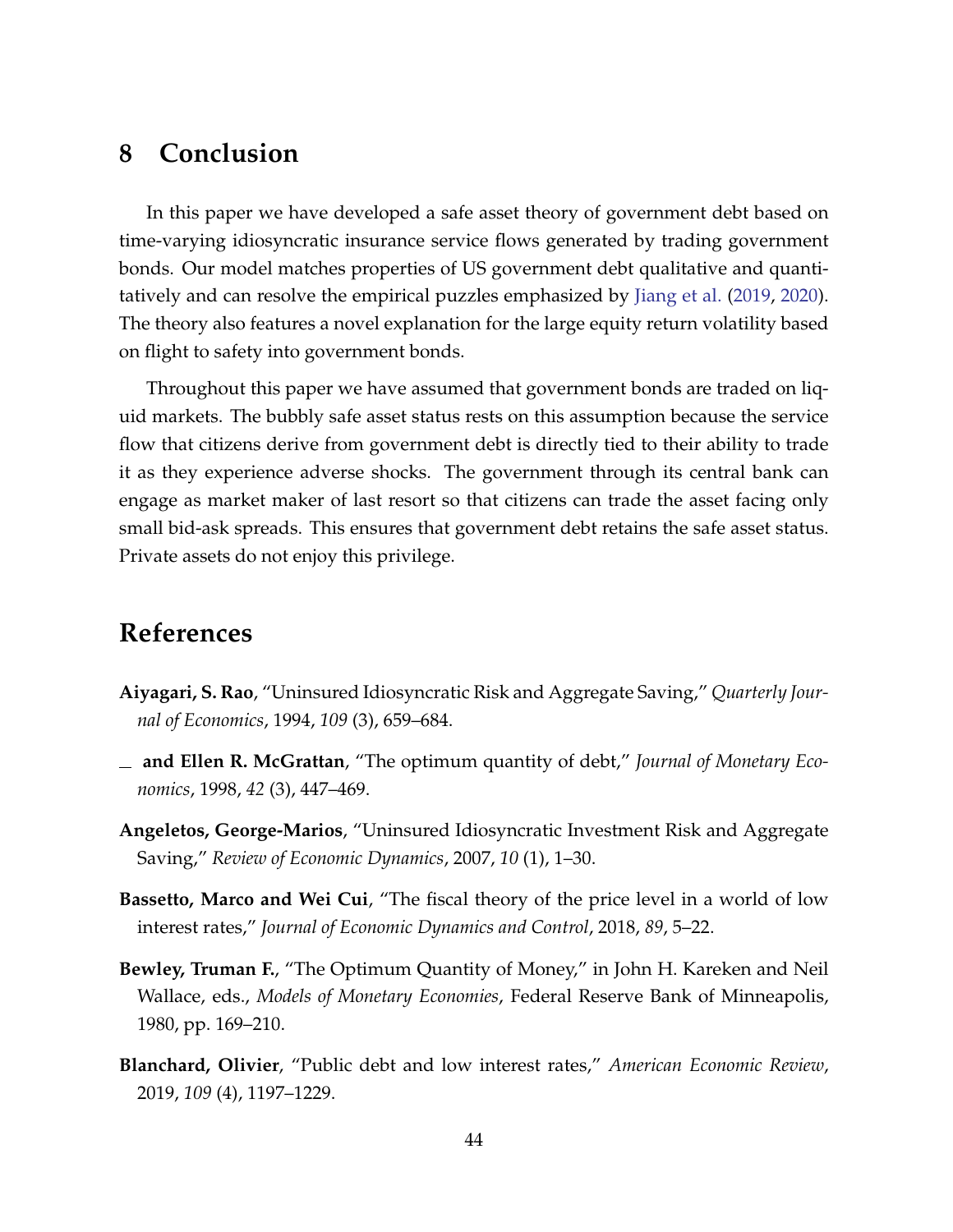## 8 Conclusion

In this paper we have developed a safe asset theory of government debt based on time-varying idiosyncratic insurance service flows generated by trading government bonds. Our model matches properties of US government debt qualitative and quantitatively and can resolve the empirical puzzles emphasized by Jiang et al. (2019, 2020). The theory also features a novel explanation for the large equity return volatility based on flight to safety into government bonds.

Throughout this paper we have assumed that government bonds are traded on liquid markets. The bubbly safe asset status rests on this assumption because the service flow that citizens derive from government debt is directly tied to their ability to trade it as they experience adverse shocks. The government through its central bank can engage as market maker of last resort so that citizens can trade the asset facing only small bid-ask spreads. This ensures that government debt retains the safe asset status. Private assets do not enjoy this privilege.

## References

**Aiyagari, S. Rao**, "Uninsured Idiosyncratic Risk and Aggregate Saving," *Quarterly Journal of Economics*, 1994, *109* (3), 659–684.

_ **and Ellen R. McGrattan**, "The optimum quantity of debt," *Journal of Monetary Economics*, 1998, *42* (3), 447–469.

**Angeletos, George-Marios**, "Uninsured Idiosyncratic Investment Risk and Aggregate Saving," *Review of Economic Dynamics*, 2007, *10* (1), 1–30.

**Bassetto, Marco and Wei Cui**, "The fiscal theory of the price level in a world of low interest rates," *Journal of Economic Dynamics and Control*, 2018, *89*, 5–22.

**Bewley, Truman F.**, "The Optimum Quantity of Money," in John H. Kareken and Neil Wallace, eds., *Models of Monetary Economies*, Federal Reserve Bank of Minneapolis, 1980, pp. 169–210.

**Blanchard, Olivier**, "Public debt and low interest rates," *American Economic Review*, 2019, *109* (4), 1197–1229.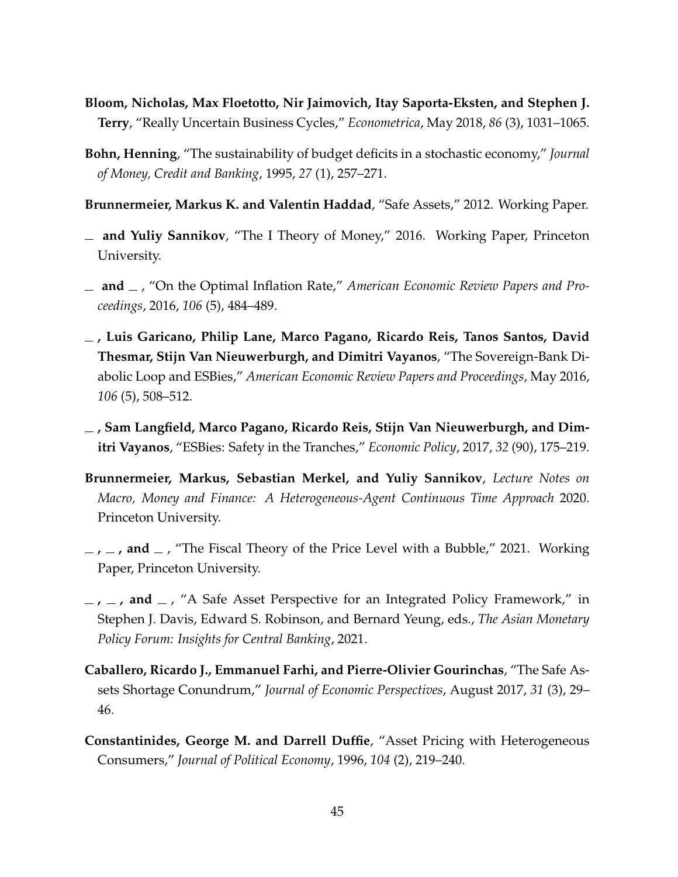**Bloom, Nicholas, Max Floetotto, Nir Jaimovich, Itay Saporta-Eksten, and Stephen J. Terry**, "Really Uncertain Business Cycles," *Econometrica*, May 2018, *86* (3), 1031–1065.

**Bohn, Henning**, "The sustainability of budget deficits in a stochastic economy," *Journal of Money, Credit and Banking*, 1995, *27* (1), 257–271.

**Brunnermeier, Markus K. and Valentin Haddad**, "Safe Assets," 2012. Working Paper.

**\_ and Yuliy Sannikov**, "The I Theory of Money," 2016. Working Paper, Princeton University.

**\_ and \_** , "On the Optimal Inflation Rate," *American Economic Review Papers and Proceedings*, 2016, *106* (5), 484–489.

**\_ , Luis Garicano, Philip Lane, Marco Pagano, Ricardo Reis, Tanos Santos, David Thesmar, Stijn Van Nieuwerburgh, and Dimitri Vayanos**, "The Sovereign-Bank Diabolic Loop and ESBies," *American Economic Review Papers and Proceedings*, May 2016, *106* (5), 508–512.

**\_ , Sam Langfield, Marco Pagano, Ricardo Reis, Stijn Van Nieuwerburgh, and Dimitri Vayanos**, "ESBies: Safety in the Tranches," *Economic Policy*, 2017, *32* (90), 175–219.

**Brunnermeier, Markus, Sebastian Merkel, and Yuliy Sannikov**, *Lecture Notes on Macro, Money and Finance: A Heterogeneous-Agent Continuous Time Approach* 2020. Princeton University.

**\_ , \_ , and \_** , "The Fiscal Theory of the Price Level with a Bubble," 2021. Working Paper, Princeton University.

**\_ , \_ , and \_** , "A Safe Asset Perspective for an Integrated Policy Framework," in Stephen J. Davis, Edward S. Robinson, and Bernard Yeung, eds., *The Asian Monetary Policy Forum: Insights for Central Banking*, 2021.

**Caballero, Ricardo J., Emmanuel Farhi, and Pierre-Olivier Gourinchas**, "The Safe Assets Shortage Conundrum," *Journal of Economic Perspectives*, August 2017, *31* (3), 29–46.

**Constantinides, George M. and Darrell Duffie**, "Asset Pricing with Heterogeneous Consumers," *Journal of Political Economy*, 1996, *104* (2), 219–240.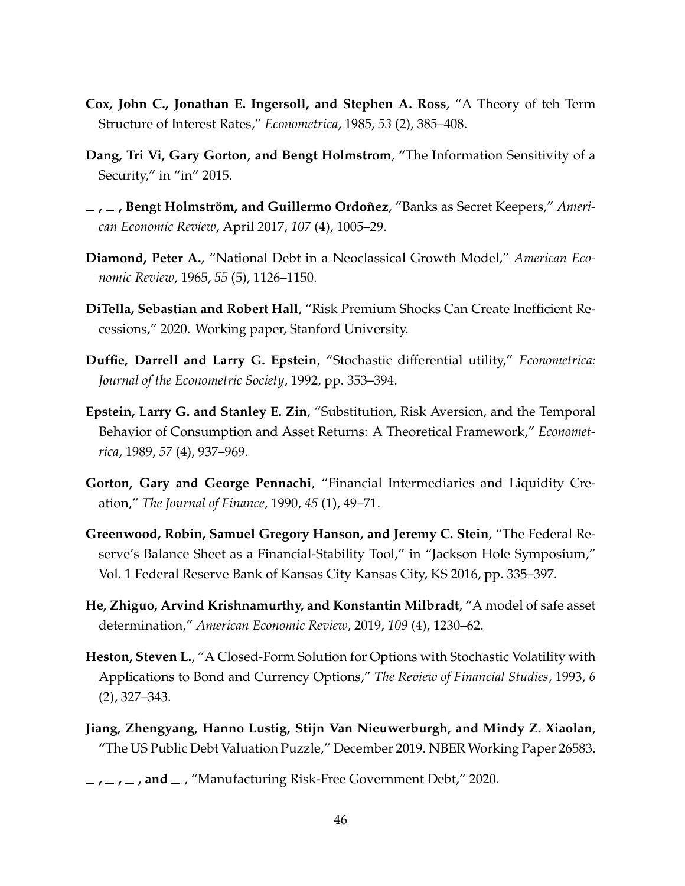**Cox, John C., Jonathan E. Ingersoll, and Stephen A. Ross**, "A Theory of teh Term Structure of Interest Rates," *Econometrica*, 1985, *53* (2), 385–408.

**Dang, Tri Vi, Gary Gorton, and Bengt Holmstrom**, "The Information Sensitivity of a Security," in "in" 2015.

**\_ , \_ , Bengt Holmström, and Guillermo Ordoñez**, "Banks as Secret Keepers," *American Economic Review*, April 2017, *107* (4), 1005–29.

**Diamond, Peter A.**, "National Debt in a Neoclassical Growth Model," *American Economic Review*, 1965, *55* (5), 1126–1150.

**DiTella, Sebastian and Robert Hall**, "Risk Premium Shocks Can Create Inefficient Recessions," 2020. Working paper, Stanford University.

**Duffie, Darrell and Larry G. Epstein**, "Stochastic differential utility," *Econometrica: Journal of the Econometric Society*, 1992, pp. 353–394.

**Epstein, Larry G. and Stanley E. Zin**, "Substitution, Risk Aversion, and the Temporal Behavior of Consumption and Asset Returns: A Theoretical Framework," *Econometrica*, 1989, *57* (4), 937–969.

**Gorton, Gary and George Pennachi**, "Financial Intermediaries and Liquidity Creation," *The Journal of Finance*, 1990, *45* (1), 49–71.

**Greenwood, Robin, Samuel Gregory Hanson, and Jeremy C. Stein**, "The Federal Reserve's Balance Sheet as a Financial-Stability Tool," in "Jackson Hole Symposium," Vol. 1 Federal Reserve Bank of Kansas City Kansas City, KS 2016, pp. 335–397.

**He, Zhiguo, Arvind Krishnamurthy, and Konstantin Milbradt**, "A model of safe asset determination," *American Economic Review*, 2019, *109* (4), 1230–62.

**Heston, Steven L.**, "A Closed-Form Solution for Options with Stochastic Volatility with Applications to Bond and Currency Options," *The Review of Financial Studies*, 1993, *6* (2), 327–343.

**Jiang, Zhengyang, Hanno Lustig, Stijn Van Nieuwerburgh, and Mindy Z. Xiaolan**, "The US Public Debt Valuation Puzzle," December 2019. NBER Working Paper 26583.

**\_ , \_ , \_ , and \_** , "Manufacturing Risk-Free Government Debt," 2020.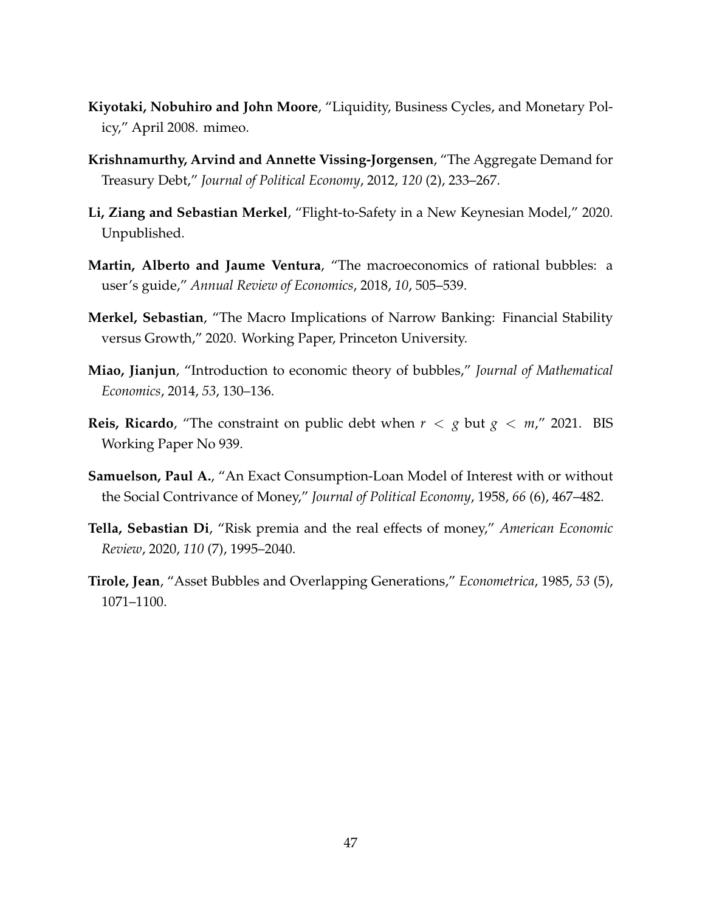**Kiyotaki, Nobuhiro and John Moore**, "Liquidity, Business Cycles, and Monetary Policy," April 2008. mimeo.

**Krishnamurthy, Arvind and Annette Vissing-Jorgensen**, "The Aggregate Demand for Treasury Debt," *Journal of Political Economy*, 2012, *120* (2), 233–267.

**Li, Ziang and Sebastian Merkel**, "Flight-to-Safety in a New Keynesian Model," 2020. Unpublished.

**Martin, Alberto and Jaume Ventura**, "The macroeconomics of rational bubbles: a user's guide," *Annual Review of Economics*, 2018, *10*, 505–539.

**Merkel, Sebastian**, "The Macro Implications of Narrow Banking: Financial Stability versus Growth," 2020. Working Paper, Princeton University.

**Miao, Jianjun**, "Introduction to economic theory of bubbles," *Journal of Mathematical Economics*, 2014, *53*, 130–136.

**Reis, Ricardo**, "The constraint on public debt when $r < g$ but $g < m$," 2021. BIS Working Paper No 939.

**Samuelson, Paul A.**, "An Exact Consumption-Loan Model of Interest with or without the Social Contrivance of Money," *Journal of Political Economy*, 1958, *66* (6), 467–482.

**Tella, Sebastian Di**, "Risk premia and the real effects of money," *American Economic Review*, 2020, *110* (7), 1995–2040.

**Tirole, Jean**, "Asset Bubbles and Overlapping Generations," *Econometrica*, 1985, *53* (5), 1071–1100.